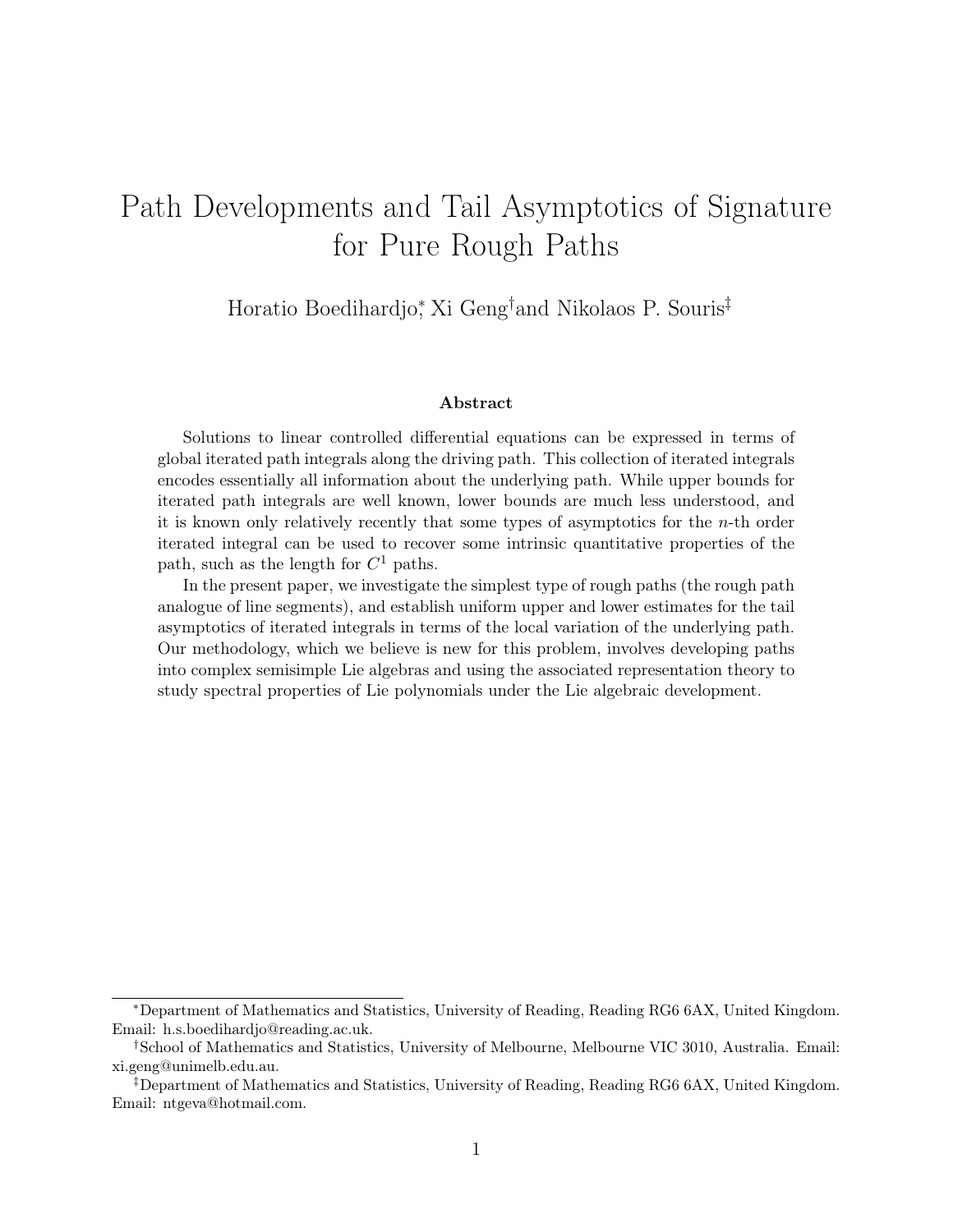# Path Developments and Tail Asymptotics of Signature for Pure Rough Paths

Horatio Boedihardjo[*], Xi Geng[†] and Nikolaos P. Souris[‡]

### Abstract

Solutions to linear controlled differential equations can be expressed in terms of global iterated path integrals along the driving path. This collection of iterated integrals encodes essentially all information about the underlying path. While upper bounds for iterated path integrals are well known, lower bounds are much less understood, and it is known only relatively recently that some types of asymptotics for the $n$-th order iterated integral can be used to recover some intrinsic quantitative properties of the path, such as the length for $C^1$ paths.

In the present paper, we investigate the simplest type of rough paths (the rough path analogue of line segments), and establish uniform upper and lower estimates for the tail asymptotics of iterated integrals in terms of the local variation of the underlying path. Our methodology, which we believe is new for this problem, involves developing paths into complex semisimple Lie algebras and using the associated representation theory to study spectral properties of Lie polynomials under the Lie algebraic development.

---

[*] Department of Mathematics and Statistics, University of Reading, Reading RG6 6AX, United Kingdom. Email: h.s.boedihardjo@reading.ac.uk.

[†] School of Mathematics and Statistics, University of Melbourne, Melbourne VIC 3010, Australia. Email: xi.geng@unimelb.edu.au.

[‡] Department of Mathematics and Statistics, University of Reading, Reading RG6 6AX, United Kingdom. Email: ntgeva@hotmail.com.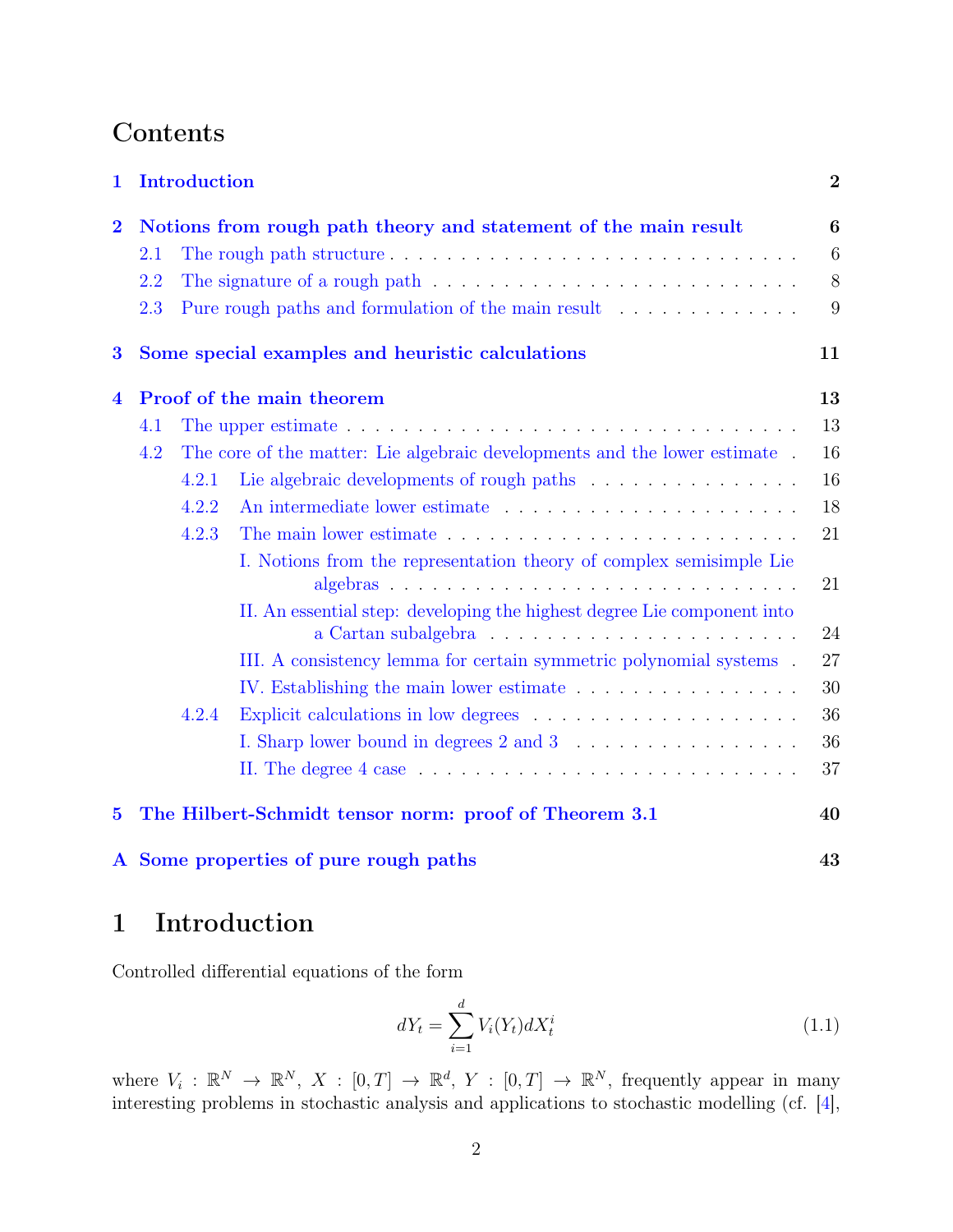# Contents

1 Introduction 2

2 Notions from rough path theory and statement of the main result 6
- 2.1 The rough path structure 6
- 2.2 The signature of a rough path 8
- 2.3 Pure rough paths and formulation of the main result 9

3 Some special examples and heuristic calculations 11

4 Proof of the main theorem 13
- 4.1 The upper estimate 13
- 4.2 The core of the matter: Lie algebraic developments and the lower estimate 16
  - 4.2.1 Lie algebraic developments of rough paths 16
  - 4.2.2 An intermediate lower estimate 18
  - 4.2.3 The main lower estimate 21
    - I. Notions from the representation theory of complex semisimple Lie algebras 21
    - II. An essential step: developing the highest degree Lie component into a Cartan subalgebra 24
    - III. A consistency lemma for certain symmetric polynomial systems 27
    - IV. Establishing the main lower estimate 30
  - 4.2.4 Explicit calculations in low degrees 36
    - I. Sharp lower bound in degrees 2 and 3 36
    - II. The degree 4 case 37

5 The Hilbert-Schmidt tensor norm: proof of Theorem 3.1 40

A Some properties of pure rough paths 43

# 1 Introduction

Controlled differential equations of the form

$$dY_t = \sum_{i=1}^{d} V_i(Y_t)dX_t^i \tag{1.1}$$

where $V_i : \mathbb{R}^N \to \mathbb{R}^N$, $X : [0,T] \to \mathbb{R}^d$, $Y : [0,T] \to \mathbb{R}^N$, frequently appear in many interesting problems in stochastic analysis and applications to stochastic modelling (cf. [4],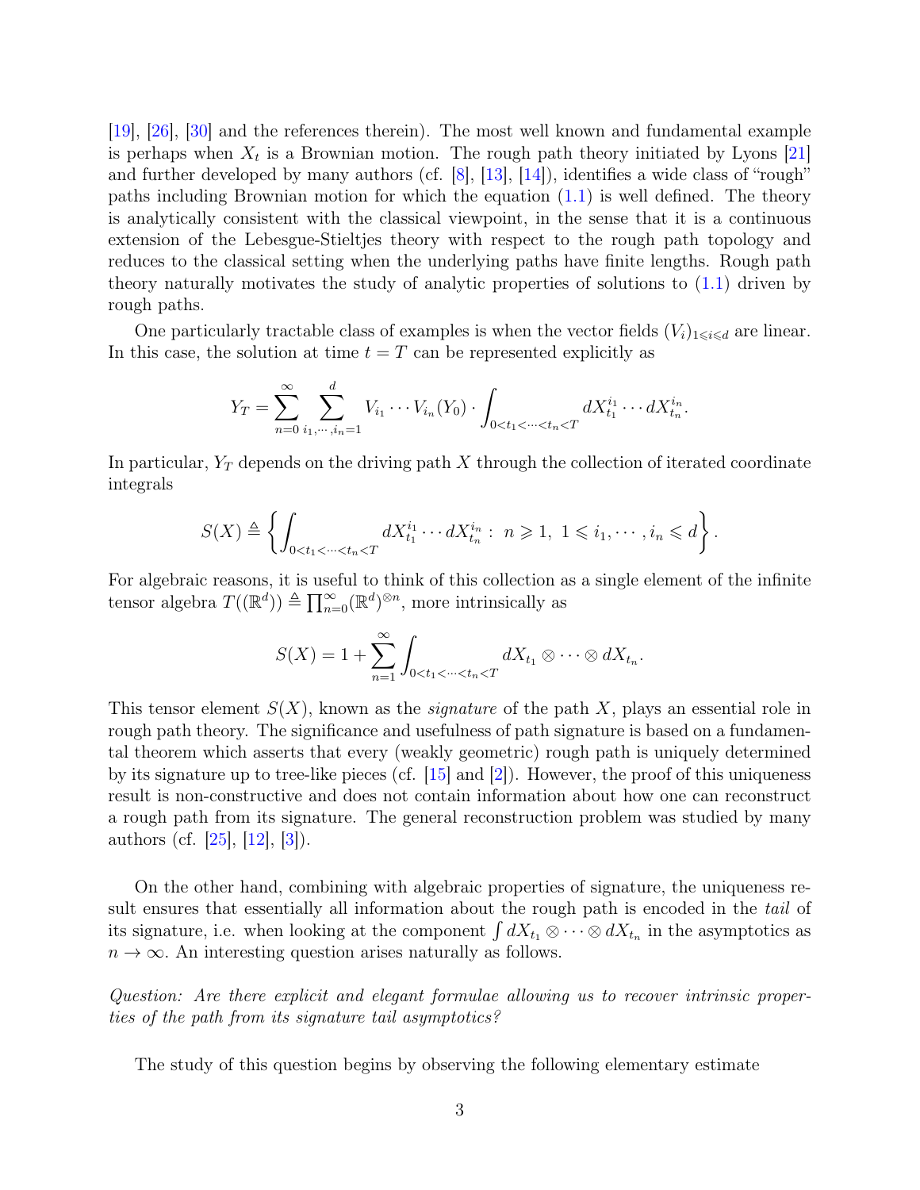[19], [26], [30] and the references therein). The most well known and fundamental example is perhaps when $X_t$ is a Brownian motion. The rough path theory initiated by Lyons [21] and further developed by many authors (cf. [8], [13], [14]), identifies a wide class of "rough" paths including Brownian motion for which the equation (1.1) is well defined. The theory is analytically consistent with the classical viewpoint, in the sense that it is a continuous extension of the Lebesgue-Stieltjes theory with respect to the rough path topology and reduces to the classical setting when the underlying paths have finite lengths. Rough path theory naturally motivates the study of analytic properties of solutions to (1.1) driven by rough paths.

One particularly tractable class of examples is when the vector fields $(V_i)_{1\leqslant i\leqslant d}$ are linear. In this case, the solution at time $t=T$ can be represented explicitly as

$$Y_T=\sum_{n=0}^{\infty}\sum_{i_1,\cdots,i_n=1}^{d}V_{i_1}\cdots V_{i_n}(Y_0)\cdot\int_{0<t_1<\cdots<t_n<T}dX_{t_1}^{i_1}\cdots dX_{t_n}^{i_n}.$$

In particular, $Y_T$ depends on the driving path $X$ through the collection of iterated coordinate integrals

$$S(X)\triangleq\left\{\int_{0<t_1<\cdots<t_n<T}dX_{t_1}^{i_1}\cdots dX_{t_n}^{i_n}:\ n\geqslant 1,\ 1\leqslant i_1,\cdots,i_n\leqslant d\right\}.$$

For algebraic reasons, it is useful to think of this collection as a single element of the infinite tensor algebra $T((\mathbb{R}^d))\triangleq\prod_{n=0}^{\infty}(\mathbb{R}^d)^{\otimes n}$, more intrinsically as

$$S(X)=1+\sum_{n=1}^{\infty}\int_{0<t_1<\cdots<t_n<T}dX_{t_1}\otimes\cdots\otimes dX_{t_n}.$$

This tensor element $S(X)$, known as the *signature* of the path $X$, plays an essential role in rough path theory. The significance and usefulness of path signature is based on a fundamental theorem which asserts that every (weakly geometric) rough path is uniquely determined by its signature up to tree-like pieces (cf. [15] and [2]). However, the proof of this uniqueness result is non-constructive and does not contain information about how one can reconstruct a rough path from its signature. The general reconstruction problem was studied by many authors (cf. [25], [12], [3]).

On the other hand, combining with algebraic properties of signature, the uniqueness result ensures that essentially all information about the rough path is encoded in the *tail* of its signature, i.e. when looking at the component $\int dX_{t_1}\otimes\cdots\otimes dX_{t_n}$ in the asymptotics as $n\to\infty$. An interesting question arises naturally as follows.

*Question: Are there explicit and elegant formulae allowing us to recover intrinsic properties of the path from its signature tail asymptotics?*

The study of this question begins by observing the following elementary estimate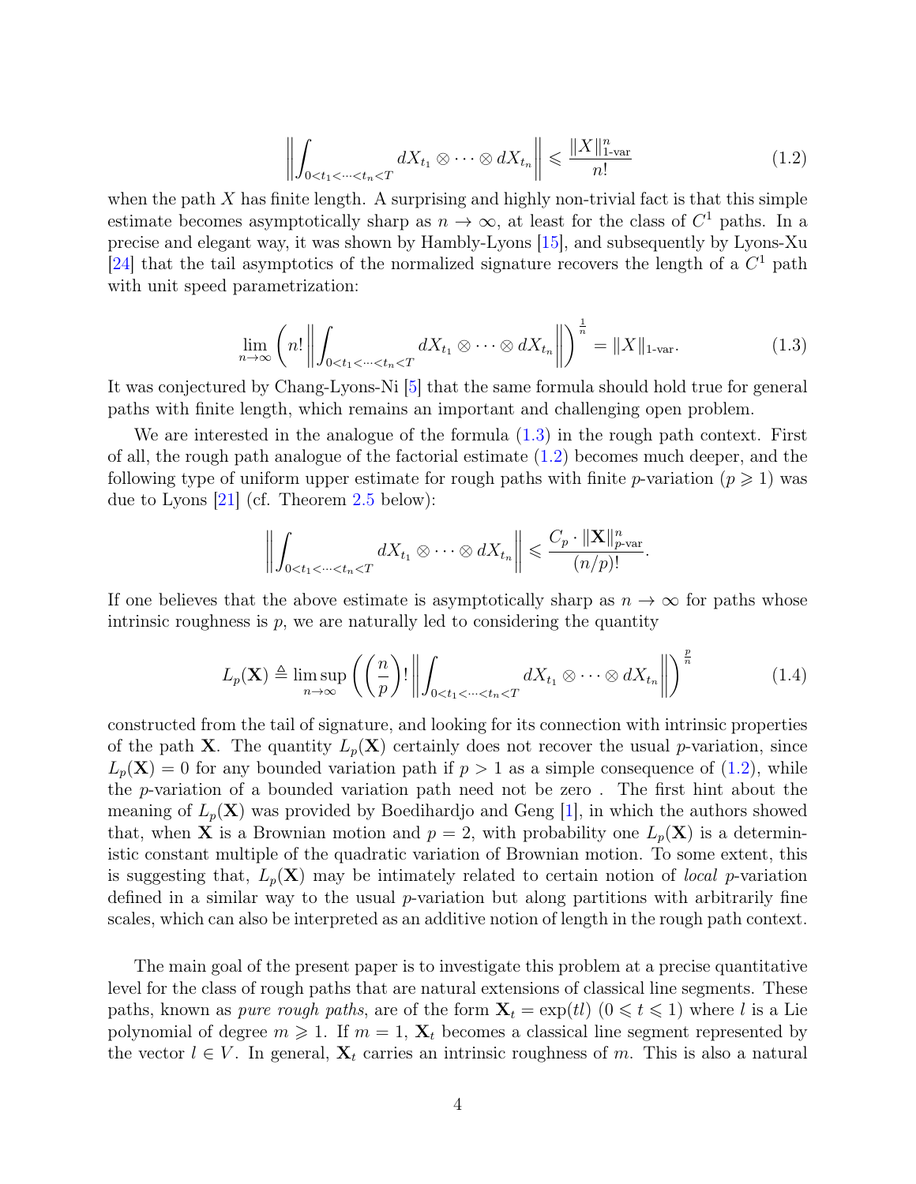$$\left\| \int_{0<t_1<\cdots<t_n<T} dX_{t_1} \otimes \cdots \otimes dX_{t_n} \right\| \leqslant \frac{\|X\|_{1\text{-var}}^n}{n!} \tag{1.2}$$

when the path $X$ has finite length. A surprising and highly non-trivial fact is that this simple estimate becomes asymptotically sharp as $n \to \infty$, at least for the class of $C^1$ paths. In a precise and elegant way, it was shown by Hambly-Lyons [15], and subsequently by Lyons-Xu [24] that the tail asymptotics of the normalized signature recovers the length of a $C^1$ path with unit speed parametrization:

$$\lim_{n\to\infty} \left( n! \left\| \int_{0<t_1<\cdots<t_n<T} dX_{t_1} \otimes \cdots \otimes dX_{t_n} \right\| \right)^{\frac{1}{n}} = \|X\|_{1\text{-var}}. \tag{1.3}$$

It was conjectured by Chang-Lyons-Ni [5] that the same formula should hold true for general paths with finite length, which remains an important and challenging open problem.

We are interested in the analogue of the formula (1.3) in the rough path context. First of all, the rough path analogue of the factorial estimate (1.2) becomes much deeper, and the following type of uniform upper estimate for rough paths with finite $p$-variation ($p \geqslant 1$) was due to Lyons [21] (cf. Theorem 2.5 below):

$$\left\| \int_{0<t_1<\cdots<t_n<T} dX_{t_1} \otimes \cdots \otimes dX_{t_n} \right\| \leqslant \frac{C_p \cdot \|\mathbf{X}\|_{p\text{-var}}^n}{(n/p)!}.$$

If one believes that the above estimate is asymptotically sharp as $n \to \infty$ for paths whose intrinsic roughness is $p$, we are naturally led to considering the quantity

$$L_p(\mathbf{X}) \triangleq \limsup_{n\to\infty} \left( \left(\frac{n}{p}\right)! \left\| \int_{0<t_1<\cdots<t_n<T} dX_{t_1} \otimes \cdots \otimes dX_{t_n} \right\| \right)^{\frac{p}{n}} \tag{1.4}$$

constructed from the tail of signature, and looking for its connection with intrinsic properties of the path $\mathbf{X}$. The quantity $L_p(\mathbf{X})$ certainly does not recover the usual $p$-variation, since $L_p(\mathbf{X}) = 0$ for any bounded variation path if $p > 1$ as a simple consequence of (1.2), while the $p$-variation of a bounded variation path need not be zero . The first hint about the meaning of $L_p(\mathbf{X})$ was provided by Boedihardjo and Geng [1], in which the authors showed that, when $\mathbf{X}$ is a Brownian motion and $p = 2$, with probability one $L_p(\mathbf{X})$ is a deterministic constant multiple of the quadratic variation of Brownian motion. To some extent, this is suggesting that, $L_p(\mathbf{X})$ may be intimately related to certain notion of *local* $p$-variation defined in a similar way to the usual $p$-variation but along partitions with arbitrarily fine scales, which can also be interpreted as an additive notion of length in the rough path context.

The main goal of the present paper is to investigate this problem at a precise quantitative level for the class of rough paths that are natural extensions of classical line segments. These paths, known as *pure rough paths*, are of the form $\mathbf{X}_t = \exp(tl)$ ($0 \leqslant t \leqslant 1$) where $l$ is a Lie polynomial of degree $m \geqslant 1$. If $m = 1$, $\mathbf{X}_t$ becomes a classical line segment represented by the vector $l \in V$. In general, $\mathbf{X}_t$ carries an intrinsic roughness of $m$. This is also a natural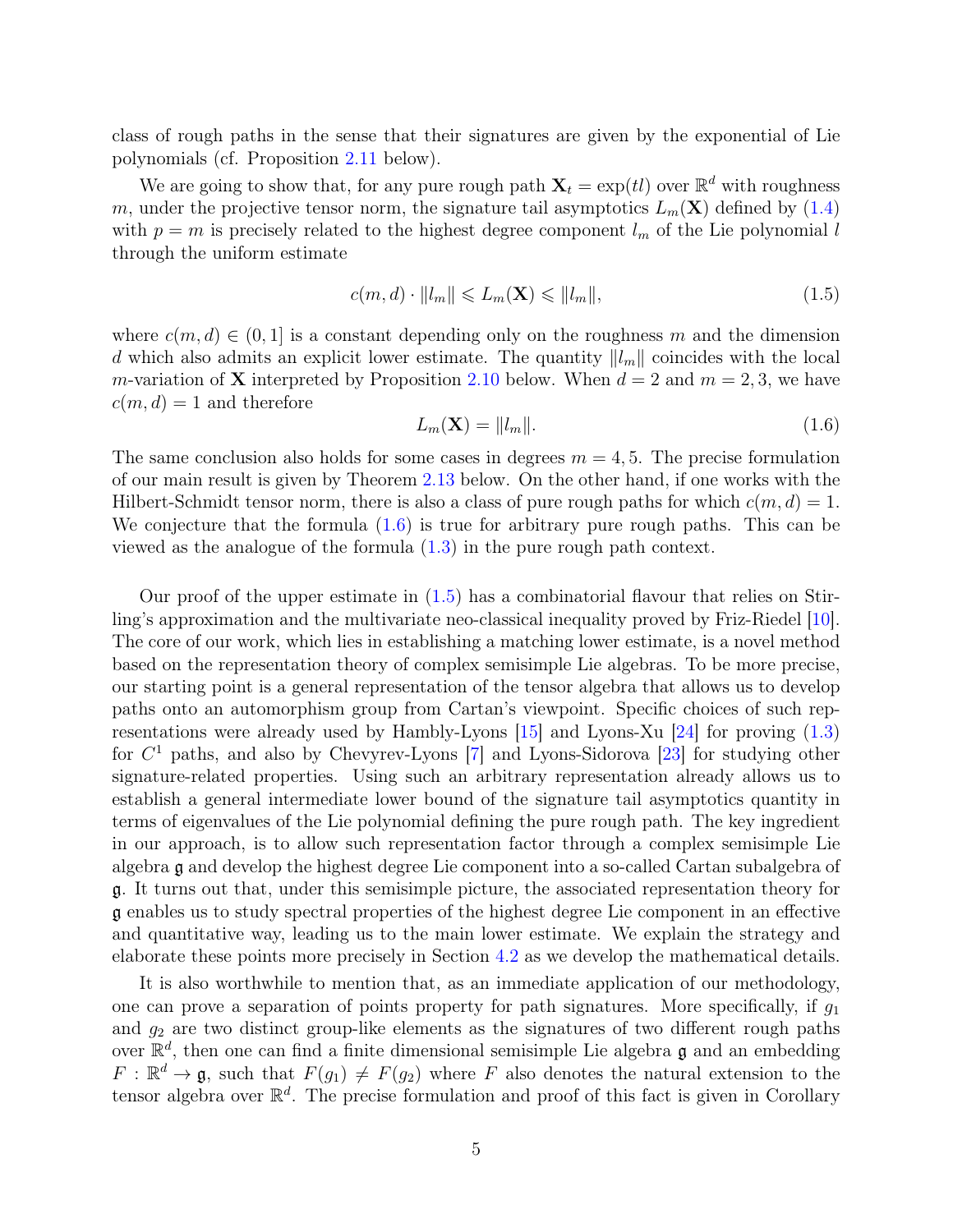class of rough paths in the sense that their signatures are given by the exponential of Lie polynomials (cf. Proposition 2.11 below).

We are going to show that, for any pure rough path $\mathbf{X}_t = \exp(tl)$ over $\mathbb{R}^d$ with roughness $m$, under the projective tensor norm, the signature tail asymptotics $L_m(\mathbf{X})$ defined by (1.4) with $p = m$ is precisely related to the highest degree component $l_m$ of the Lie polynomial $l$ through the uniform estimate

$$c(m,d) \cdot \|l_m\| \leqslant L_m(\mathbf{X}) \leqslant \|l_m\|, \tag{1.5}$$

where $c(m,d) \in (0,1]$ is a constant depending only on the roughness $m$ and the dimension $d$ which also admits an explicit lower estimate. The quantity $\|l_m\|$ coincides with the local $m$-variation of $\mathbf{X}$ interpreted by Proposition 2.10 below. When $d = 2$ and $m = 2, 3$, we have $c(m,d) = 1$ and therefore

$$L_m(\mathbf{X}) = \|l_m\|. \tag{1.6}$$

The same conclusion also holds for some cases in degrees $m = 4, 5$. The precise formulation of our main result is given by Theorem 2.13 below. On the other hand, if one works with the Hilbert-Schmidt tensor norm, there is also a class of pure rough paths for which $c(m,d) = 1$. We conjecture that the formula (1.6) is true for arbitrary pure rough paths. This can be viewed as the analogue of the formula (1.3) in the pure rough path context.

Our proof of the upper estimate in (1.5) has a combinatorial flavour that relies on Stirling's approximation and the multivariate neo-classical inequality proved by Friz-Riedel [10]. The core of our work, which lies in establishing a matching lower estimate, is a novel method based on the representation theory of complex semisimple Lie algebras. To be more precise, our starting point is a general representation of the tensor algebra that allows us to develop paths onto an automorphism group from Cartan's viewpoint. Specific choices of such representations were already used by Hambly-Lyons [15] and Lyons-Xu [24] for proving (1.3) for $C^1$ paths, and also by Chevyrev-Lyons [7] and Lyons-Sidorova [23] for studying other signature-related properties. Using such an arbitrary representation already allows us to establish a general intermediate lower bound of the signature tail asymptotics quantity in terms of eigenvalues of the Lie polynomial defining the pure rough path. The key ingredient in our approach, is to allow such representation factor through a complex semisimple Lie algebra $\mathfrak{g}$ and develop the highest degree Lie component into a so-called Cartan subalgebra of $\mathfrak{g}$. It turns out that, under this semisimple picture, the associated representation theory for $\mathfrak{g}$ enables us to study spectral properties of the highest degree Lie component in an effective and quantitative way, leading us to the main lower estimate. We explain the strategy and elaborate these points more precisely in Section 4.2 as we develop the mathematical details.

It is also worthwhile to mention that, as an immediate application of our methodology, one can prove a separation of points property for path signatures. More specifically, if $g_1$ and $g_2$ are two distinct group-like elements as the signatures of two different rough paths over $\mathbb{R}^d$, then one can find a finite dimensional semisimple Lie algebra $\mathfrak{g}$ and an embedding $F : \mathbb{R}^d \to \mathfrak{g}$, such that $F(g_1) \neq F(g_2)$ where $F$ also denotes the natural extension to the tensor algebra over $\mathbb{R}^d$. The precise formulation and proof of this fact is given in Corollary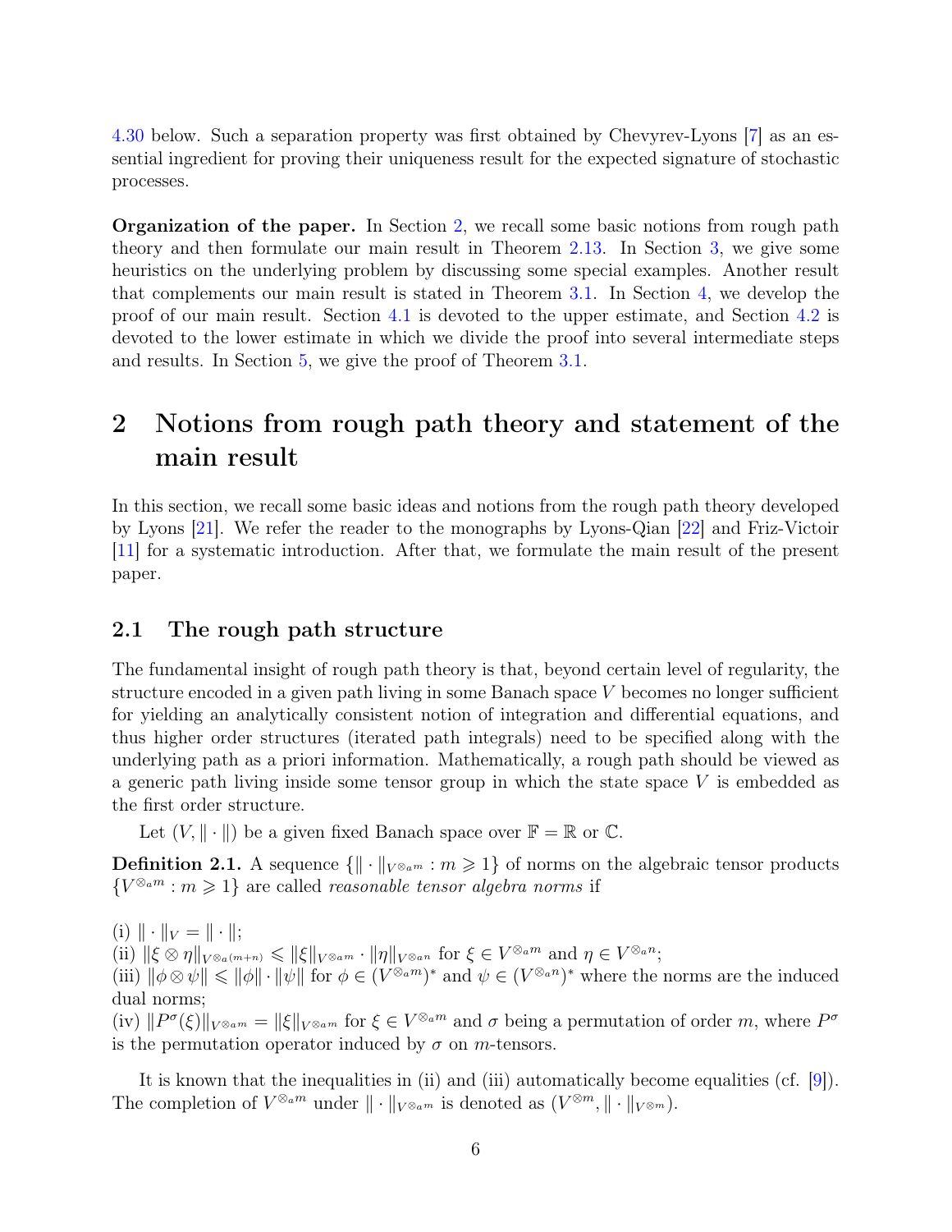4.30 below. Such a separation property was first obtained by Chevyrev-Lyons [7] as an essential ingredient for proving their uniqueness result for the expected signature of stochastic processes.

**Organization of the paper.** In Section 2, we recall some basic notions from rough path theory and then formulate our main result in Theorem 2.13. In Section 3, we give some heuristics on the underlying problem by discussing some special examples. Another result that complements our main result is stated in Theorem 3.1. In Section 4, we develop the proof of our main result. Section 4.1 is devoted to the upper estimate, and Section 4.2 is devoted to the lower estimate in which we divide the proof into several intermediate steps and results. In Section 5, we give the proof of Theorem 3.1.

# 2 Notions from rough path theory and statement of the main result

In this section, we recall some basic ideas and notions from the rough path theory developed by Lyons [21]. We refer the reader to the monographs by Lyons-Qian [22] and Friz-Victoir [11] for a systematic introduction. After that, we formulate the main result of the present paper.

## 2.1 The rough path structure

The fundamental insight of rough path theory is that, beyond certain level of regularity, the structure encoded in a given path living in some Banach space $V$ becomes no longer sufficient for yielding an analytically consistent notion of integration and differential equations, and thus higher order structures (iterated path integrals) need to be specified along with the underlying path as a priori information. Mathematically, a rough path should be viewed as a generic path living inside some tensor group in which the state space $V$ is embedded as the first order structure.

Let $(V, \|\cdot\|)$ be a given fixed Banach space over $\mathbb{F} = \mathbb{R}$ or $\mathbb{C}$.

**Definition 2.1.** A sequence $\{\|\cdot\|_{V^{\otimes_a m}} : m \geqslant 1\}$ of norms on the algebraic tensor products $\{V^{\otimes_a m} : m \geqslant 1\}$ are called *reasonable tensor algebra norms* if

(i) $\|\cdot\|_V = \|\cdot\|$;
(ii) $\|\xi \otimes \eta\|_{V^{\otimes_a (m+n)}} \leqslant \|\xi\|_{V^{\otimes_a m}} \cdot \|\eta\|_{V^{\otimes_a n}}$ for $\xi \in V^{\otimes_a m}$ and $\eta \in V^{\otimes_a n}$;
(iii) $\|\phi \otimes \psi\| \leqslant \|\phi\| \cdot \|\psi\|$ for $\phi \in (V^{\otimes_a m})^*$ and $\psi \in (V^{\otimes_a n})^*$ where the norms are the induced dual norms;
(iv) $\|P^\sigma(\xi)\|_{V^{\otimes_a m}} = \|\xi\|_{V^{\otimes_a m}}$ for $\xi \in V^{\otimes_a m}$ and $\sigma$ being a permutation of order $m$, where $P^\sigma$ is the permutation operator induced by $\sigma$ on $m$-tensors.

It is known that the inequalities in (ii) and (iii) automatically become equalities (cf. [9]). The completion of $V^{\otimes_a m}$ under $\|\cdot\|_{V^{\otimes_a m}}$ is denoted as $(V^{\otimes m}, \|\cdot\|_{V^{\otimes m}})$.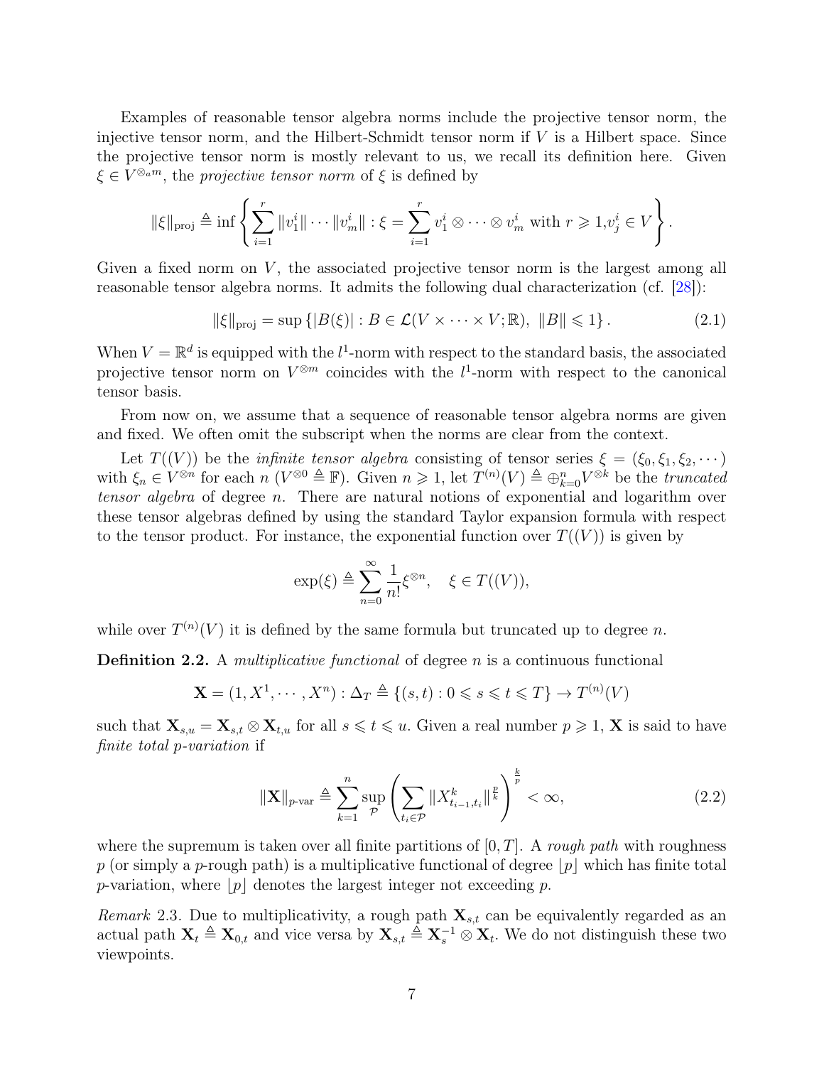Examples of reasonable tensor algebra norms include the projective tensor norm, the injective tensor norm, and the Hilbert-Schmidt tensor norm if $V$ is a Hilbert space. Since the projective tensor norm is mostly relevant to us, we recall its definition here. Given $\xi \in V^{\otimes_a m}$, the *projective tensor norm* of $\xi$ is defined by

$$\|\xi\|_{\mathrm{proj}} \triangleq \inf\left\{\sum_{i=1}^{r}\|v_1^i\|\cdots\|v_m^i\| : \xi = \sum_{i=1}^{r} v_1^i\otimes\cdots\otimes v_m^i \text{ with } r\geqslant 1, v_j^i\in V\right\}.$$

Given a fixed norm on $V$, the associated projective tensor norm is the largest among all reasonable tensor algebra norms. It admits the following dual characterization (cf. [28]):

$$\|\xi\|_{\mathrm{proj}} = \sup\left\{|B(\xi)| : B\in\mathcal{L}(V\times\cdots\times V;\mathbb{R}),\ \|B\|\leqslant 1\right\}. \tag{2.1}$$

When $V=\mathbb{R}^d$ is equipped with the $l^1$-norm with respect to the standard basis, the associated projective tensor norm on $V^{\otimes m}$ coincides with the $l^1$-norm with respect to the canonical tensor basis.

From now on, we assume that a sequence of reasonable tensor algebra norms are given and fixed. We often omit the subscript when the norms are clear from the context.

Let $T((V))$ be the *infinite tensor algebra* consisting of tensor series $\xi = (\xi_0,\xi_1,\xi_2,\cdots)$ with $\xi_n\in V^{\otimes n}$ for each $n$ ($V^{\otimes 0}\triangleq\mathbb{F}$). Given $n\geqslant 1$, let $T^{(n)}(V)\triangleq\oplus_{k=0}^{n}V^{\otimes k}$ be the *truncated tensor algebra* of degree $n$. There are natural notions of exponential and logarithm over these tensor algebras defined by using the standard Taylor expansion formula with respect to the tensor product. For instance, the exponential function over $T((V))$ is given by

$$\exp(\xi)\triangleq\sum_{n=0}^{\infty}\frac{1}{n!}\xi^{\otimes n},\quad \xi\in T((V)),$$

while over $T^{(n)}(V)$ it is defined by the same formula but truncated up to degree $n$.

**Definition 2.2.** A *multiplicative functional* of degree $n$ is a continuous functional

$$\mathbf{X}=(1,X^1,\cdots,X^n):\Delta_T\triangleq\{(s,t):0\leqslant s\leqslant t\leqslant T\}\to T^{(n)}(V)$$

such that $\mathbf{X}_{s,u}=\mathbf{X}_{s,t}\otimes\mathbf{X}_{t,u}$ for all $s\leqslant t\leqslant u$. Given a real number $p\geqslant 1$, $\mathbf{X}$ is said to have *finite total $p$-variation* if

$$\|\mathbf{X}\|_{p\text{-var}}\triangleq\sum_{k=1}^{n}\sup_{\mathcal{P}}\left(\sum_{t_i\in\mathcal{P}}\|X_{t_{i-1},t_i}^k\|^{\frac{p}{k}}\right)^{\frac{k}{p}}<\infty, \tag{2.2}$$

where the supremum is taken over all finite partitions of $[0,T]$. A *rough path* with roughness $p$ (or simply a $p$-rough path) is a multiplicative functional of degree $\lfloor p\rfloor$ which has finite total $p$-variation, where $\lfloor p\rfloor$ denotes the largest integer not exceeding $p$.

*Remark* 2.3. Due to multiplicativity, a rough path $\mathbf{X}_{s,t}$ can be equivalently regarded as an actual path $\mathbf{X}_t\triangleq\mathbf{X}_{0,t}$ and vice versa by $\mathbf{X}_{s,t}\triangleq\mathbf{X}_s^{-1}\otimes\mathbf{X}_t$. We do not distinguish these two viewpoints.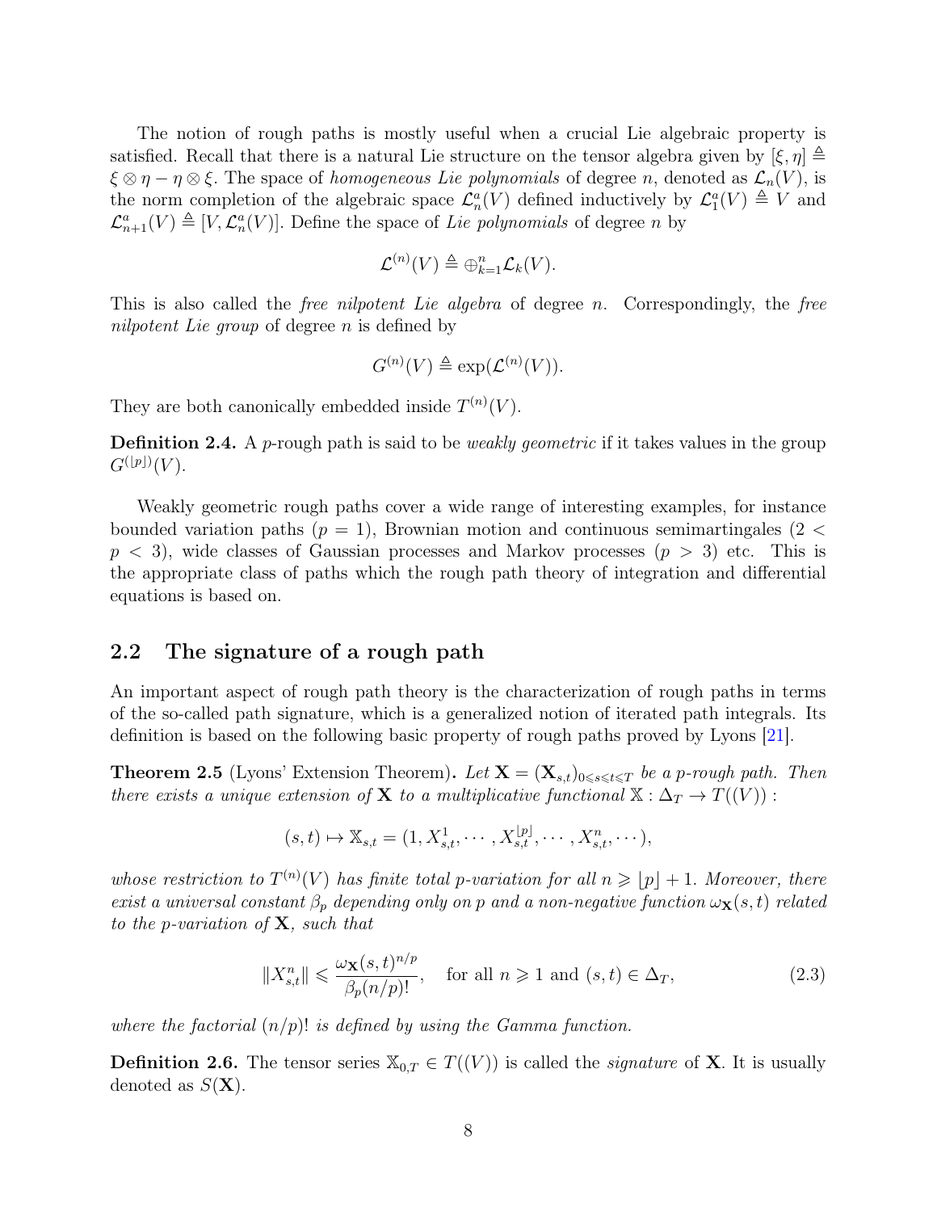The notion of rough paths is mostly useful when a crucial Lie algebraic property is satisfied. Recall that there is a natural Lie structure on the tensor algebra given by $[\xi, \eta] \triangleq \xi \otimes \eta - \eta \otimes \xi$. The space of *homogeneous Lie polynomials* of degree $n$, denoted as $\mathcal{L}_n(V)$, is the norm completion of the algebraic space $\mathcal{L}_n^a(V)$ defined inductively by $\mathcal{L}_1^a(V) \triangleq V$ and $\mathcal{L}_{n+1}^a(V) \triangleq [V, \mathcal{L}_n^a(V)]$. Define the space of *Lie polynomials* of degree $n$ by

$$\mathcal{L}^{(n)}(V) \triangleq \oplus_{k=1}^n \mathcal{L}_k(V).$$

This is also called the *free nilpotent Lie algebra* of degree $n$. Correspondingly, the *free nilpotent Lie group* of degree $n$ is defined by

$$G^{(n)}(V) \triangleq \exp(\mathcal{L}^{(n)}(V)).$$

They are both canonically embedded inside $T^{(n)}(V)$.

**Definition 2.4.** A $p$-rough path is said to be *weakly geometric* if it takes values in the group $G^{(\lfloor p \rfloor)}(V)$.

Weakly geometric rough paths cover a wide range of interesting examples, for instance bounded variation paths ($p = 1$), Brownian motion and continuous semimartingales ($2 < p < 3$), wide classes of Gaussian processes and Markov processes ($p > 3$) etc. This is the appropriate class of paths which the rough path theory of integration and differential equations is based on.

## 2.2 The signature of a rough path

An important aspect of rough path theory is the characterization of rough paths in terms of the so-called path signature, which is a generalized notion of iterated path integrals. Its definition is based on the following basic property of rough paths proved by Lyons [21].

**Theorem 2.5** (Lyons' Extension Theorem)**.** *Let $\mathbf{X} = (\mathbf{X}_{s,t})_{0 \leqslant s \leqslant t \leqslant T}$ be a $p$-rough path. Then there exists a unique extension of $\mathbf{X}$ to a multiplicative functional $\mathbb{X} : \Delta_T \to T((V))$ :*

$$(s, t) \mapsto \mathbb{X}_{s,t} = (1, X_{s,t}^1, \cdots, X_{s,t}^{\lfloor p \rfloor}, \cdots, X_{s,t}^n, \cdots),$$

*whose restriction to $T^{(n)}(V)$ has finite total $p$-variation for all $n \geqslant \lfloor p \rfloor + 1$. Moreover, there exist a universal constant $\beta_p$ depending only on $p$ and a non-negative function $\omega_{\mathbf{X}}(s,t)$ related to the $p$-variation of $\mathbf{X}$, such that*

$$\|X_{s,t}^n\| \leqslant \frac{\omega_{\mathbf{X}}(s,t)^{n/p}}{\beta_p (n/p)!}, \quad \text{for all } n \geqslant 1 \text{ and } (s,t) \in \Delta_T, \tag{2.3}$$

*where the factorial $(n/p)!$ is defined by using the Gamma function.*

**Definition 2.6.** The tensor series $\mathbb{X}_{0,T} \in T((V))$ is called the *signature* of $\mathbf{X}$. It is usually denoted as $S(\mathbf{X})$.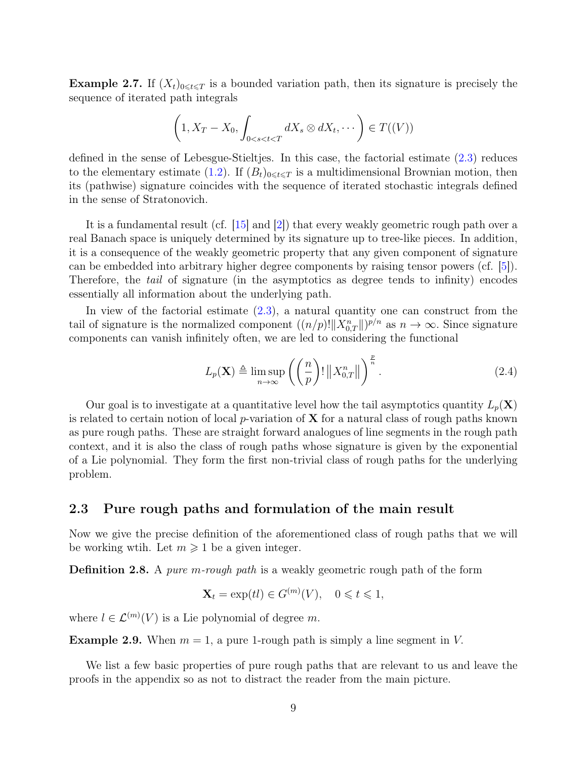**Example 2.7.** If $(X_t)_{0\leqslant t\leqslant T}$ is a bounded variation path, then its signature is precisely the sequence of iterated path integrals

$$\left(1, X_T - X_0, \int_{0<s<t<T} dX_s \otimes dX_t, \cdots\right) \in T((V))$$

defined in the sense of Lebesgue-Stieltjes. In this case, the factorial estimate (2.3) reduces to the elementary estimate (1.2). If $(B_t)_{0\leqslant t\leqslant T}$ is a multidimensional Brownian motion, then its (pathwise) signature coincides with the sequence of iterated stochastic integrals defined in the sense of Stratonovich.

It is a fundamental result (cf. [15] and [2]) that every weakly geometric rough path over a real Banach space is uniquely determined by its signature up to tree-like pieces. In addition, it is a consequence of the weakly geometric property that any given component of signature can be embedded into arbitrary higher degree components by raising tensor powers (cf. [5]). Therefore, the *tail* of signature (in the asymptotics as degree tends to infinity) encodes essentially all information about the underlying path.

In view of the factorial estimate (2.3), a natural quantity one can construct from the tail of signature is the normalized component $((n/p)!\|X^n_{0,T}\|)^{p/n}$ as $n\to\infty$. Since signature components can vanish infinitely often, we are led to considering the functional

$$L_p(\mathbf{X}) \triangleq \limsup_{n\to\infty}\left(\left(\frac{n}{p}\right)!\left\|X^n_{0,T}\right\|\right)^{\frac{p}{n}}. \tag{2.4}$$

Our goal is to investigate at a quantitative level how the tail asymptotics quantity $L_p(\mathbf{X})$ is related to certain notion of local $p$-variation of $\mathbf{X}$ for a natural class of rough paths known as pure rough paths. These are straight forward analogues of line segments in the rough path context, and it is also the class of rough paths whose signature is given by the exponential of a Lie polynomial. They form the first non-trivial class of rough paths for the underlying problem.

## 2.3 Pure rough paths and formulation of the main result

Now we give the precise definition of the aforementioned class of rough paths that we will be working wtih. Let $m\geqslant 1$ be a given integer.

**Definition 2.8.** A *pure m-rough path* is a weakly geometric rough path of the form

$$\mathbf{X}_t = \exp(tl) \in G^{(m)}(V), \quad 0\leqslant t\leqslant 1,$$

where $l\in\mathcal{L}^{(m)}(V)$ is a Lie polynomial of degree $m$.

**Example 2.9.** When $m=1$, a pure 1-rough path is simply a line segment in $V$.

We list a few basic properties of pure rough paths that are relevant to us and leave the proofs in the appendix so as not to distract the reader from the main picture.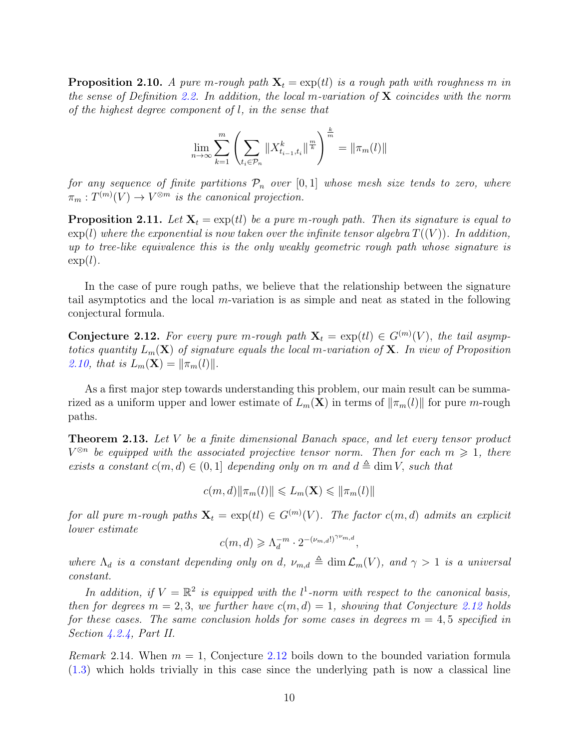**Proposition 2.10.** *A pure $m$-rough path $\mathbf{X}_t = \exp(tl)$ is a rough path with roughness $m$ in the sense of Definition 2.2. In addition, the local $m$-variation of $\mathbf{X}$ coincides with the norm of the highest degree component of $l$, in the sense that*

$$\lim_{n\to\infty} \sum_{k=1}^{m} \left( \sum_{t_i \in \mathcal{P}_n} \|X^k_{t_{i-1},t_i}\|^{\frac{m}{k}} \right)^{\frac{k}{m}} = \|\pi_m(l)\|$$

*for any sequence of finite partitions $\mathcal{P}_n$ over $[0,1]$ whose mesh size tends to zero, where $\pi_m : T^{(m)}(V) \to V^{\otimes m}$ is the canonical projection.*

**Proposition 2.11.** *Let $\mathbf{X}_t = \exp(tl)$ be a pure $m$-rough path. Then its signature is equal to $\exp(l)$ where the exponential is now taken over the infinite tensor algebra $T((V))$. In addition, up to tree-like equivalence this is the only weakly geometric rough path whose signature is $\exp(l)$.*

In the case of pure rough paths, we believe that the relationship between the signature tail asymptotics and the local $m$-variation is as simple and neat as stated in the following conjectural formula.

**Conjecture 2.12.** *For every pure $m$-rough path $\mathbf{X}_t = \exp(tl) \in G^{(m)}(V)$, the tail asymptotics quantity $L_m(\mathbf{X})$ of signature equals the local $m$-variation of $\mathbf{X}$. In view of Proposition 2.10, that is $L_m(\mathbf{X}) = \|\pi_m(l)\|$.*

As a first major step towards understanding this problem, our main result can be summarized as a uniform upper and lower estimate of $L_m(\mathbf{X})$ in terms of $\|\pi_m(l)\|$ for pure $m$-rough paths.

**Theorem 2.13.** *Let $V$ be a finite dimensional Banach space, and let every tensor product $V^{\otimes n}$ be equipped with the associated projective tensor norm. Then for each $m \geqslant 1$, there exists a constant $c(m,d) \in (0,1]$ depending only on $m$ and $d \triangleq \dim V$, such that*

$$c(m,d)\|\pi_m(l)\| \leqslant L_m(\mathbf{X}) \leqslant \|\pi_m(l)\|$$

*for all pure $m$-rough paths $\mathbf{X}_t = \exp(tl) \in G^{(m)}(V)$. The factor $c(m,d)$ admits an explicit lower estimate*

$$c(m,d) \geqslant \Lambda_d^{-m} \cdot 2^{-(\nu_{m,d}!)^{\gamma \nu_{m,d}}},$$

*where $\Lambda_d$ is a constant depending only on $d$, $\nu_{m,d} \triangleq \dim \mathcal{L}_m(V)$, and $\gamma > 1$ is a universal constant.*

*In addition, if $V = \mathbb{R}^2$ is equipped with the $l^1$-norm with respect to the canonical basis, then for degrees $m = 2, 3$, we further have $c(m,d) = 1$, showing that Conjecture 2.12 holds for these cases. The same conclusion holds for some cases in degrees $m = 4, 5$ specified in Section 4.2.4, Part II.*

*Remark* 2.14. When $m = 1$, Conjecture 2.12 boils down to the bounded variation formula (1.3) which holds trivially in this case since the underlying path is now a classical line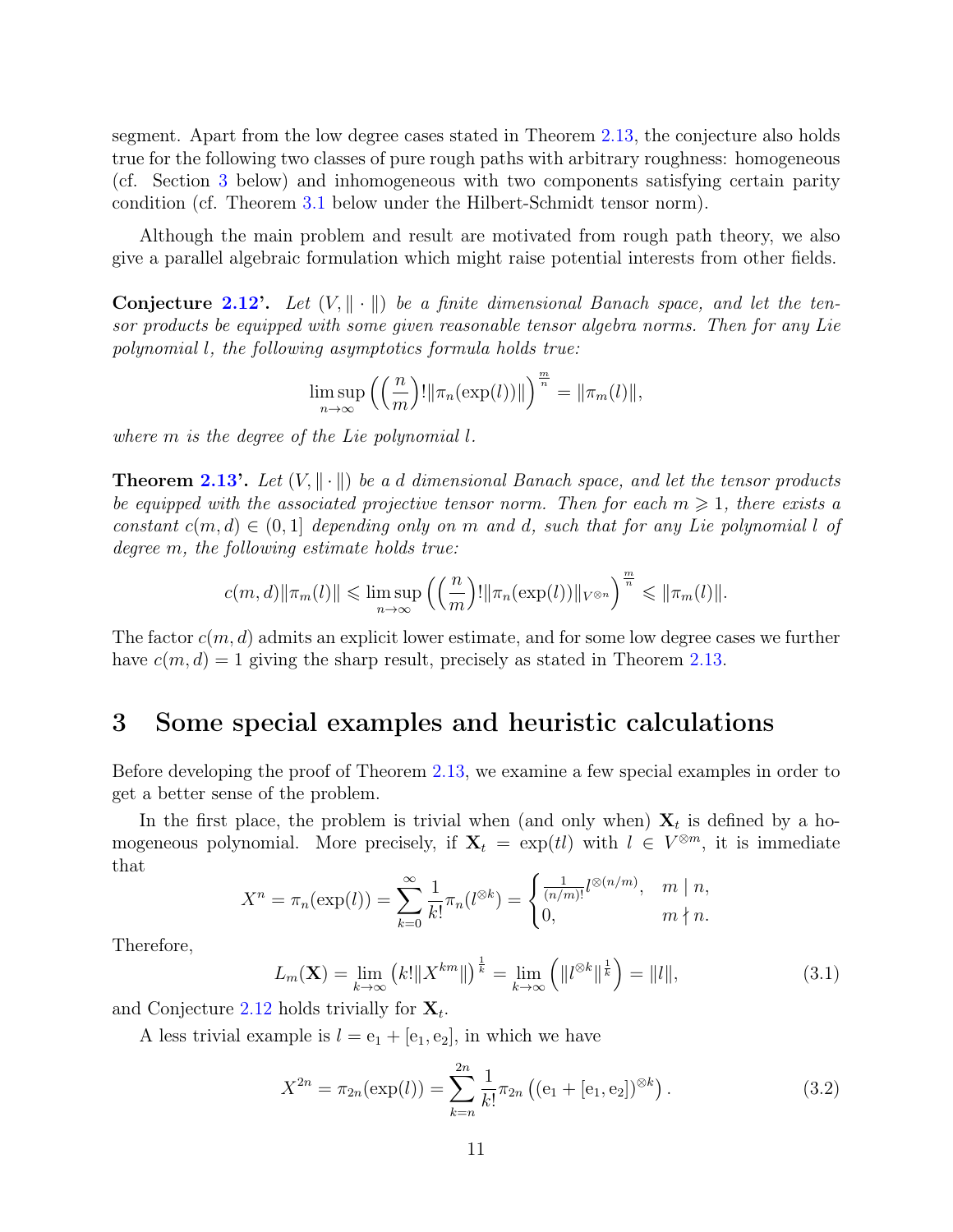segment. Apart from the low degree cases stated in Theorem 2.13, the conjecture also holds true for the following two classes of pure rough paths with arbitrary roughness: homogeneous (cf. Section 3 below) and inhomogeneous with two components satisfying certain parity condition (cf. Theorem 3.1 below under the Hilbert-Schmidt tensor norm).

Although the main problem and result are motivated from rough path theory, we also give a parallel algebraic formulation which might raise potential interests from other fields.

**Conjecture 2.12'.** *Let $(V, \|\cdot\|)$ be a finite dimensional Banach space, and let the tensor products be equipped with some given reasonable tensor algebra norms. Then for any Lie polynomial $l$, the following asymptotics formula holds true:*

$$\limsup_{n\to\infty}\Big(\Big(\frac{n}{m}\Big)!\|\pi_n(\exp(l))\|\Big)^{\frac{m}{n}} = \|\pi_m(l)\|,$$

*where $m$ is the degree of the Lie polynomial $l$.*

**Theorem 2.13'.** *Let $(V, \|\cdot\|)$ be a $d$ dimensional Banach space, and let the tensor products be equipped with the associated projective tensor norm. Then for each $m \geqslant 1$, there exists a constant $c(m,d) \in (0,1]$ depending only on $m$ and $d$, such that for any Lie polynomial $l$ of degree $m$, the following estimate holds true:*

$$c(m,d)\|\pi_m(l)\| \leqslant \limsup_{n\to\infty}\Big(\Big(\frac{n}{m}\Big)!\|\pi_n(\exp(l))\|_{V^{\otimes n}}\Big)^{\frac{m}{n}} \leqslant \|\pi_m(l)\|.$$

The factor $c(m,d)$ admits an explicit lower estimate, and for some low degree cases we further have $c(m,d) = 1$ giving the sharp result, precisely as stated in Theorem 2.13.

# 3 Some special examples and heuristic calculations

Before developing the proof of Theorem 2.13, we examine a few special examples in order to get a better sense of the problem.

In the first place, the problem is trivial when (and only when) $\mathbf{X}_t$ is defined by a homogeneous polynomial. More precisely, if $\mathbf{X}_t = \exp(tl)$ with $l \in V^{\otimes m}$, it is immediate that

$$X^n = \pi_n(\exp(l)) = \sum_{k=0}^{\infty}\frac{1}{k!}\pi_n(l^{\otimes k}) = \begin{cases}\frac{1}{(n/m)!}l^{\otimes(n/m)}, & m \mid n,\\ 0, & m \nmid n.\end{cases}$$

Therefore,

$$L_m(\mathbf{X}) = \lim_{k\to\infty}\big(k!\|X^{km}\|\big)^{\frac{1}{k}} = \lim_{k\to\infty}\Big(\|l^{\otimes k}\|^{\frac{1}{k}}\Big) = \|l\|, \tag{3.1}$$

and Conjecture 2.12 holds trivially for $\mathbf{X}_t$.

A less trivial example is $l = \mathrm{e}_1 + [\mathrm{e}_1, \mathrm{e}_2]$, in which we have

$$X^{2n} = \pi_{2n}(\exp(l)) = \sum_{k=n}^{2n}\frac{1}{k!}\pi_{2n}\big((\mathrm{e}_1 + [\mathrm{e}_1,\mathrm{e}_2])^{\otimes k}\big). \tag{3.2}$$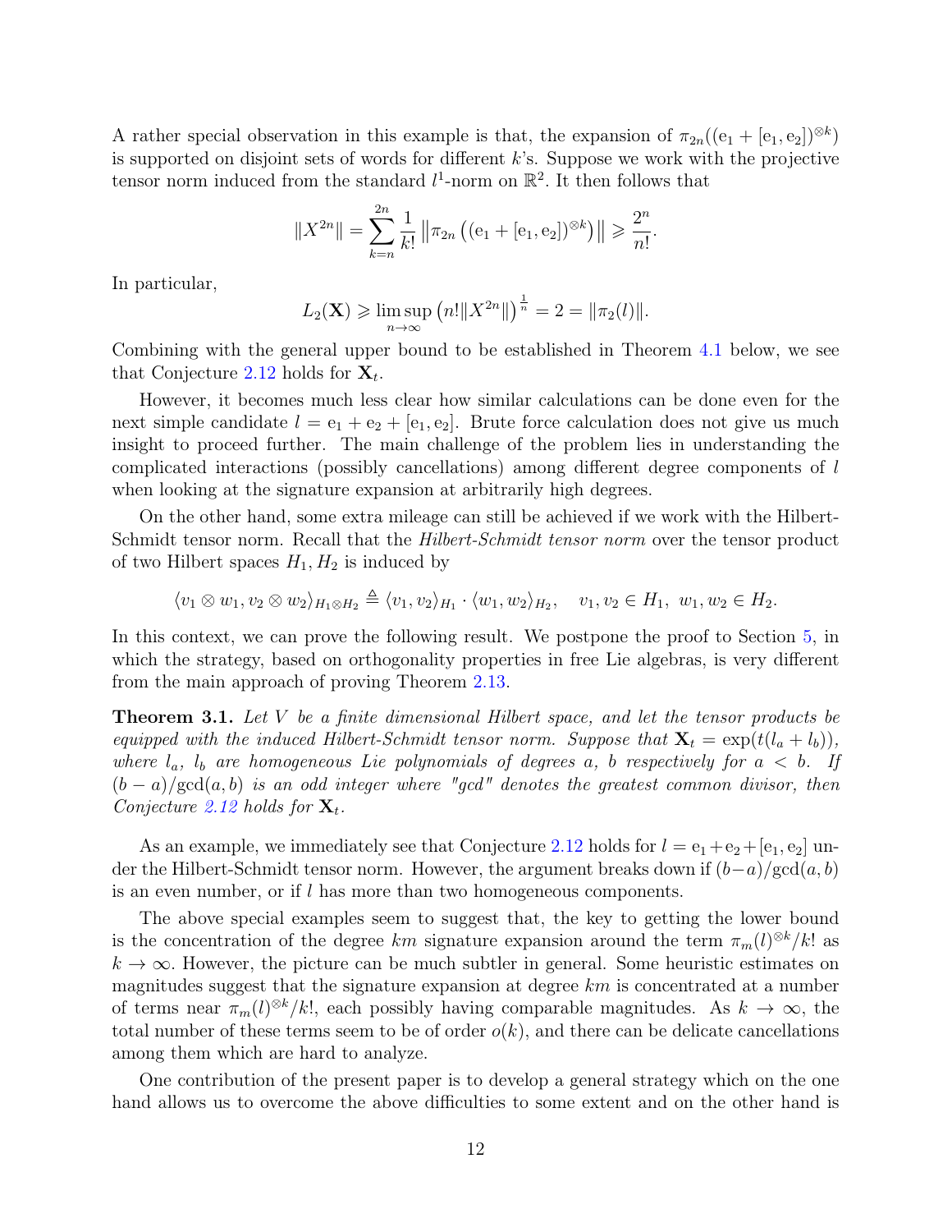A rather special observation in this example is that, the expansion of $\pi_{2n}((\mathrm{e}_1 + [\mathrm{e}_1, \mathrm{e}_2])^{\otimes k})$ is supported on disjoint sets of words for different $k$'s. Suppose we work with the projective tensor norm induced from the standard $l^1$-norm on $\mathbb{R}^2$. It then follows that

$$\|X^{2n}\| = \sum_{k=n}^{2n} \frac{1}{k!} \left\| \pi_{2n} \left( (\mathrm{e}_1 + [\mathrm{e}_1, \mathrm{e}_2])^{\otimes k} \right) \right\| \geqslant \frac{2^n}{n!}.$$

In particular,

$$L_2(\mathbf{X}) \geqslant \limsup_{n \to \infty} \left( n! \|X^{2n}\| \right)^{\frac{1}{n}} = 2 = \|\pi_2(l)\|.$$

Combining with the general upper bound to be established in Theorem 4.1 below, we see that Conjecture 2.12 holds for $\mathbf{X}_t$.

However, it becomes much less clear how similar calculations can be done even for the next simple candidate $l = \mathrm{e}_1 + \mathrm{e}_2 + [\mathrm{e}_1, \mathrm{e}_2]$. Brute force calculation does not give us much insight to proceed further. The main challenge of the problem lies in understanding the complicated interactions (possibly cancellations) among different degree components of $l$ when looking at the signature expansion at arbitrarily high degrees.

On the other hand, some extra mileage can still be achieved if we work with the Hilbert-Schmidt tensor norm. Recall that the *Hilbert-Schmidt tensor norm* over the tensor product of two Hilbert spaces $H_1, H_2$ is induced by

$$\langle v_1 \otimes w_1, v_2 \otimes w_2 \rangle_{H_1 \otimes H_2} \triangleq \langle v_1, v_2 \rangle_{H_1} \cdot \langle w_1, w_2 \rangle_{H_2}, \quad v_1, v_2 \in H_1, \ w_1, w_2 \in H_2.$$

In this context, we can prove the following result. We postpone the proof to Section 5, in which the strategy, based on orthogonality properties in free Lie algebras, is very different from the main approach of proving Theorem 2.13.

**Theorem 3.1.** *Let $V$ be a finite dimensional Hilbert space, and let the tensor products be equipped with the induced Hilbert-Schmidt tensor norm. Suppose that $\mathbf{X}_t = \exp(t(l_a + l_b))$, where $l_a$, $l_b$ are homogeneous Lie polynomials of degrees $a$, $b$ respectively for $a < b$. If $(b-a)/\gcd(a,b)$ is an odd integer where "gcd" denotes the greatest common divisor, then Conjecture 2.12 holds for $\mathbf{X}_t$.*

As an example, we immediately see that Conjecture 2.12 holds for $l = \mathrm{e}_1 + \mathrm{e}_2 + [\mathrm{e}_1, \mathrm{e}_2]$ under the Hilbert-Schmidt tensor norm. However, the argument breaks down if $(b-a)/\gcd(a,b)$ is an even number, or if $l$ has more than two homogeneous components.

The above special examples seem to suggest that, the key to getting the lower bound is the concentration of the degree $km$ signature expansion around the term $\pi_m(l)^{\otimes k}/k!$ as $k \to \infty$. However, the picture can be much subtler in general. Some heuristic estimates on magnitudes suggest that the signature expansion at degree $km$ is concentrated at a number of terms near $\pi_m(l)^{\otimes k}/k!$, each possibly having comparable magnitudes. As $k \to \infty$, the total number of these terms seem to be of order $o(k)$, and there can be delicate cancellations among them which are hard to analyze.

One contribution of the present paper is to develop a general strategy which on the one hand allows us to overcome the above difficulties to some extent and on the other hand is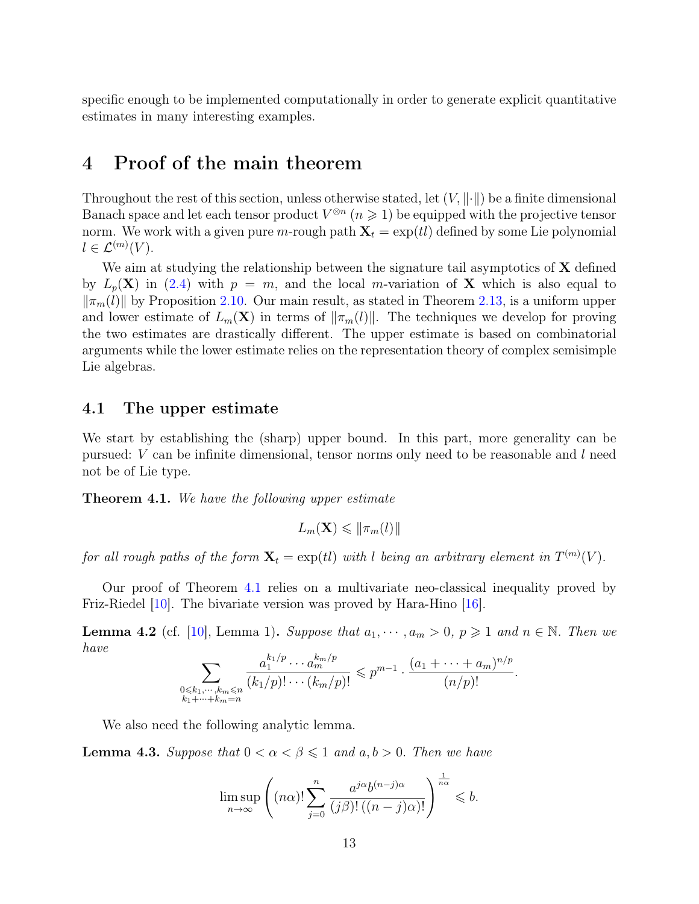specific enough to be implemented computationally in order to generate explicit quantitative estimates in many interesting examples.

# 4 Proof of the main theorem

Throughout the rest of this section, unless otherwise stated, let $(V, \|\cdot\|)$ be a finite dimensional Banach space and let each tensor product $V^{\otimes n}$ $(n \geqslant 1)$ be equipped with the projective tensor norm. We work with a given pure $m$-rough path $\mathbf{X}_t = \exp(tl)$ defined by some Lie polynomial $l \in \mathcal{L}^{(m)}(V)$.

We aim at studying the relationship between the signature tail asymptotics of $\mathbf{X}$ defined by $L_p(\mathbf{X})$ in (2.4) with $p = m$, and the local $m$-variation of $\mathbf{X}$ which is also equal to $\|\pi_m(l)\|$ by Proposition 2.10. Our main result, as stated in Theorem 2.13, is a uniform upper and lower estimate of $L_m(\mathbf{X})$ in terms of $\|\pi_m(l)\|$. The techniques we develop for proving the two estimates are drastically different. The upper estimate is based on combinatorial arguments while the lower estimate relies on the representation theory of complex semisimple Lie algebras.

## 4.1 The upper estimate

We start by establishing the (sharp) upper bound. In this part, more generality can be pursued: $V$ can be infinite dimensional, tensor norms only need to be reasonable and $l$ need not be of Lie type.

**Theorem 4.1.** *We have the following upper estimate*

$$L_m(\mathbf{X}) \leqslant \|\pi_m(l)\|$$

*for all rough paths of the form $\mathbf{X}_t = \exp(tl)$ with $l$ being an arbitrary element in $T^{(m)}(V)$.*

Our proof of Theorem 4.1 relies on a multivariate neo-classical inequality proved by Friz-Riedel [10]. The bivariate version was proved by Hara-Hino [16].

**Lemma 4.2** (cf. [10], Lemma 1)**.** *Suppose that $a_1, \cdots, a_m > 0$, $p \geqslant 1$ and $n \in \mathbb{N}$. Then we have*

$$\sum_{\substack{0 \leqslant k_1, \cdots, k_m \leqslant n \\ k_1 + \cdots + k_m = n}} \frac{a_1^{k_1/p} \cdots a_m^{k_m/p}}{(k_1/p)! \cdots (k_m/p)!} \leqslant p^{m-1} \cdot \frac{(a_1 + \cdots + a_m)^{n/p}}{(n/p)!}.$$

We also need the following analytic lemma.

**Lemma 4.3.** *Suppose that $0 < \alpha < \beta \leqslant 1$ and $a, b > 0$. Then we have*

$$\limsup_{n \to \infty} \left( (n\alpha)! \sum_{j=0}^{n} \frac{a^{j\alpha} b^{(n-j)\alpha}}{(j\beta)! \, ((n-j)\alpha)!} \right)^{\frac{1}{n\alpha}} \leqslant b.$$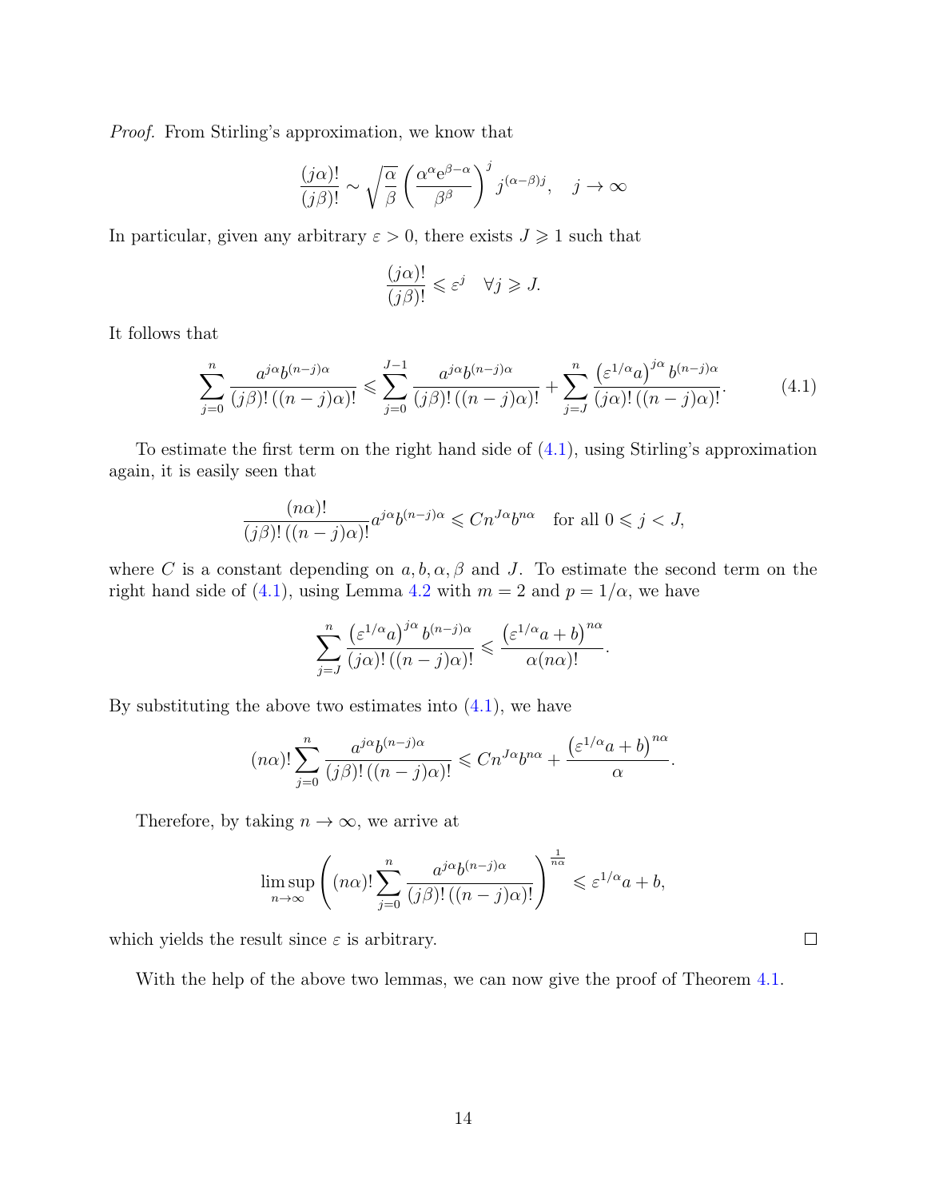*Proof.* From Stirling's approximation, we know that

$$\frac{(j\alpha)!}{(j\beta)!} \sim \sqrt{\frac{\alpha}{\beta}} \left(\frac{\alpha^{\alpha} \mathrm{e}^{\beta-\alpha}}{\beta^{\beta}}\right)^{j} j^{(\alpha-\beta)j}, \quad j \to \infty$$

In particular, given any arbitrary $\varepsilon > 0$, there exists $J \geqslant 1$ such that

$$\frac{(j\alpha)!}{(j\beta)!} \leqslant \varepsilon^{j} \quad \forall j \geqslant J.$$

It follows that

$$\sum_{j=0}^{n} \frac{a^{j\alpha} b^{(n-j)\alpha}}{(j\beta)!\,((n-j)\alpha)!} \leqslant \sum_{j=0}^{J-1} \frac{a^{j\alpha} b^{(n-j)\alpha}}{(j\beta)!\,((n-j)\alpha)!} + \sum_{j=J}^{n} \frac{\left(\varepsilon^{1/\alpha} a\right)^{j\alpha} b^{(n-j)\alpha}}{(j\alpha)!\,((n-j)\alpha)!}. \tag{4.1}$$

To estimate the first term on the right hand side of (4.1), using Stirling's approximation again, it is easily seen that

$$\frac{(n\alpha)!}{(j\beta)!\,((n-j)\alpha)!} a^{j\alpha} b^{(n-j)\alpha} \leqslant C n^{J\alpha} b^{n\alpha} \quad \text{for all } 0 \leqslant j < J,$$

where $C$ is a constant depending on $a, b, \alpha, \beta$ and $J$. To estimate the second term on the right hand side of (4.1), using Lemma 4.2 with $m = 2$ and $p = 1/\alpha$, we have

$$\sum_{j=J}^{n} \frac{\left(\varepsilon^{1/\alpha} a\right)^{j\alpha} b^{(n-j)\alpha}}{(j\alpha)!\,((n-j)\alpha)!} \leqslant \frac{\left(\varepsilon^{1/\alpha} a + b\right)^{n\alpha}}{\alpha (n\alpha)!}.$$

By substituting the above two estimates into (4.1), we have

$$(n\alpha)! \sum_{j=0}^{n} \frac{a^{j\alpha} b^{(n-j)\alpha}}{(j\beta)!\,((n-j)\alpha)!} \leqslant C n^{J\alpha} b^{n\alpha} + \frac{\left(\varepsilon^{1/\alpha} a + b\right)^{n\alpha}}{\alpha}.$$

Therefore, by taking $n \to \infty$, we arrive at

$$\limsup_{n\to\infty} \left( (n\alpha)! \sum_{j=0}^{n} \frac{a^{j\alpha} b^{(n-j)\alpha}}{(j\beta)!\,((n-j)\alpha)!} \right)^{\frac{1}{n\alpha}} \leqslant \varepsilon^{1/\alpha} a + b,$$

which yields the result since $\varepsilon$ is arbitrary. $\square$

With the help of the above two lemmas, we can now give the proof of Theorem 4.1.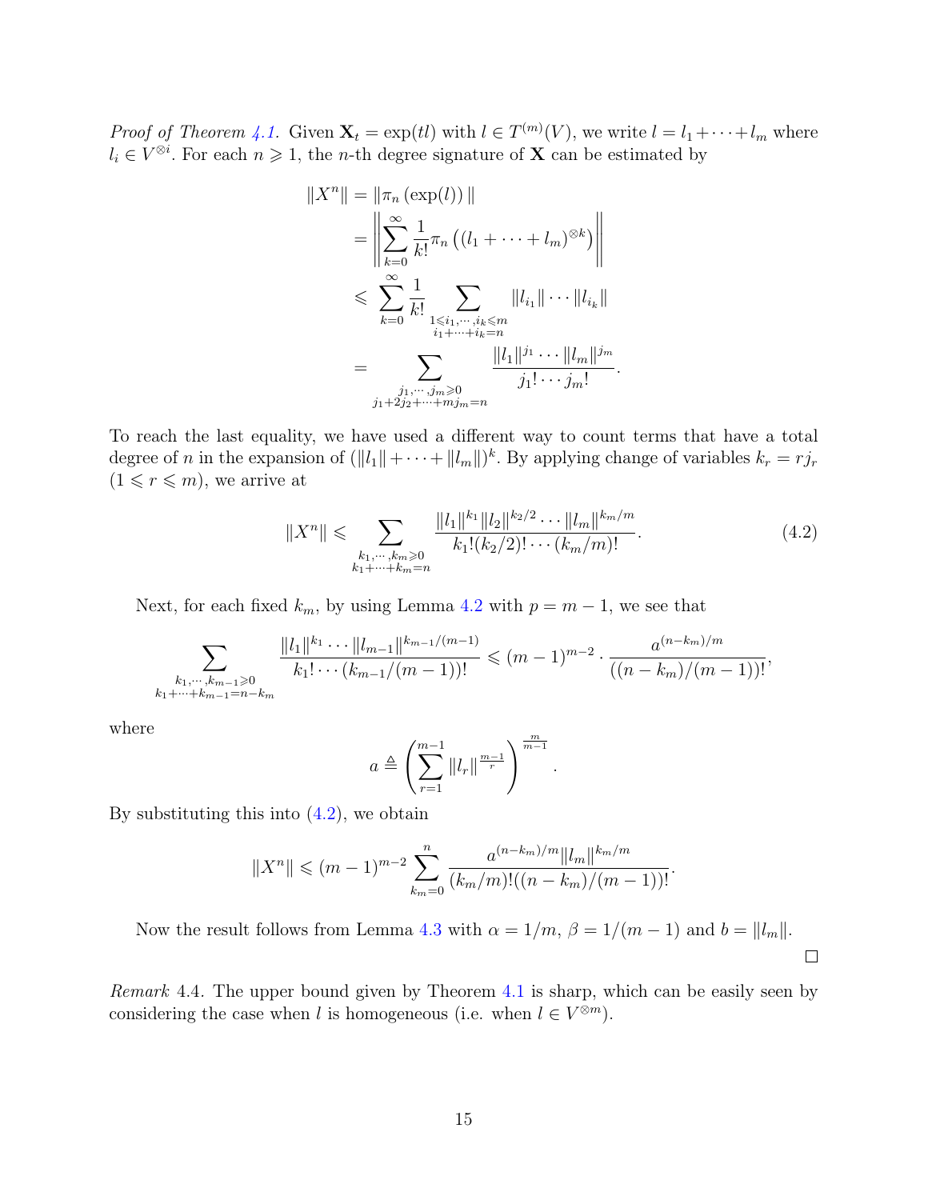*Proof of Theorem 4.1.* Given $\mathbf{X}_t = \exp(tl)$ with $l \in T^{(m)}(V)$, we write $l = l_1 + \cdots + l_m$ where $l_i \in V^{\otimes i}$. For each $n \geqslant 1$, the $n$-th degree signature of $\mathbf{X}$ can be estimated by

$$
\begin{aligned}
\|X^n\| &= \|\pi_n(\exp(l))\| \\
&= \left\| \sum_{k=0}^{\infty} \frac{1}{k!} \pi_n\left((l_1 + \cdots + l_m)^{\otimes k}\right) \right\| \\
&\leqslant \sum_{k=0}^{\infty} \frac{1}{k!} \sum_{\substack{1 \leqslant i_1, \cdots, i_k \leqslant m \\ i_1 + \cdots + i_k = n}} \|l_{i_1}\| \cdots \|l_{i_k}\| \\
&= \sum_{\substack{j_1, \cdots, j_m \geqslant 0 \\ j_1 + 2j_2 + \cdots + mj_m = n}} \frac{\|l_1\|^{j_1} \cdots \|l_m\|^{j_m}}{j_1! \cdots j_m!}.
\end{aligned}
$$

To reach the last equality, we have used a different way to count terms that have a total degree of $n$ in the expansion of $(\|l_1\| + \cdots + \|l_m\|)^k$. By applying change of variables $k_r = rj_r$ ($1 \leqslant r \leqslant m$), we arrive at

$$
\|X^n\| \leqslant \sum_{\substack{k_1, \cdots, k_m \geqslant 0 \\ k_1 + \cdots + k_m = n}} \frac{\|l_1\|^{k_1} \|l_2\|^{k_2/2} \cdots \|l_m\|^{k_m/m}}{k_1!(k_2/2)! \cdots (k_m/m)!}. \tag{4.2}
$$

Next, for each fixed $k_m$, by using Lemma 4.2 with $p = m-1$, we see that

$$
\sum_{\substack{k_1, \cdots, k_{m-1} \geqslant 0 \\ k_1 + \cdots + k_{m-1} = n - k_m}} \frac{\|l_1\|^{k_1} \cdots \|l_{m-1}\|^{k_{m-1}/(m-1)}}{k_1! \cdots (k_{m-1}/(m-1))!} \leqslant (m-1)^{m-2} \cdot \frac{a^{(n-k_m)/m}}{((n-k_m)/(m-1))!},
$$

where

$$
a \triangleq \left( \sum_{r=1}^{m-1} \|l_r\|^{\frac{m-1}{r}} \right)^{\frac{m}{m-1}}.
$$

By substituting this into (4.2), we obtain

$$
\|X^n\| \leqslant (m-1)^{m-2} \sum_{k_m=0}^{n} \frac{a^{(n-k_m)/m} \|l_m\|^{k_m/m}}{(k_m/m)!((n-k_m)/(m-1))!}.
$$

Now the result follows from Lemma 4.3 with $\alpha = 1/m$, $\beta = 1/(m-1)$ and $b = \|l_m\|$. $\square$

*Remark* 4.4. The upper bound given by Theorem 4.1 is sharp, which can be easily seen by considering the case when $l$ is homogeneous (i.e. when $l \in V^{\otimes m}$).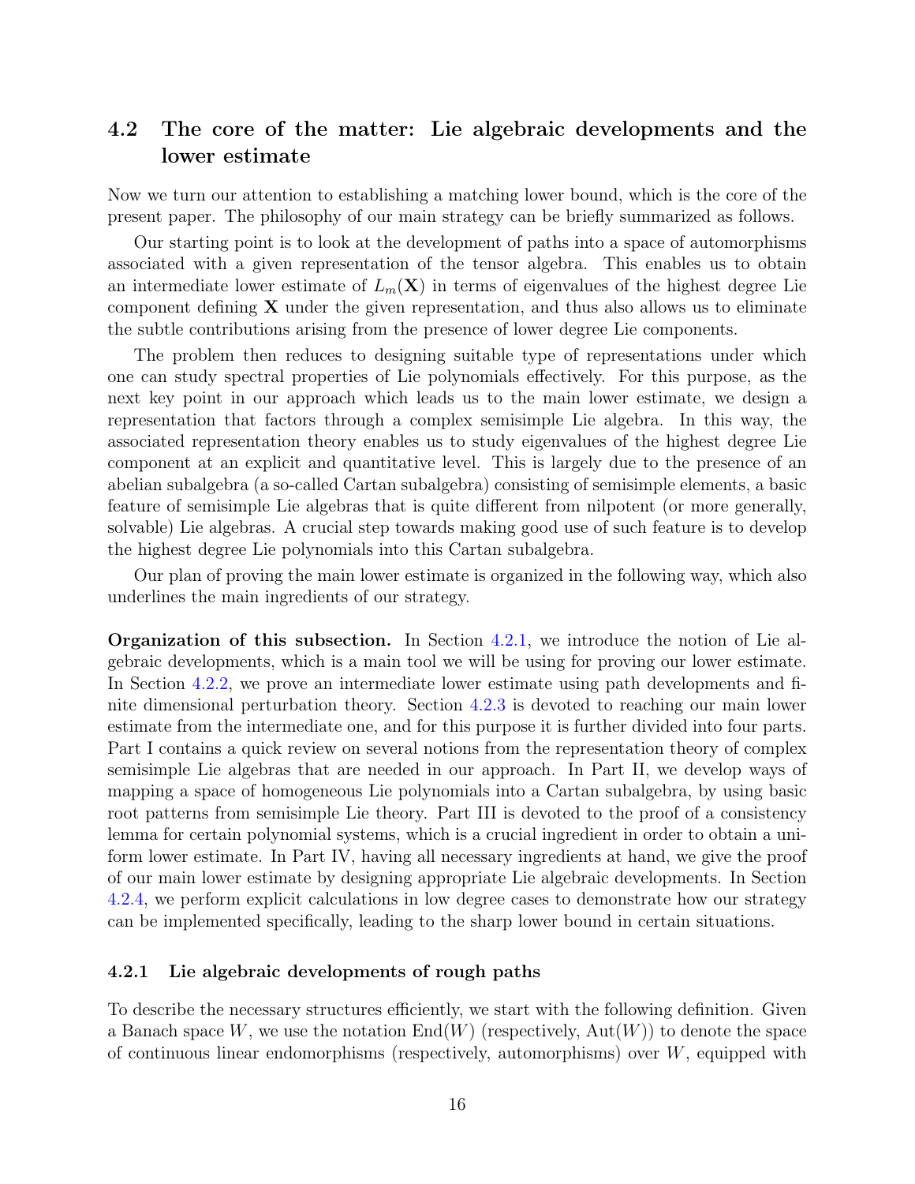## 4.2 The core of the matter: Lie algebraic developments and the lower estimate

Now we turn our attention to establishing a matching lower bound, which is the core of the present paper. The philosophy of our main strategy can be briefly summarized as follows.

Our starting point is to look at the development of paths into a space of automorphisms associated with a given representation of the tensor algebra. This enables us to obtain an intermediate lower estimate of $L_m(\mathbf{X})$ in terms of eigenvalues of the highest degree Lie component defining $\mathbf{X}$ under the given representation, and thus also allows us to eliminate the subtle contributions arising from the presence of lower degree Lie components.

The problem then reduces to designing suitable type of representations under which one can study spectral properties of Lie polynomials effectively. For this purpose, as the next key point in our approach which leads us to the main lower estimate, we design a representation that factors through a complex semisimple Lie algebra. In this way, the associated representation theory enables us to study eigenvalues of the highest degree Lie component at an explicit and quantitative level. This is largely due to the presence of an abelian subalgebra (a so-called Cartan subalgebra) consisting of semisimple elements, a basic feature of semisimple Lie algebras that is quite different from nilpotent (or more generally, solvable) Lie algebras. A crucial step towards making good use of such feature is to develop the highest degree Lie polynomials into this Cartan subalgebra.

Our plan of proving the main lower estimate is organized in the following way, which also underlines the main ingredients of our strategy.

**Organization of this subsection.** In Section 4.2.1, we introduce the notion of Lie algebraic developments, which is a main tool we will be using for proving our lower estimate. In Section 4.2.2, we prove an intermediate lower estimate using path developments and finite dimensional perturbation theory. Section 4.2.3 is devoted to reaching our main lower estimate from the intermediate one, and for this purpose it is further divided into four parts. Part I contains a quick review on several notions from the representation theory of complex semisimple Lie algebras that are needed in our approach. In Part II, we develop ways of mapping a space of homogeneous Lie polynomials into a Cartan subalgebra, by using basic root patterns from semisimple Lie theory. Part III is devoted to the proof of a consistency lemma for certain polynomial systems, which is a crucial ingredient in order to obtain a uniform lower estimate. In Part IV, having all necessary ingredients at hand, we give the proof of our main lower estimate by designing appropriate Lie algebraic developments. In Section 4.2.4, we perform explicit calculations in low degree cases to demonstrate how our strategy can be implemented specifically, leading to the sharp lower bound in certain situations.

### 4.2.1 Lie algebraic developments of rough paths

To describe the necessary structures efficiently, we start with the following definition. Given a Banach space $W$, we use the notation $\mathrm{End}(W)$ (respectively, $\mathrm{Aut}(W)$) to denote the space of continuous linear endomorphisms (respectively, automorphisms) over $W$, equipped with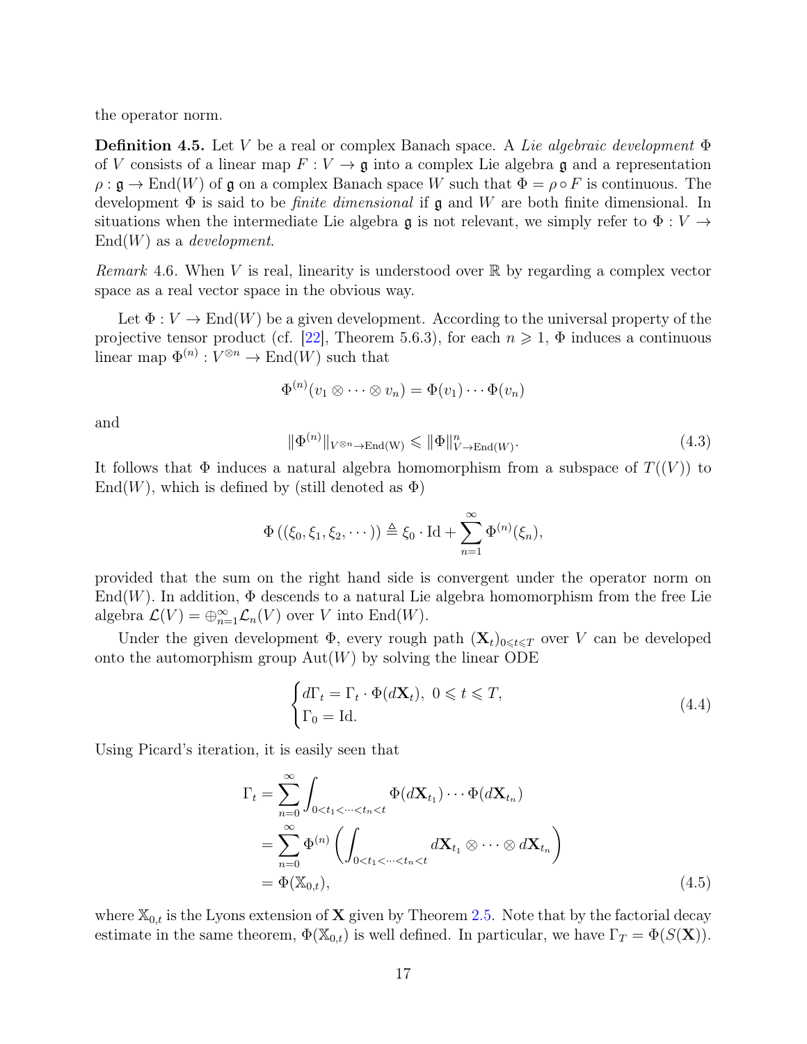the operator norm.

**Definition 4.5.** Let $V$ be a real or complex Banach space. A *Lie algebraic development* $\Phi$ of $V$ consists of a linear map $F : V \to \mathfrak{g}$ into a complex Lie algebra $\mathfrak{g}$ and a representation $\rho : \mathfrak{g} \to \mathrm{End}(W)$ of $\mathfrak{g}$ on a complex Banach space $W$ such that $\Phi = \rho \circ F$ is continuous. The development $\Phi$ is said to be *finite dimensional* if $\mathfrak{g}$ and $W$ are both finite dimensional. In situations when the intermediate Lie algebra $\mathfrak{g}$ is not relevant, we simply refer to $\Phi : V \to \mathrm{End}(W)$ as a *development*.

*Remark* 4.6. When $V$ is real, linearity is understood over $\mathbb{R}$ by regarding a complex vector space as a real vector space in the obvious way.

Let $\Phi : V \to \mathrm{End}(W)$ be a given development. According to the universal property of the projective tensor product (cf. [22], Theorem 5.6.3), for each $n \geqslant 1$, $\Phi$ induces a continuous linear map $\Phi^{(n)} : V^{\otimes n} \to \mathrm{End}(W)$ such that

$$\Phi^{(n)}(v_1 \otimes \cdots \otimes v_n) = \Phi(v_1) \cdots \Phi(v_n)$$

and

$$\|\Phi^{(n)}\|_{V^{\otimes n} \to \mathrm{End(W)}} \leqslant \|\Phi\|^n_{V \to \mathrm{End}(W)}. \tag{4.3}$$

It follows that $\Phi$ induces a natural algebra homomorphism from a subspace of $T((V))$ to $\mathrm{End}(W)$, which is defined by (still denoted as $\Phi$)

$$\Phi\left((\xi_0, \xi_1, \xi_2, \cdots)\right) \triangleq \xi_0 \cdot \mathrm{Id} + \sum_{n=1}^{\infty} \Phi^{(n)}(\xi_n),$$

provided that the sum on the right hand side is convergent under the operator norm on $\mathrm{End}(W)$. In addition, $\Phi$ descends to a natural Lie algebra homomorphism from the free Lie algebra $\mathcal{L}(V) = \oplus_{n=1}^{\infty} \mathcal{L}_n(V)$ over $V$ into $\mathrm{End}(W)$.

Under the given development $\Phi$, every rough path $(\mathbf{X}_t)_{0 \leqslant t \leqslant T}$ over $V$ can be developed onto the automorphism group $\mathrm{Aut}(W)$ by solving the linear ODE

$$\begin{cases} d\Gamma_t = \Gamma_t \cdot \Phi(d\mathbf{X}_t), \ 0 \leqslant t \leqslant T, \\ \Gamma_0 = \mathrm{Id}. \end{cases} \tag{4.4}$$

Using Picard's iteration, it is easily seen that

$$\begin{aligned} \Gamma_t &= \sum_{n=0}^{\infty} \int_{0<t_1<\cdots<t_n<t} \Phi(d\mathbf{X}_{t_1}) \cdots \Phi(d\mathbf{X}_{t_n}) \\ &= \sum_{n=0}^{\infty} \Phi^{(n)} \left( \int_{0<t_1<\cdots<t_n<t} d\mathbf{X}_{t_1} \otimes \cdots \otimes d\mathbf{X}_{t_n} \right) \\ &= \Phi(\mathbb{X}_{0,t}), \end{aligned} \tag{4.5}$$

where $\mathbb{X}_{0,t}$ is the Lyons extension of $\mathbf{X}$ given by Theorem 2.5. Note that by the factorial decay estimate in the same theorem, $\Phi(\mathbb{X}_{0,t})$ is well defined. In particular, we have $\Gamma_T = \Phi(S(\mathbf{X}))$.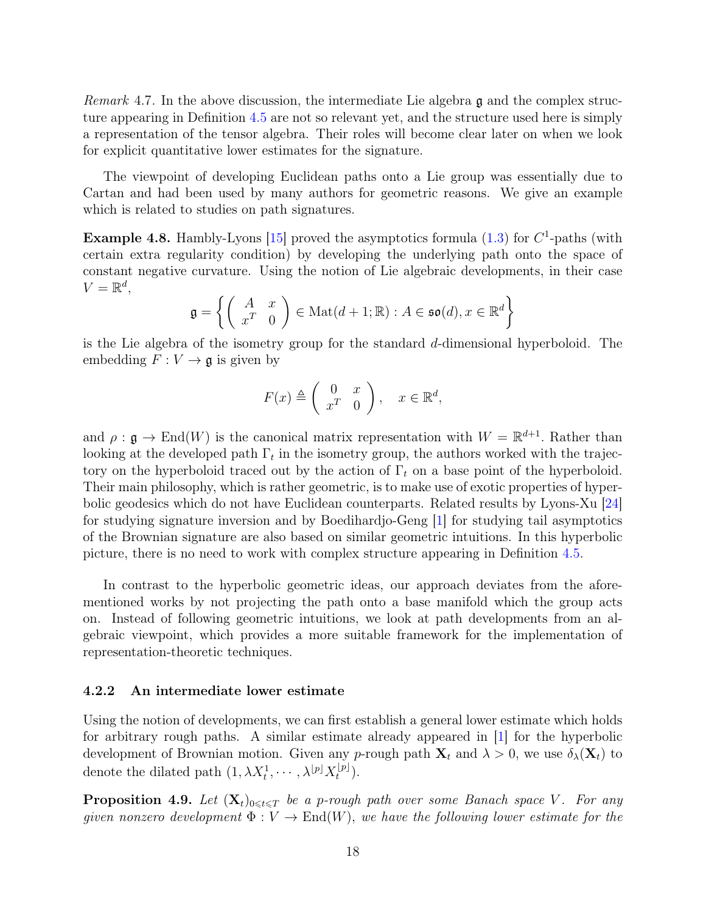*Remark* 4.7. In the above discussion, the intermediate Lie algebra $\mathfrak{g}$ and the complex structure appearing in Definition 4.5 are not so relevant yet, and the structure used here is simply a representation of the tensor algebra. Their roles will become clear later on when we look for explicit quantitative lower estimates for the signature.

The viewpoint of developing Euclidean paths onto a Lie group was essentially due to Cartan and had been used by many authors for geometric reasons. We give an example which is related to studies on path signatures.

**Example 4.8.** Hambly-Lyons [15] proved the asymptotics formula (1.3) for $C^1$-paths (with certain extra regularity condition) by developing the underlying path onto the space of constant negative curvature. Using the notion of Lie algebraic developments, in their case $V = \mathbb{R}^d$,

$$\mathfrak{g} = \left\{ \begin{pmatrix} A & x \\ x^T & 0 \end{pmatrix} \in \mathrm{Mat}(d+1;\mathbb{R}) : A \in \mathfrak{so}(d), x \in \mathbb{R}^d \right\}$$

is the Lie algebra of the isometry group for the standard $d$-dimensional hyperboloid. The embedding $F : V \to \mathfrak{g}$ is given by

$$F(x) \triangleq \begin{pmatrix} 0 & x \\ x^T & 0 \end{pmatrix}, \quad x \in \mathbb{R}^d,$$

and $\rho : \mathfrak{g} \to \mathrm{End}(W)$ is the canonical matrix representation with $W = \mathbb{R}^{d+1}$. Rather than looking at the developed path $\Gamma_t$ in the isometry group, the authors worked with the trajectory on the hyperboloid traced out by the action of $\Gamma_t$ on a base point of the hyperboloid. Their main philosophy, which is rather geometric, is to make use of exotic properties of hyperbolic geodesics which do not have Euclidean counterparts. Related results by Lyons-Xu [24] for studying signature inversion and by Boedihardjo-Geng [1] for studying tail asymptotics of the Brownian signature are also based on similar geometric intuitions. In this hyperbolic picture, there is no need to work with complex structure appearing in Definition 4.5.

In contrast to the hyperbolic geometric ideas, our approach deviates from the aforementioned works by not projecting the path onto a base manifold which the group acts on. Instead of following geometric intuitions, we look at path developments from an algebraic viewpoint, which provides a more suitable framework for the implementation of representation-theoretic techniques.

### 4.2.2 An intermediate lower estimate

Using the notion of developments, we can first establish a general lower estimate which holds for arbitrary rough paths. A similar estimate already appeared in [1] for the hyperbolic development of Brownian motion. Given any $p$-rough path $\mathbf{X}_t$ and $\lambda > 0$, we use $\delta_\lambda(\mathbf{X}_t)$ to denote the dilated path $(1, \lambda X_t^1, \cdots, \lambda^{\lfloor p \rfloor} X_t^{\lfloor p \rfloor})$.

**Proposition 4.9.** *Let $(\mathbf{X}_t)_{0 \leqslant t \leqslant T}$ be a $p$-rough path over some Banach space $V$. For any given nonzero development $\Phi : V \to \mathrm{End}(W)$, we have the following lower estimate for the*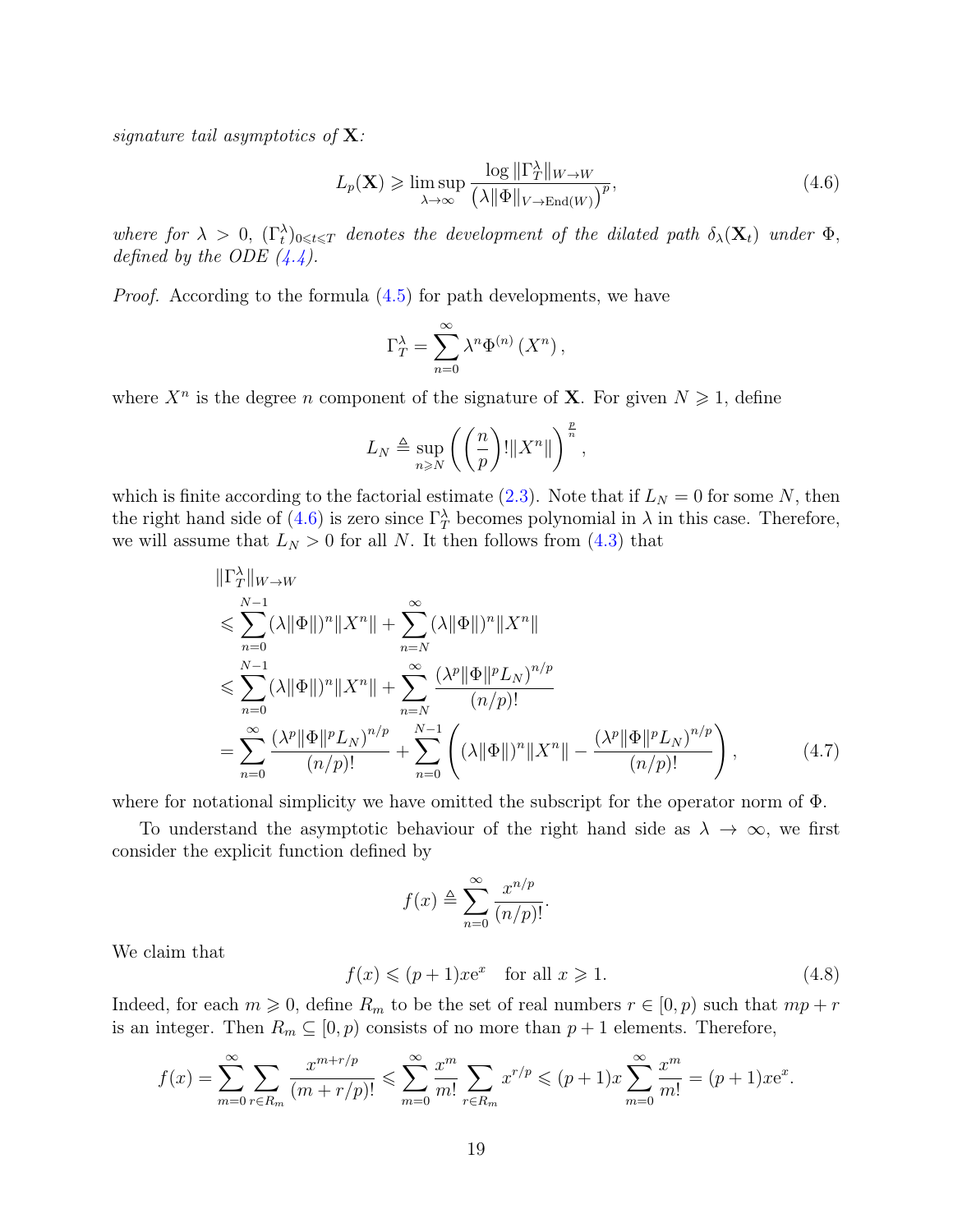*signature tail asymptotics of* $\mathbf{X}$*:*

$$L_p(\mathbf{X}) \geqslant \limsup_{\lambda\to\infty} \frac{\log \|\Gamma_T^\lambda\|_{W\to W}}{\left(\lambda\|\Phi\|_{V\to\mathrm{End}(W)}\right)^p}, \tag{4.6}$$

*where for* $\lambda > 0$*,* $(\Gamma_t^\lambda)_{0\leqslant t\leqslant T}$ *denotes the development of the dilated path* $\delta_\lambda(\mathbf{X}_t)$ *under* $\Phi$*, defined by the ODE (4.4).*

*Proof.* According to the formula (4.5) for path developments, we have

$$\Gamma_T^\lambda = \sum_{n=0}^\infty \lambda^n \Phi^{(n)}\left(X^n\right),$$

where $X^n$ is the degree $n$ component of the signature of $\mathbf{X}$. For given $N \geqslant 1$, define

$$L_N \triangleq \sup_{n\geqslant N}\left(\left(\frac{n}{p}\right)!\|X^n\|\right)^{\frac{p}{n}},$$

which is finite according to the factorial estimate (2.3). Note that if $L_N = 0$ for some $N$, then the right hand side of (4.6) is zero since $\Gamma_T^\lambda$ becomes polynomial in $\lambda$ in this case. Therefore, we will assume that $L_N > 0$ for all $N$. It then follows from (4.3) that

$$\begin{aligned}
&\|\Gamma_T^\lambda\|_{W\to W} \\
&\leqslant \sum_{n=0}^{N-1}(\lambda\|\Phi\|)^n\|X^n\| + \sum_{n=N}^{\infty}(\lambda\|\Phi\|)^n\|X^n\| \\
&\leqslant \sum_{n=0}^{N-1}(\lambda\|\Phi\|)^n\|X^n\| + \sum_{n=N}^{\infty}\frac{(\lambda^p\|\Phi\|^pL_N)^{n/p}}{(n/p)!} \\
&= \sum_{n=0}^{\infty}\frac{(\lambda^p\|\Phi\|^pL_N)^{n/p}}{(n/p)!} + \sum_{n=0}^{N-1}\left((\lambda\|\Phi\|)^n\|X^n\| - \frac{(\lambda^p\|\Phi\|^pL_N)^{n/p}}{(n/p)!}\right),
\end{aligned} \tag{4.7}$$

where for notational simplicity we have omitted the subscript for the operator norm of $\Phi$.

To understand the asymptotic behaviour of the right hand side as $\lambda \to \infty$, we first consider the explicit function defined by

$$f(x) \triangleq \sum_{n=0}^\infty \frac{x^{n/p}}{(n/p)!}.$$

We claim that

$$f(x) \leqslant (p+1)xe^x \quad \text{for all } x \geqslant 1. \tag{4.8}$$

Indeed, for each $m \geqslant 0$, define $R_m$ to be the set of real numbers $r \in [0, p)$ such that $mp + r$ is an integer. Then $R_m \subseteq [0, p)$ consists of no more than $p + 1$ elements. Therefore,

$$f(x) = \sum_{m=0}^\infty \sum_{r\in R_m} \frac{x^{m+r/p}}{(m+r/p)!} \leqslant \sum_{m=0}^\infty \frac{x^m}{m!}\sum_{r\in R_m} x^{r/p} \leqslant (p+1)x\sum_{m=0}^\infty \frac{x^m}{m!} = (p+1)xe^x.$$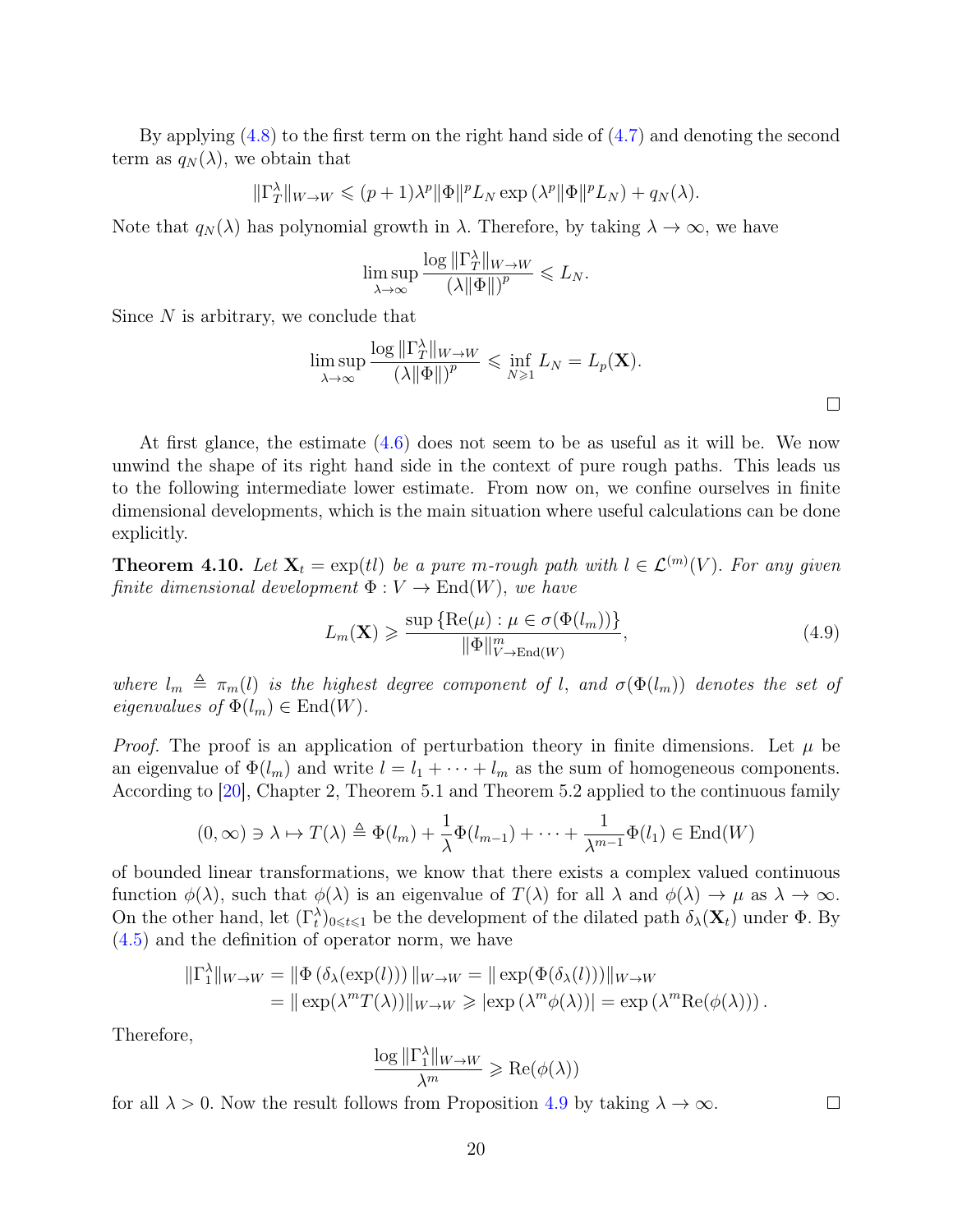By applying (4.8) to the first term on the right hand side of (4.7) and denoting the second term as $q_N(\lambda)$, we obtain that

$$\|\Gamma_T^\lambda\|_{W\to W} \leqslant (p+1)\lambda^p\|\Phi\|^p L_N \exp\left(\lambda^p\|\Phi\|^p L_N\right) + q_N(\lambda).$$

Note that $q_N(\lambda)$ has polynomial growth in $\lambda$. Therefore, by taking $\lambda\to\infty$, we have

$$\limsup_{\lambda\to\infty}\frac{\log\|\Gamma_T^\lambda\|_{W\to W}}{(\lambda\|\Phi\|)^p}\leqslant L_N.$$

Since $N$ is arbitrary, we conclude that

$$\limsup_{\lambda\to\infty}\frac{\log\|\Gamma_T^\lambda\|_{W\to W}}{(\lambda\|\Phi\|)^p}\leqslant \inf_{N\geqslant 1} L_N = L_p(\mathbf{X}).$$

□

At first glance, the estimate (4.6) does not seem to be as useful as it will be. We now unwind the shape of its right hand side in the context of pure rough paths. This leads us to the following intermediate lower estimate. From now on, we confine ourselves in finite dimensional developments, which is the main situation where useful calculations can be done explicitly.

**Theorem 4.10.** *Let $\mathbf{X}_t = \exp(tl)$ be a pure $m$-rough path with $l\in\mathcal{L}^{(m)}(V)$. For any given finite dimensional development $\Phi : V\to \mathrm{End}(W)$, we have*

$$L_m(\mathbf{X}) \geqslant \frac{\sup\left\{\mathrm{Re}(\mu) : \mu\in\sigma(\Phi(l_m))\right\}}{\|\Phi\|^m_{V\to\mathrm{End}(W)}}, \tag{4.9}$$

*where $l_m \triangleq \pi_m(l)$ is the highest degree component of $l$, and $\sigma(\Phi(l_m))$ denotes the set of eigenvalues of $\Phi(l_m)\in\mathrm{End}(W)$.*

*Proof.* The proof is an application of perturbation theory in finite dimensions. Let $\mu$ be an eigenvalue of $\Phi(l_m)$ and write $l = l_1 + \cdots + l_m$ as the sum of homogeneous components. According to [20], Chapter 2, Theorem 5.1 and Theorem 5.2 applied to the continuous family

$$(0,\infty)\ni\lambda\mapsto T(\lambda)\triangleq \Phi(l_m) + \frac{1}{\lambda}\Phi(l_{m-1}) + \cdots + \frac{1}{\lambda^{m-1}}\Phi(l_1)\in\mathrm{End}(W)$$

of bounded linear transformations, we know that there exists a complex valued continuous function $\phi(\lambda)$, such that $\phi(\lambda)$ is an eigenvalue of $T(\lambda)$ for all $\lambda$ and $\phi(\lambda)\to\mu$ as $\lambda\to\infty$. On the other hand, let $(\Gamma_t^\lambda)_{0\leqslant t\leqslant 1}$ be the development of the dilated path $\delta_\lambda(\mathbf{X}_t)$ under $\Phi$. By (4.5) and the definition of operator norm, we have

$$\begin{aligned}
\|\Gamma_1^\lambda\|_{W\to W} &= \|\Phi\left(\delta_\lambda(\exp(l))\right)\|_{W\to W} = \|\exp(\Phi(\delta_\lambda(l)))\|_{W\to W} \\
&= \|\exp(\lambda^m T(\lambda))\|_{W\to W} \geqslant |\exp\left(\lambda^m\phi(\lambda)\right)| = \exp\left(\lambda^m\mathrm{Re}(\phi(\lambda))\right).
\end{aligned}$$

Therefore,

$$\frac{\log\|\Gamma_1^\lambda\|_{W\to W}}{\lambda^m}\geqslant \mathrm{Re}(\phi(\lambda))$$

for all $\lambda>0$. Now the result follows from Proposition 4.9 by taking $\lambda\to\infty$. □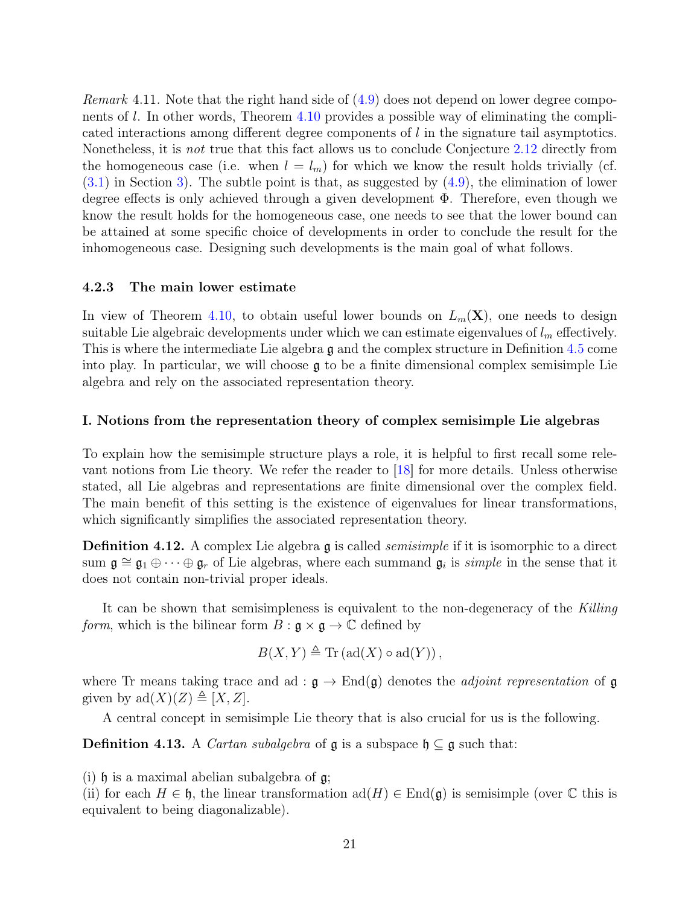*Remark* 4.11. Note that the right hand side of (4.9) does not depend on lower degree components of $l$. In other words, Theorem 4.10 provides a possible way of eliminating the complicated interactions among different degree components of $l$ in the signature tail asymptotics. Nonetheless, it is *not* true that this fact allows us to conclude Conjecture 2.12 directly from the homogeneous case (i.e. when $l = l_m$) for which we know the result holds trivially (cf. (3.1) in Section 3). The subtle point is that, as suggested by (4.9), the elimination of lower degree effects is only achieved through a given development $\Phi$. Therefore, even though we know the result holds for the homogeneous case, one needs to see that the lower bound can be attained at some specific choice of developments in order to conclude the result for the inhomogeneous case. Designing such developments is the main goal of what follows.

### 4.2.3 The main lower estimate

In view of Theorem 4.10, to obtain useful lower bounds on $L_m(\mathbf{X})$, one needs to design suitable Lie algebraic developments under which we can estimate eigenvalues of $l_m$ effectively. This is where the intermediate Lie algebra $\mathfrak{g}$ and the complex structure in Definition 4.5 come into play. In particular, we will choose $\mathfrak{g}$ to be a finite dimensional complex semisimple Lie algebra and rely on the associated representation theory.

**I. Notions from the representation theory of complex semisimple Lie algebras**

To explain how the semisimple structure plays a role, it is helpful to first recall some relevant notions from Lie theory. We refer the reader to [18] for more details. Unless otherwise stated, all Lie algebras and representations are finite dimensional over the complex field. The main benefit of this setting is the existence of eigenvalues for linear transformations, which significantly simplifies the associated representation theory.

**Definition 4.12.** A complex Lie algebra $\mathfrak{g}$ is called *semisimple* if it is isomorphic to a direct sum $\mathfrak{g} \cong \mathfrak{g}_1 \oplus \cdots \oplus \mathfrak{g}_r$ of Lie algebras, where each summand $\mathfrak{g}_i$ is *simple* in the sense that it does not contain non-trivial proper ideals.

It can be shown that semisimpleness is equivalent to the non-degeneracy of the *Killing form*, which is the bilinear form $B : \mathfrak{g} \times \mathfrak{g} \to \mathbb{C}$ defined by

$$B(X, Y) \triangleq \mathrm{Tr}\left(\mathrm{ad}(X) \circ \mathrm{ad}(Y)\right),$$

where Tr means taking trace and $\mathrm{ad} : \mathfrak{g} \to \mathrm{End}(\mathfrak{g})$ denotes the *adjoint representation* of $\mathfrak{g}$ given by $\mathrm{ad}(X)(Z) \triangleq [X, Z]$.

A central concept in semisimple Lie theory that is also crucial for us is the following.

**Definition 4.13.** A *Cartan subalgebra* of $\mathfrak{g}$ is a subspace $\mathfrak{h} \subseteq \mathfrak{g}$ such that:

(i) $\mathfrak{h}$ is a maximal abelian subalgebra of $\mathfrak{g}$;
(ii) for each $H \in \mathfrak{h}$, the linear transformation $\mathrm{ad}(H) \in \mathrm{End}(\mathfrak{g})$ is semisimple (over $\mathbb{C}$ this is equivalent to being diagonalizable).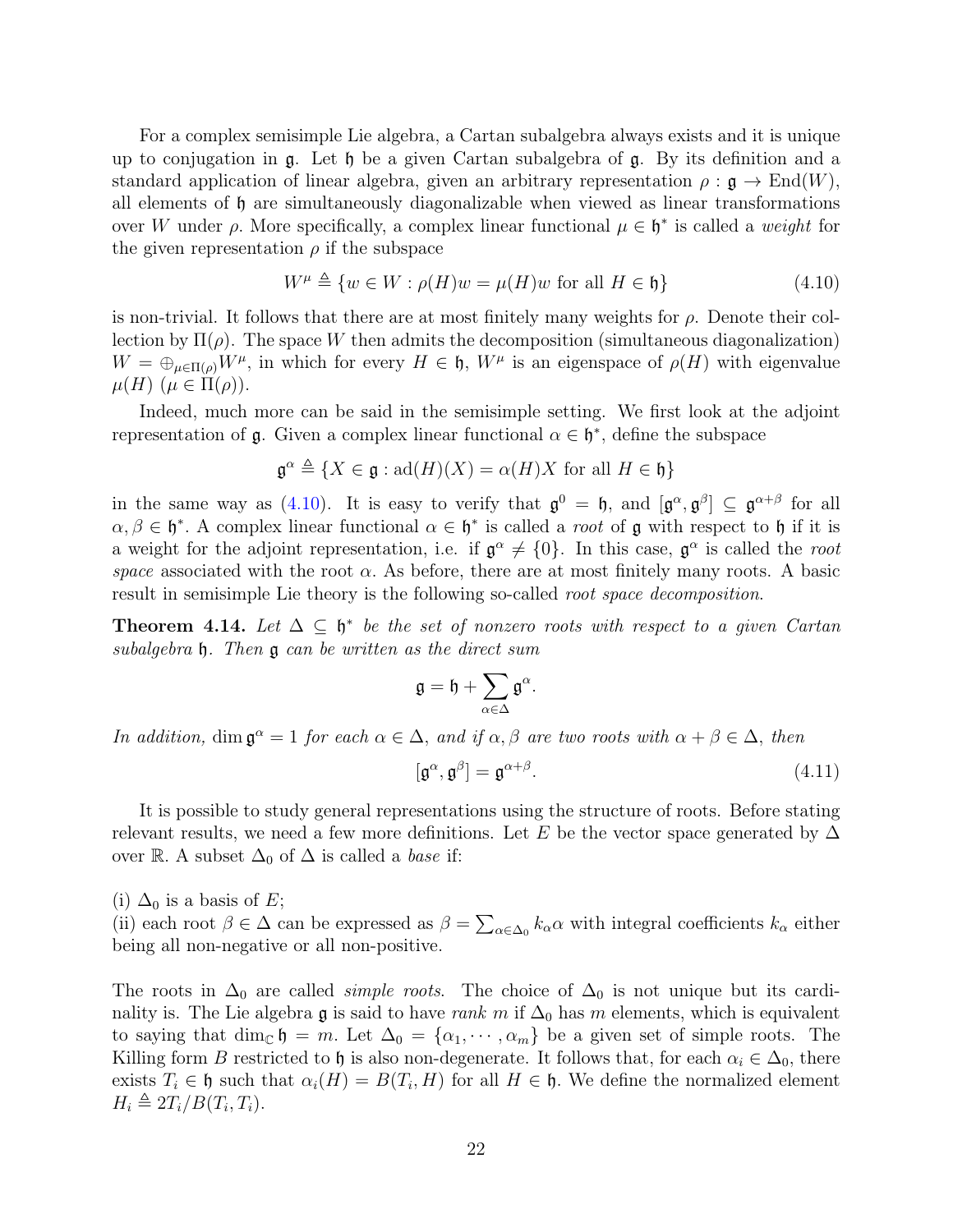For a complex semisimple Lie algebra, a Cartan subalgebra always exists and it is unique up to conjugation in $\mathfrak{g}$. Let $\mathfrak{h}$ be a given Cartan subalgebra of $\mathfrak{g}$. By its definition and a standard application of linear algebra, given an arbitrary representation $\rho : \mathfrak{g} \to \mathrm{End}(W)$, all elements of $\mathfrak{h}$ are simultaneously diagonalizable when viewed as linear transformations over $W$ under $\rho$. More specifically, a complex linear functional $\mu \in \mathfrak{h}^*$ is called a *weight* for the given representation $\rho$ if the subspace

$$W^\mu \triangleq \{w \in W : \rho(H)w = \mu(H)w \text{ for all } H \in \mathfrak{h}\} \tag{4.10}$$

is non-trivial. It follows that there are at most finitely many weights for $\rho$. Denote their collection by $\Pi(\rho)$. The space $W$ then admits the decomposition (simultaneous diagonalization) $W = \oplus_{\mu \in \Pi(\rho)} W^\mu$, in which for every $H \in \mathfrak{h}$, $W^\mu$ is an eigenspace of $\rho(H)$ with eigenvalue $\mu(H)$ ($\mu \in \Pi(\rho)$).

Indeed, much more can be said in the semisimple setting. We first look at the adjoint representation of $\mathfrak{g}$. Given a complex linear functional $\alpha \in \mathfrak{h}^*$, define the subspace

$$\mathfrak{g}^\alpha \triangleq \{X \in \mathfrak{g} : \mathrm{ad}(H)(X) = \alpha(H)X \text{ for all } H \in \mathfrak{h}\}$$

in the same way as (4.10). It is easy to verify that $\mathfrak{g}^0 = \mathfrak{h}$, and $[\mathfrak{g}^\alpha, \mathfrak{g}^\beta] \subseteq \mathfrak{g}^{\alpha+\beta}$ for all $\alpha, \beta \in \mathfrak{h}^*$. A complex linear functional $\alpha \in \mathfrak{h}^*$ is called a *root* of $\mathfrak{g}$ with respect to $\mathfrak{h}$ if it is a weight for the adjoint representation, i.e. if $\mathfrak{g}^\alpha \neq \{0\}$. In this case, $\mathfrak{g}^\alpha$ is called the *root space* associated with the root $\alpha$. As before, there are at most finitely many roots. A basic result in semisimple Lie theory is the following so-called *root space decomposition*.

**Theorem 4.14.** *Let $\Delta \subseteq \mathfrak{h}^*$ be the set of nonzero roots with respect to a given Cartan subalgebra $\mathfrak{h}$. Then $\mathfrak{g}$ can be written as the direct sum*

$$\mathfrak{g} = \mathfrak{h} + \sum_{\alpha \in \Delta} \mathfrak{g}^\alpha.$$

*In addition, $\dim \mathfrak{g}^\alpha = 1$ for each $\alpha \in \Delta$, and if $\alpha, \beta$ are two roots with $\alpha + \beta \in \Delta$, then*

$$[\mathfrak{g}^\alpha, \mathfrak{g}^\beta] = \mathfrak{g}^{\alpha+\beta}. \tag{4.11}$$

It is possible to study general representations using the structure of roots. Before stating relevant results, we need a few more definitions. Let $E$ be the vector space generated by $\Delta$ over $\mathbb{R}$. A subset $\Delta_0$ of $\Delta$ is called a *base* if:

(i) $\Delta_0$ is a basis of $E$;
(ii) each root $\beta \in \Delta$ can be expressed as $\beta = \sum_{\alpha \in \Delta_0} k_\alpha \alpha$ with integral coefficients $k_\alpha$ either being all non-negative or all non-positive.

The roots in $\Delta_0$ are called *simple roots*. The choice of $\Delta_0$ is not unique but its cardinality is. The Lie algebra $\mathfrak{g}$ is said to have *rank* $m$ if $\Delta_0$ has $m$ elements, which is equivalent to saying that $\dim_{\mathbb{C}} \mathfrak{h} = m$. Let $\Delta_0 = \{\alpha_1, \cdots, \alpha_m\}$ be a given set of simple roots. The Killing form $B$ restricted to $\mathfrak{h}$ is also non-degenerate. It follows that, for each $\alpha_i \in \Delta_0$, there exists $T_i \in \mathfrak{h}$ such that $\alpha_i(H) = B(T_i, H)$ for all $H \in \mathfrak{h}$. We define the normalized element $H_i \triangleq 2T_i/B(T_i, T_i)$.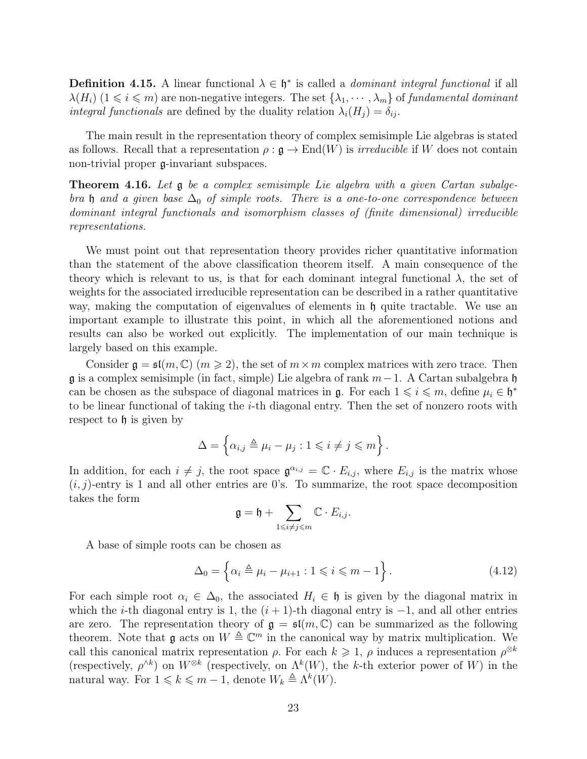**Definition 4.15.** A linear functional $\lambda \in \mathfrak{h}^*$ is called a *dominant integral functional* if all $\lambda(H_i)$ $(1 \leqslant i \leqslant m)$ are non-negative integers. The set $\{\lambda_1, \cdots, \lambda_m\}$ of *fundamental dominant integral functionals* are defined by the duality relation $\lambda_i(H_j) = \delta_{ij}$.

The main result in the representation theory of complex semisimple Lie algebras is stated as follows. Recall that a representation $\rho : \mathfrak{g} \to \mathrm{End}(W)$ is *irreducible* if $W$ does not contain non-trivial proper $\mathfrak{g}$-invariant subspaces.

**Theorem 4.16.** *Let $\mathfrak{g}$ be a complex semisimple Lie algebra with a given Cartan subalgebra $\mathfrak{h}$ and a given base $\Delta_0$ of simple roots. There is a one-to-one correspondence between dominant integral functionals and isomorphism classes of (finite dimensional) irreducible representations.*

We must point out that representation theory provides richer quantitative information than the statement of the above classification theorem itself. A main consequence of the theory which is relevant to us, is that for each dominant integral functional $\lambda$, the set of weights for the associated irreducible representation can be described in a rather quantitative way, making the computation of eigenvalues of elements in $\mathfrak{h}$ quite tractable. We use an important example to illustrate this point, in which all the aforementioned notions and results can also be worked out explicitly. The implementation of our main technique is largely based on this example.

Consider $\mathfrak{g} = \mathfrak{sl}(m, \mathbb{C})$ $(m \geqslant 2)$, the set of $m \times m$ complex matrices with zero trace. Then $\mathfrak{g}$ is a complex semisimple (in fact, simple) Lie algebra of rank $m-1$. A Cartan subalgebra $\mathfrak{h}$ can be chosen as the subspace of diagonal matrices in $\mathfrak{g}$. For each $1 \leqslant i \leqslant m$, define $\mu_i \in \mathfrak{h}^*$ to be linear functional of taking the $i$-th diagonal entry. Then the set of nonzero roots with respect to $\mathfrak{h}$ is given by

$$\Delta = \left\{ \alpha_{i,j} \triangleq \mu_i - \mu_j : 1 \leqslant i \neq j \leqslant m \right\}.$$

In addition, for each $i \neq j$, the root space $\mathfrak{g}^{\alpha_{i,j}} = \mathbb{C} \cdot E_{i,j}$, where $E_{i,j}$ is the matrix whose $(i,j)$-entry is 1 and all other entries are 0's. To summarize, the root space decomposition takes the form

$$\mathfrak{g} = \mathfrak{h} + \sum_{1 \leqslant i \neq j \leqslant m} \mathbb{C} \cdot E_{i,j}.$$

A base of simple roots can be chosen as

$$\Delta_0 = \left\{ \alpha_i \triangleq \mu_i - \mu_{i+1} : 1 \leqslant i \leqslant m-1 \right\}. \tag{4.12}$$

For each simple root $\alpha_i \in \Delta_0$, the associated $H_i \in \mathfrak{h}$ is given by the diagonal matrix in which the $i$-th diagonal entry is 1, the $(i+1)$-th diagonal entry is $-1$, and all other entries are zero. The representation theory of $\mathfrak{g} = \mathfrak{sl}(m, \mathbb{C})$ can be summarized as the following theorem. Note that $\mathfrak{g}$ acts on $W \triangleq \mathbb{C}^m$ in the canonical way by matrix multiplication. We call this canonical matrix representation $\rho$. For each $k \geqslant 1$, $\rho$ induces a representation $\rho^{\otimes k}$ (respectively, $\rho^{\wedge k}$) on $W^{\otimes k}$ (respectively, on $\Lambda^k(W)$, the $k$-th exterior power of $W$) in the natural way. For $1 \leqslant k \leqslant m-1$, denote $W_k \triangleq \Lambda^k(W)$.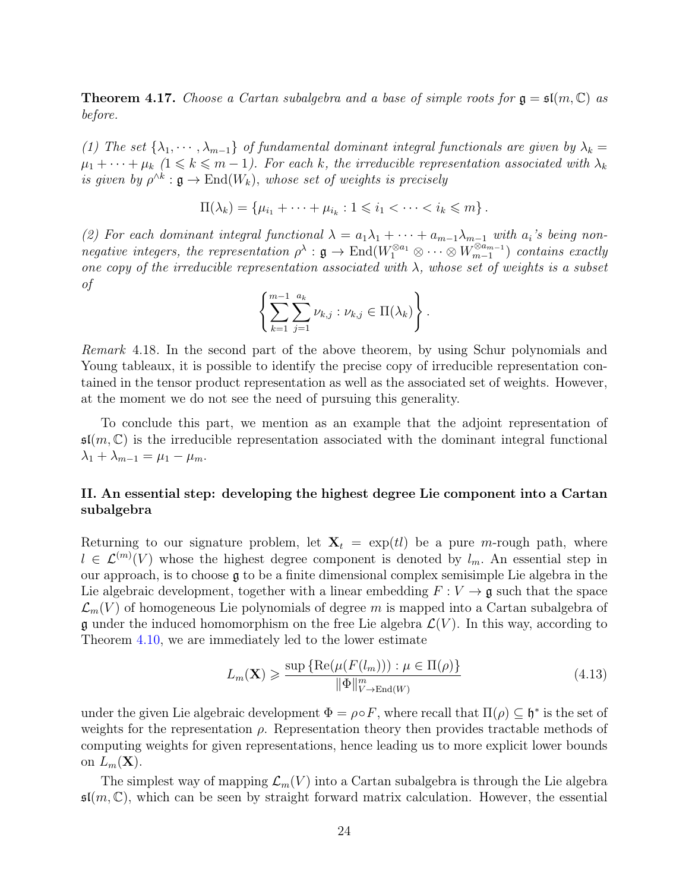**Theorem 4.17.** *Choose a Cartan subalgebra and a base of simple roots for $\mathfrak{g} = \mathfrak{sl}(m, \mathbb{C})$ as before.*

*(1) The set $\{\lambda_1, \cdots, \lambda_{m-1}\}$ of fundamental dominant integral functionals are given by $\lambda_k = \mu_1 + \cdots + \mu_k$ $(1 \leqslant k \leqslant m-1)$. For each $k$, the irreducible representation associated with $\lambda_k$ is given by $\rho^{\wedge k} : \mathfrak{g} \to \mathrm{End}(W_k)$, whose set of weights is precisely*

$$\Pi(\lambda_k) = \{\mu_{i_1} + \cdots + \mu_{i_k} : 1 \leqslant i_1 < \cdots < i_k \leqslant m\}.$$

*(2) For each dominant integral functional $\lambda = a_1\lambda_1 + \cdots + a_{m-1}\lambda_{m-1}$ with $a_i$'s being non-negative integers, the representation $\rho^\lambda : \mathfrak{g} \to \mathrm{End}(W_1^{\otimes a_1} \otimes \cdots \otimes W_{m-1}^{\otimes a_{m-1}})$ contains exactly one copy of the irreducible representation associated with $\lambda$, whose set of weights is a subset of*

$$\left\{ \sum_{k=1}^{m-1} \sum_{j=1}^{a_k} \nu_{k,j} : \nu_{k,j} \in \Pi(\lambda_k) \right\}.$$

*Remark* 4.18. In the second part of the above theorem, by using Schur polynomials and Young tableaux, it is possible to identify the precise copy of irreducible representation contained in the tensor product representation as well as the associated set of weights. However, at the moment we do not see the need of pursuing this generality.

To conclude this part, we mention as an example that the adjoint representation of $\mathfrak{sl}(m, \mathbb{C})$ is the irreducible representation associated with the dominant integral functional $\lambda_1 + \lambda_{m-1} = \mu_1 - \mu_m$.

**II. An essential step: developing the highest degree Lie component into a Cartan subalgebra**

Returning to our signature problem, let $\mathbf{X}_t = \exp(tl)$ be a pure $m$-rough path, where $l \in \mathcal{L}^{(m)}(V)$ whose the highest degree component is denoted by $l_m$. An essential step in our approach, is to choose $\mathfrak{g}$ to be a finite dimensional complex semisimple Lie algebra in the Lie algebraic development, together with a linear embedding $F : V \to \mathfrak{g}$ such that the space $\mathcal{L}_m(V)$ of homogeneous Lie polynomials of degree $m$ is mapped into a Cartan subalgebra of $\mathfrak{g}$ under the induced homomorphism on the free Lie algebra $\mathcal{L}(V)$. In this way, according to Theorem 4.10, we are immediately led to the lower estimate

$$L_m(\mathbf{X}) \geqslant \frac{\sup\{\mathrm{Re}(\mu(F(l_m))) : \mu \in \Pi(\rho)\}}{\|\Phi\|^m_{V \to \mathrm{End}(W)}} \tag{4.13}$$

under the given Lie algebraic development $\Phi = \rho \circ F$, where recall that $\Pi(\rho) \subseteq \mathfrak{h}^*$ is the set of weights for the representation $\rho$. Representation theory then provides tractable methods of computing weights for given representations, hence leading us to more explicit lower bounds on $L_m(\mathbf{X})$.

The simplest way of mapping $\mathcal{L}_m(V)$ into a Cartan subalgebra is through the Lie algebra $\mathfrak{sl}(m, \mathbb{C})$, which can be seen by straight forward matrix calculation. However, the essential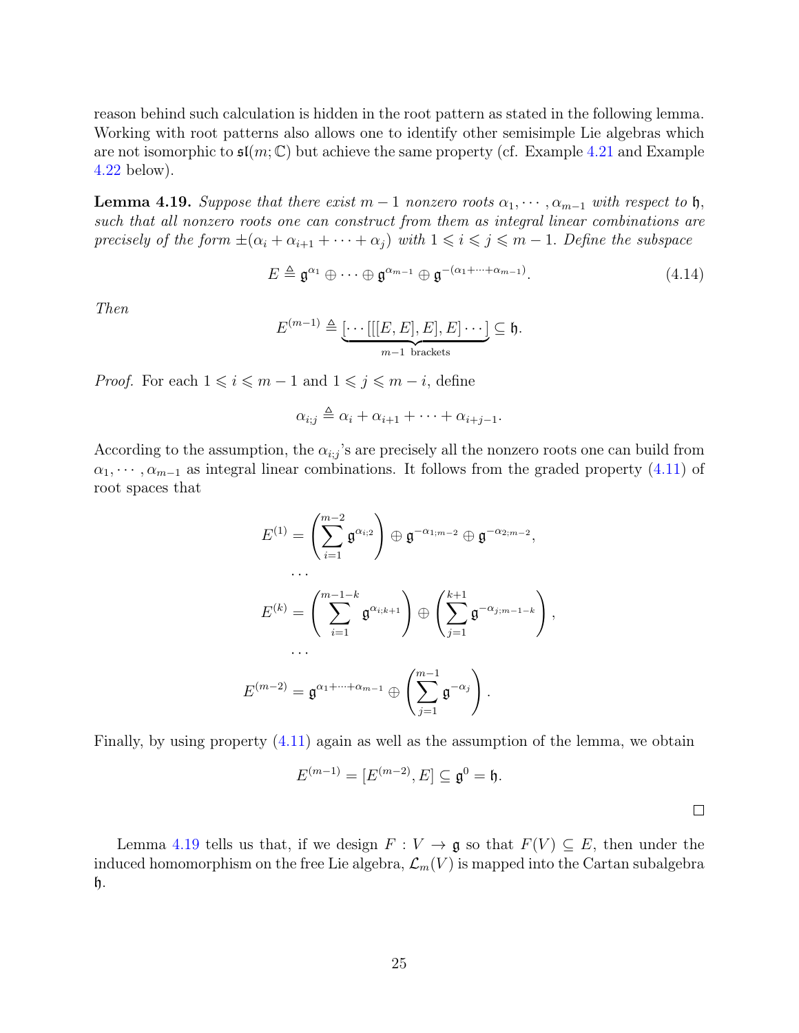reason behind such calculation is hidden in the root pattern as stated in the following lemma. Working with root patterns also allows one to identify other semisimple Lie algebras which are not isomorphic to $\mathfrak{sl}(m;\mathbb{C})$ but achieve the same property (cf. Example 4.21 and Example 4.22 below).

**Lemma 4.19.** *Suppose that there exist $m-1$ nonzero roots $\alpha_1,\cdots,\alpha_{m-1}$ with respect to $\mathfrak{h}$, such that all nonzero roots one can construct from them as integral linear combinations are precisely of the form $\pm(\alpha_i+\alpha_{i+1}+\cdots+\alpha_j)$ with $1\leqslant i\leqslant j\leqslant m-1$. Define the subspace*

$$E \triangleq \mathfrak{g}^{\alpha_1}\oplus\cdots\oplus\mathfrak{g}^{\alpha_{m-1}}\oplus\mathfrak{g}^{-(\alpha_1+\cdots+\alpha_{m-1})}. \tag{4.14}$$

*Then*

$$E^{(m-1)} \triangleq \underbrace{[\cdots[[[E,E],E],E]\cdots]}_{m-1 \text{ brackets}} \subseteq \mathfrak{h}.$$

*Proof.* For each $1\leqslant i\leqslant m-1$ and $1\leqslant j\leqslant m-i$, define

$$\alpha_{i;j}\triangleq \alpha_i+\alpha_{i+1}+\cdots+\alpha_{i+j-1}.$$

According to the assumption, the $\alpha_{i;j}$'s are precisely all the nonzero roots one can build from $\alpha_1,\cdots,\alpha_{m-1}$ as integral linear combinations. It follows from the graded property (4.11) of root spaces that

$$E^{(1)} = \left(\sum_{i=1}^{m-2}\mathfrak{g}^{\alpha_{i;2}}\right)\oplus\mathfrak{g}^{-\alpha_{1;m-2}}\oplus\mathfrak{g}^{-\alpha_{2;m-2}},$$

$$\cdots$$

$$E^{(k)} = \left(\sum_{i=1}^{m-1-k}\mathfrak{g}^{\alpha_{i;k+1}}\right)\oplus\left(\sum_{j=1}^{k+1}\mathfrak{g}^{-\alpha_{j;m-1-k}}\right),$$

$$\cdots$$

$$E^{(m-2)} = \mathfrak{g}^{\alpha_1+\cdots+\alpha_{m-1}}\oplus\left(\sum_{j=1}^{m-1}\mathfrak{g}^{-\alpha_j}\right).$$

Finally, by using property (4.11) again as well as the assumption of the lemma, we obtain

$$E^{(m-1)} = [E^{(m-2)},E]\subseteq\mathfrak{g}^0=\mathfrak{h}.$$

□

Lemma 4.19 tells us that, if we design $F:V\to\mathfrak{g}$ so that $F(V)\subseteq E$, then under the induced homomorphism on the free Lie algebra, $\mathcal{L}_m(V)$ is mapped into the Cartan subalgebra $\mathfrak{h}$.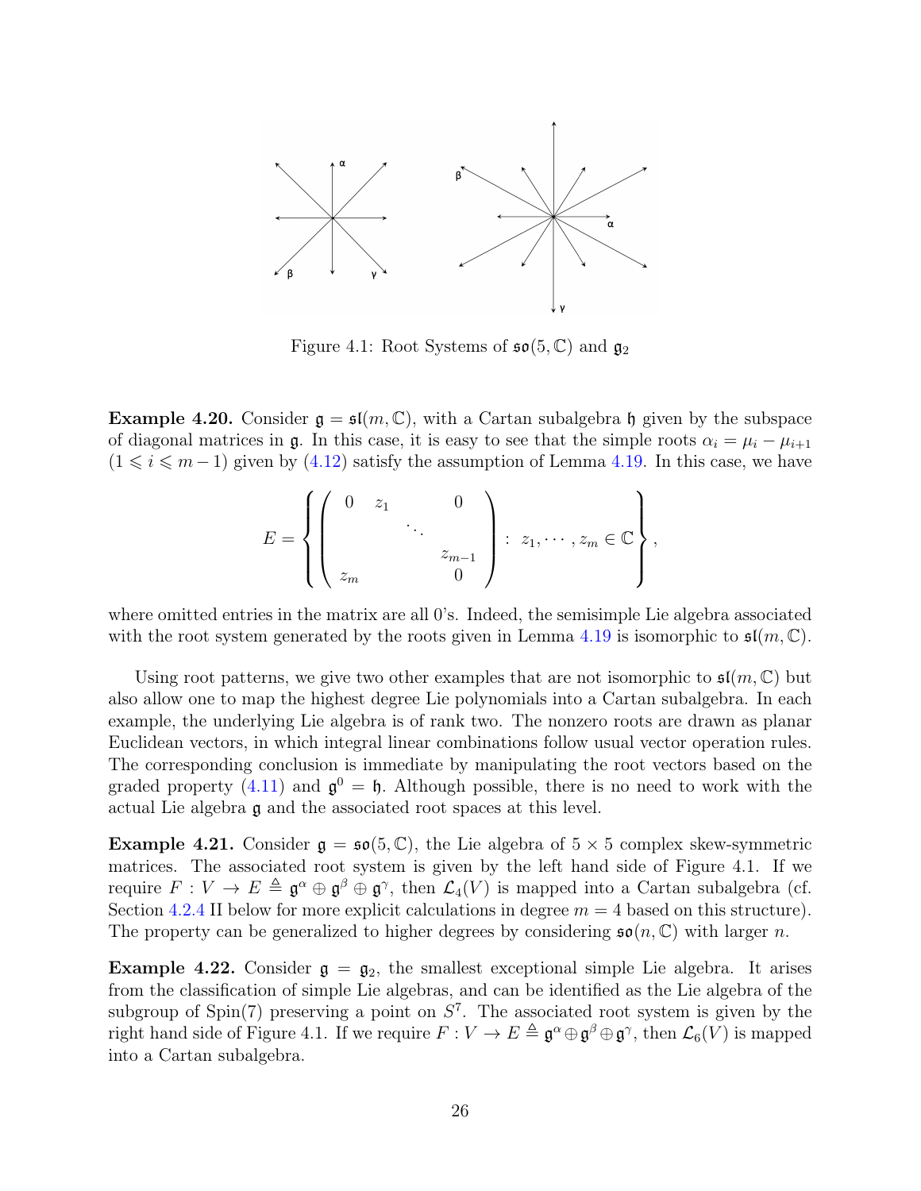Figure 4.1: Root Systems of $\mathfrak{so}(5,\mathbb{C})$ and $\mathfrak{g}_2$

**Example 4.20.** Consider $\mathfrak{g} = \mathfrak{sl}(m,\mathbb{C})$, with a Cartan subalgebra $\mathfrak{h}$ given by the subspace of diagonal matrices in $\mathfrak{g}$. In this case, it is easy to see that the simple roots $\alpha_i = \mu_i - \mu_{i+1}$ $(1 \leqslant i \leqslant m-1)$ given by (4.12) satisfy the assumption of Lemma 4.19. In this case, we have

$$E = \left\{ \begin{pmatrix} 0 & z_1 & & 0 \\ & & \ddots & \\ & & & z_{m-1} \\ z_m & & & 0 \end{pmatrix} : \ z_1, \cdots, z_m \in \mathbb{C} \right\},$$

where omitted entries in the matrix are all 0's. Indeed, the semisimple Lie algebra associated with the root system generated by the roots given in Lemma 4.19 is isomorphic to $\mathfrak{sl}(m,\mathbb{C})$.

Using root patterns, we give two other examples that are not isomorphic to $\mathfrak{sl}(m,\mathbb{C})$ but also allow one to map the highest degree Lie polynomials into a Cartan subalgebra. In each example, the underlying Lie algebra is of rank two. The nonzero roots are drawn as planar Euclidean vectors, in which integral linear combinations follow usual vector operation rules. The corresponding conclusion is immediate by manipulating the root vectors based on the graded property (4.11) and $\mathfrak{g}^0 = \mathfrak{h}$. Although possible, there is no need to work with the actual Lie algebra $\mathfrak{g}$ and the associated root spaces at this level.

**Example 4.21.** Consider $\mathfrak{g} = \mathfrak{so}(5,\mathbb{C})$, the Lie algebra of $5 \times 5$ complex skew-symmetric matrices. The associated root system is given by the left hand side of Figure 4.1. If we require $F : V \to E \triangleq \mathfrak{g}^\alpha \oplus \mathfrak{g}^\beta \oplus \mathfrak{g}^\gamma$, then $\mathcal{L}_4(V)$ is mapped into a Cartan subalgebra (cf. Section 4.2.4 II below for more explicit calculations in degree $m = 4$ based on this structure). The property can be generalized to higher degrees by considering $\mathfrak{so}(n,\mathbb{C})$ with larger $n$.

**Example 4.22.** Consider $\mathfrak{g} = \mathfrak{g}_2$, the smallest exceptional simple Lie algebra. It arises from the classification of simple Lie algebras, and can be identified as the Lie algebra of the subgroup of Spin(7) preserving a point on $S^7$. The associated root system is given by the right hand side of Figure 4.1. If we require $F : V \to E \triangleq \mathfrak{g}^\alpha \oplus \mathfrak{g}^\beta \oplus \mathfrak{g}^\gamma$, then $\mathcal{L}_6(V)$ is mapped into a Cartan subalgebra.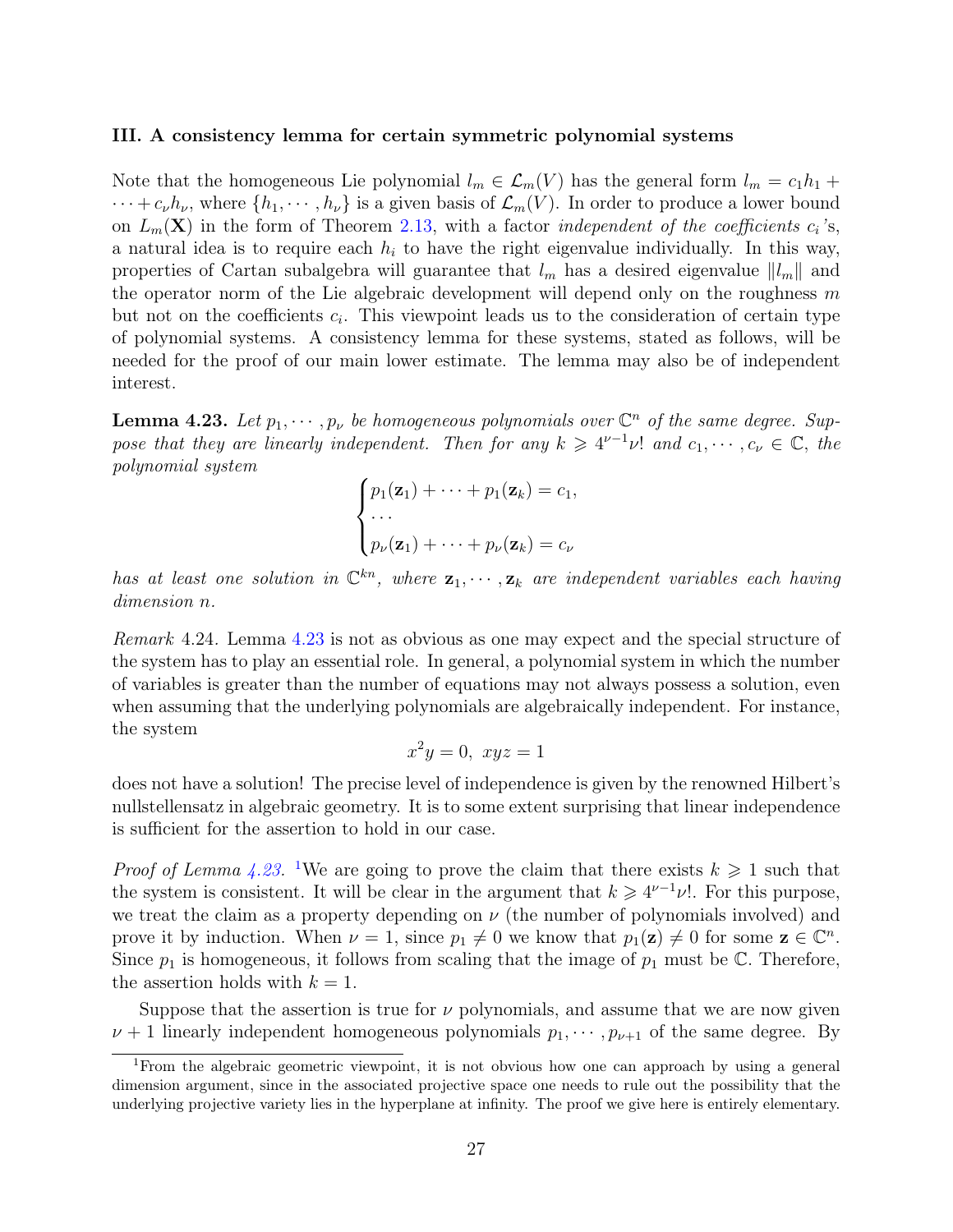**III. A consistency lemma for certain symmetric polynomial systems**

Note that the homogeneous Lie polynomial $l_m \in \mathcal{L}_m(V)$ has the general form $l_m = c_1 h_1 + \cdots + c_\nu h_\nu$, where $\{h_1, \cdots, h_\nu\}$ is a given basis of $\mathcal{L}_m(V)$. In order to produce a lower bound on $L_m(\mathbf{X})$ in the form of Theorem 2.13, with a factor *independent of the coefficients $c_i$'s*, a natural idea is to require each $h_i$ to have the right eigenvalue individually. In this way, properties of Cartan subalgebra will guarantee that $l_m$ has a desired eigenvalue $\|l_m\|$ and the operator norm of the Lie algebraic development will depend only on the roughness $m$ but not on the coefficients $c_i$. This viewpoint leads us to the consideration of certain type of polynomial systems. A consistency lemma for these systems, stated as follows, will be needed for the proof of our main lower estimate. The lemma may also be of independent interest.

**Lemma 4.23.** *Let $p_1, \cdots, p_\nu$ be homogeneous polynomials over $\mathbb{C}^n$ of the same degree. Suppose that they are linearly independent. Then for any $k \geqslant 4^{\nu-1}\nu!$ and $c_1, \cdots, c_\nu \in \mathbb{C}$, the polynomial system*

$$\begin{cases} p_1(\mathbf{z}_1) + \cdots + p_1(\mathbf{z}_k) = c_1, \\ \cdots \\ p_\nu(\mathbf{z}_1) + \cdots + p_\nu(\mathbf{z}_k) = c_\nu \end{cases}$$

*has at least one solution in $\mathbb{C}^{kn}$, where $\mathbf{z}_1, \cdots, \mathbf{z}_k$ are independent variables each having dimension $n$.*

*Remark* 4.24. Lemma 4.23 is not as obvious as one may expect and the special structure of the system has to play an essential role. In general, a polynomial system in which the number of variables is greater than the number of equations may not always possess a solution, even when assuming that the underlying polynomials are algebraically independent. For instance, the system

$$x^2 y = 0, \ xyz = 1$$

does not have a solution! The precise level of independence is given by the renowned Hilbert's nullstellensatz in algebraic geometry. It is to some extent surprising that linear independence is sufficient for the assertion to hold in our case.

*Proof of Lemma 4.23.* [1]We are going to prove the claim that there exists $k \geqslant 1$ such that the system is consistent. It will be clear in the argument that $k \geqslant 4^{\nu-1}\nu!$. For this purpose, we treat the claim as a property depending on $\nu$ (the number of polynomials involved) and prove it by induction. When $\nu = 1$, since $p_1 \neq 0$ we know that $p_1(\mathbf{z}) \neq 0$ for some $\mathbf{z} \in \mathbb{C}^n$. Since $p_1$ is homogeneous, it follows from scaling that the image of $p_1$ must be $\mathbb{C}$. Therefore, the assertion holds with $k = 1$.

Suppose that the assertion is true for $\nu$ polynomials, and assume that we are now given $\nu + 1$ linearly independent homogeneous polynomials $p_1, \cdots, p_{\nu+1}$ of the same degree. By

[1] From the algebraic geometric viewpoint, it is not obvious how one can approach by using a general dimension argument, since in the associated projective space one needs to rule out the possibility that the underlying projective variety lies in the hyperplane at infinity. The proof we give here is entirely elementary.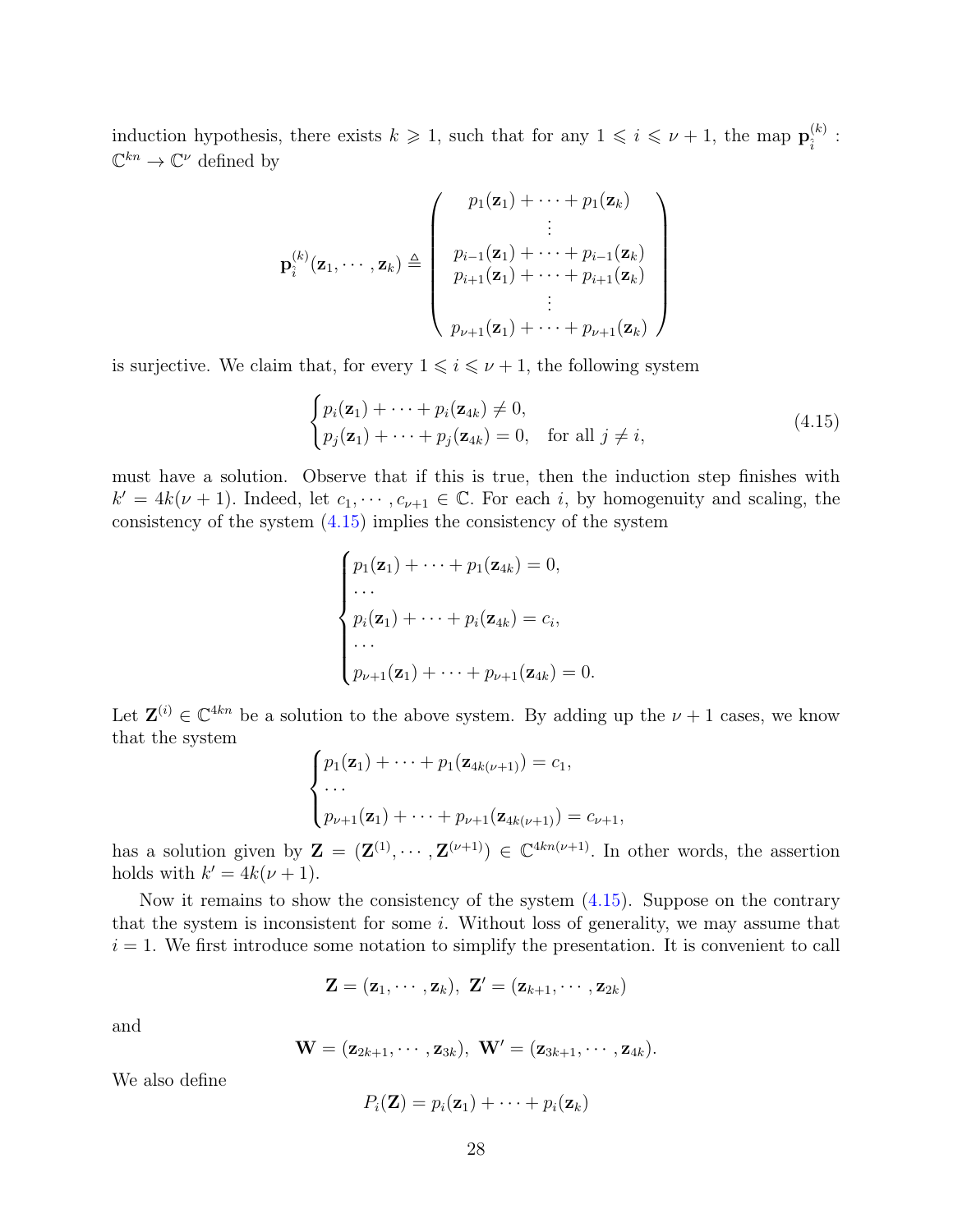induction hypothesis, there exists $k \geqslant 1$, such that for any $1 \leqslant i \leqslant \nu+1$, the map $\mathbf{p}_i^{(k)} : \mathbb{C}^{kn} \to \mathbb{C}^{\nu}$ defined by

$$
\mathbf{p}_i^{(k)}(\mathbf{z}_1, \cdots, \mathbf{z}_k) \triangleq \begin{pmatrix} p_1(\mathbf{z}_1) + \cdots + p_1(\mathbf{z}_k) \\ \vdots \\ p_{i-1}(\mathbf{z}_1) + \cdots + p_{i-1}(\mathbf{z}_k) \\ p_{i+1}(\mathbf{z}_1) + \cdots + p_{i+1}(\mathbf{z}_k) \\ \vdots \\ p_{\nu+1}(\mathbf{z}_1) + \cdots + p_{\nu+1}(\mathbf{z}_k) \end{pmatrix}
$$

is surjective. We claim that, for every $1 \leqslant i \leqslant \nu+1$, the following system

$$
\begin{cases} p_i(\mathbf{z}_1) + \cdots + p_i(\mathbf{z}_{4k}) \neq 0, \\ p_j(\mathbf{z}_1) + \cdots + p_j(\mathbf{z}_{4k}) = 0, \quad \text{for all } j \neq i, \end{cases} \tag{4.15}
$$

must have a solution. Observe that if this is true, then the induction step finishes with $k' = 4k(\nu+1)$. Indeed, let $c_1, \cdots, c_{\nu+1} \in \mathbb{C}$. For each $i$, by homogenuity and scaling, the consistency of the system (4.15) implies the consistency of the system

$$
\begin{cases} p_1(\mathbf{z}_1) + \cdots + p_1(\mathbf{z}_{4k}) = 0, \\ \cdots \\ p_i(\mathbf{z}_1) + \cdots + p_i(\mathbf{z}_{4k}) = c_i, \\ \cdots \\ p_{\nu+1}(\mathbf{z}_1) + \cdots + p_{\nu+1}(\mathbf{z}_{4k}) = 0. \end{cases}
$$

Let $\mathbf{Z}^{(i)} \in \mathbb{C}^{4kn}$ be a solution to the above system. By adding up the $\nu+1$ cases, we know that the system

$$
\begin{cases} p_1(\mathbf{z}_1) + \cdots + p_1(\mathbf{z}_{4k(\nu+1)}) = c_1, \\ \cdots \\ p_{\nu+1}(\mathbf{z}_1) + \cdots + p_{\nu+1}(\mathbf{z}_{4k(\nu+1)}) = c_{\nu+1}, \end{cases}
$$

has a solution given by $\mathbf{Z} = (\mathbf{Z}^{(1)}, \cdots, \mathbf{Z}^{(\nu+1)}) \in \mathbb{C}^{4kn(\nu+1)}$. In other words, the assertion holds with $k' = 4k(\nu+1)$.

Now it remains to show the consistency of the system (4.15). Suppose on the contrary that the system is inconsistent for some $i$. Without loss of generality, we may assume that $i = 1$. We first introduce some notation to simplify the presentation. It is convenient to call

$$
\mathbf{Z} = (\mathbf{z}_1, \cdots, \mathbf{z}_k), \ \mathbf{Z}' = (\mathbf{z}_{k+1}, \cdots, \mathbf{z}_{2k})
$$

and

$$
\mathbf{W} = (\mathbf{z}_{2k+1}, \cdots, \mathbf{z}_{3k}), \ \mathbf{W}' = (\mathbf{z}_{3k+1}, \cdots, \mathbf{z}_{4k}).
$$

We also define

$$
P_i(\mathbf{Z}) = p_i(\mathbf{z}_1) + \cdots + p_i(\mathbf{z}_k)
$$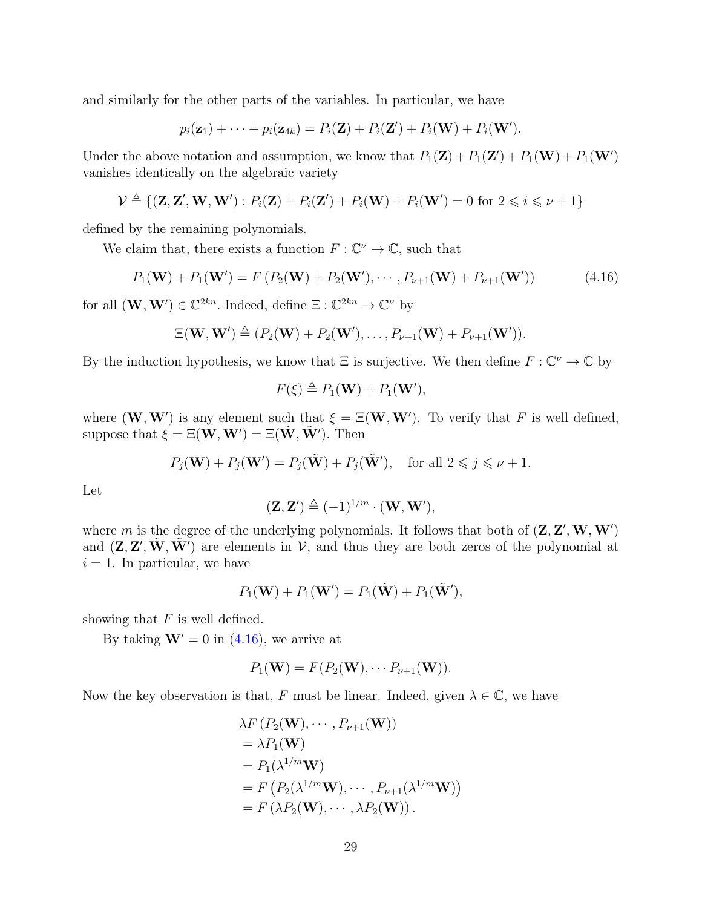and similarly for the other parts of the variables. In particular, we have

$$p_i(\mathbf{z}_1) + \cdots + p_i(\mathbf{z}_{4k}) = P_i(\mathbf{Z}) + P_i(\mathbf{Z}') + P_i(\mathbf{W}) + P_i(\mathbf{W}').$$

Under the above notation and assumption, we know that $P_1(\mathbf{Z}) + P_1(\mathbf{Z}') + P_1(\mathbf{W}) + P_1(\mathbf{W}')$ vanishes identically on the algebraic variety

$$\mathcal{V} \triangleq \{(\mathbf{Z}, \mathbf{Z}', \mathbf{W}, \mathbf{W}') : P_i(\mathbf{Z}) + P_i(\mathbf{Z}') + P_i(\mathbf{W}) + P_i(\mathbf{W}') = 0 \text{ for } 2 \leqslant i \leqslant \nu + 1\}$$

defined by the remaining polynomials.

We claim that, there exists a function $F : \mathbb{C}^\nu \to \mathbb{C}$, such that

$$P_1(\mathbf{W}) + P_1(\mathbf{W}') = F\left(P_2(\mathbf{W}) + P_2(\mathbf{W}'), \cdots, P_{\nu+1}(\mathbf{W}) + P_{\nu+1}(\mathbf{W}')\right) \tag{4.16}$$

for all $(\mathbf{W}, \mathbf{W}') \in \mathbb{C}^{2kn}$. Indeed, define $\Xi : \mathbb{C}^{2kn} \to \mathbb{C}^\nu$ by

$$\Xi(\mathbf{W}, \mathbf{W}') \triangleq (P_2(\mathbf{W}) + P_2(\mathbf{W}'), \ldots, P_{\nu+1}(\mathbf{W}) + P_{\nu+1}(\mathbf{W}')).$$

By the induction hypothesis, we know that $\Xi$ is surjective. We then define $F : \mathbb{C}^\nu \to \mathbb{C}$ by

$$F(\xi) \triangleq P_1(\mathbf{W}) + P_1(\mathbf{W}'),$$

where $(\mathbf{W}, \mathbf{W}')$ is any element such that $\xi = \Xi(\mathbf{W}, \mathbf{W}')$. To verify that $F$ is well defined, suppose that $\xi = \Xi(\mathbf{W}, \mathbf{W}') = \Xi(\tilde{\mathbf{W}}, \tilde{\mathbf{W}}')$. Then

$$P_j(\mathbf{W}) + P_j(\mathbf{W}') = P_j(\tilde{\mathbf{W}}) + P_j(\tilde{\mathbf{W}}'), \quad \text{for all } 2 \leqslant j \leqslant \nu + 1.$$

Let

$$(\mathbf{Z}, \mathbf{Z}') \triangleq (-1)^{1/m} \cdot (\mathbf{W}, \mathbf{W}'),$$

where $m$ is the degree of the underlying polynomials. It follows that both of $(\mathbf{Z}, \mathbf{Z}', \mathbf{W}, \mathbf{W}')$ and $(\mathbf{Z}, \mathbf{Z}', \tilde{\mathbf{W}}, \tilde{\mathbf{W}}')$ are elements in $\mathcal{V}$, and thus they are both zeros of the polynomial at $i = 1$. In particular, we have

$$P_1(\mathbf{W}) + P_1(\mathbf{W}') = P_1(\tilde{\mathbf{W}}) + P_1(\tilde{\mathbf{W}}'),$$

showing that $F$ is well defined.

By taking $\mathbf{W}' = 0$ in (4.16), we arrive at

$$P_1(\mathbf{W}) = F(P_2(\mathbf{W}), \cdots P_{\nu+1}(\mathbf{W})).$$

Now the key observation is that, $F$ must be linear. Indeed, given $\lambda \in \mathbb{C}$, we have

$$\begin{aligned}
&\lambda F\left(P_2(\mathbf{W}), \cdots, P_{\nu+1}(\mathbf{W})\right) \\
&= \lambda P_1(\mathbf{W}) \\
&= P_1(\lambda^{1/m}\mathbf{W}) \\
&= F\left(P_2(\lambda^{1/m}\mathbf{W}), \cdots, P_{\nu+1}(\lambda^{1/m}\mathbf{W})\right) \\
&= F\left(\lambda P_2(\mathbf{W}), \cdots, \lambda P_2(\mathbf{W})\right).
\end{aligned}$$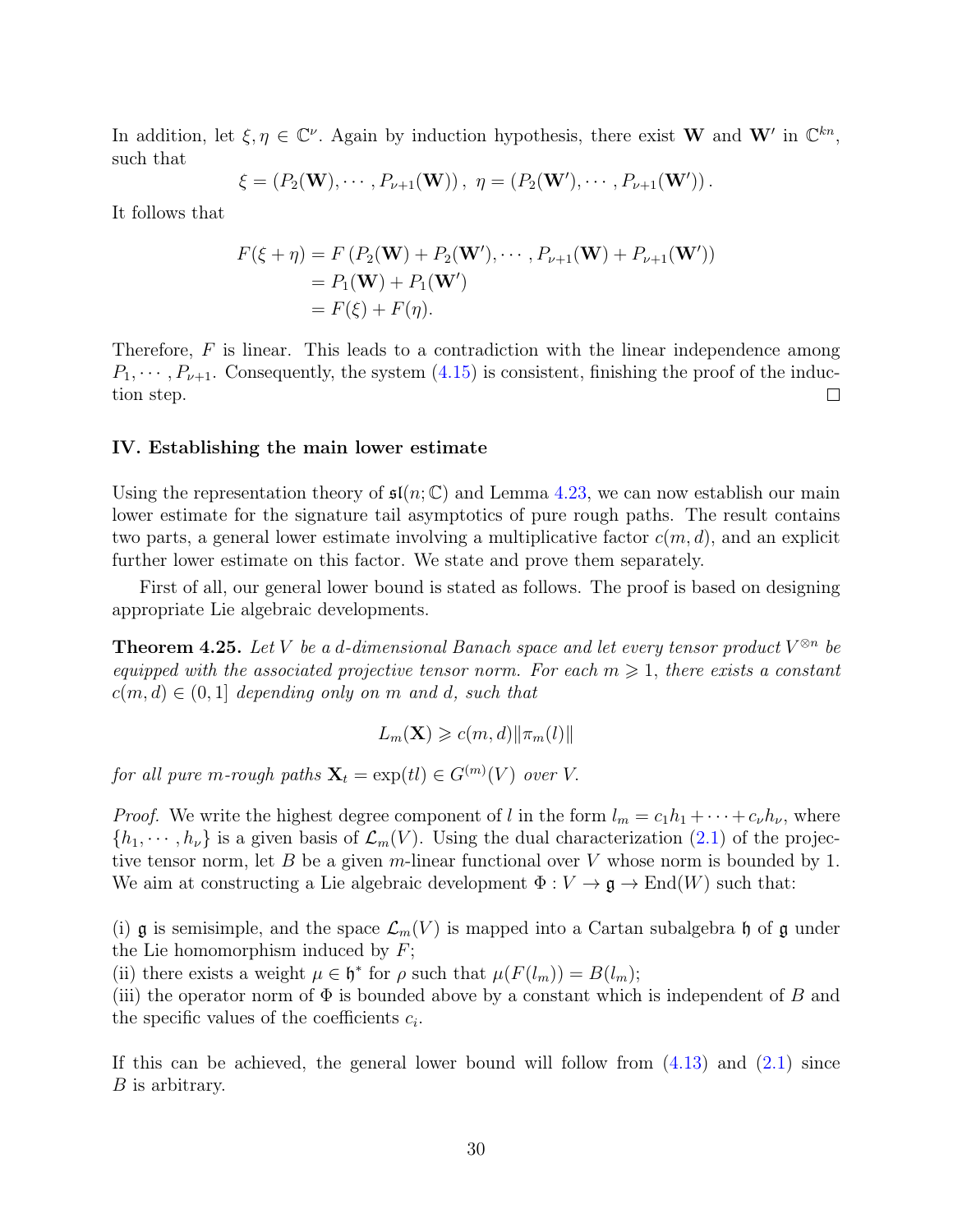In addition, let $\xi, \eta \in \mathbb{C}^\nu$. Again by induction hypothesis, there exist $\mathbf{W}$ and $\mathbf{W}'$ in $\mathbb{C}^{kn}$, such that

$$\xi = (P_2(\mathbf{W}), \cdots, P_{\nu+1}(\mathbf{W})), \ \eta = (P_2(\mathbf{W}'), \cdots, P_{\nu+1}(\mathbf{W}')).$$

It follows that

$$\begin{aligned}
F(\xi + \eta) &= F(P_2(\mathbf{W}) + P_2(\mathbf{W}'), \cdots, P_{\nu+1}(\mathbf{W}) + P_{\nu+1}(\mathbf{W}')) \\
&= P_1(\mathbf{W}) + P_1(\mathbf{W}') \\
&= F(\xi) + F(\eta).
\end{aligned}$$

Therefore, $F$ is linear. This leads to a contradiction with the linear independence among $P_1, \cdots, P_{\nu+1}$. Consequently, the system (4.15) is consistent, finishing the proof of the induction step. □

### IV. Establishing the main lower estimate

Using the representation theory of $\mathfrak{sl}(n;\mathbb{C})$ and Lemma 4.23, we can now establish our main lower estimate for the signature tail asymptotics of pure rough paths. The result contains two parts, a general lower estimate involving a multiplicative factor $c(m,d)$, and an explicit further lower estimate on this factor. We state and prove them separately.

First of all, our general lower bound is stated as follows. The proof is based on designing appropriate Lie algebraic developments.

**Theorem 4.25.** *Let $V$ be a $d$-dimensional Banach space and let every tensor product $V^{\otimes n}$ be equipped with the associated projective tensor norm. For each $m \geqslant 1$, there exists a constant $c(m,d) \in (0,1]$ depending only on $m$ and $d$, such that*

$$L_m(\mathbf{X}) \geqslant c(m,d)\|\pi_m(l)\|$$

*for all pure $m$-rough paths $\mathbf{X}_t = \exp(tl) \in G^{(m)}(V)$ over $V$.*

*Proof.* We write the highest degree component of $l$ in the form $l_m = c_1 h_1 + \cdots + c_\nu h_\nu$, where $\{h_1, \cdots, h_\nu\}$ is a given basis of $\mathcal{L}_m(V)$. Using the dual characterization (2.1) of the projective tensor norm, let $B$ be a given $m$-linear functional over $V$ whose norm is bounded by 1. We aim at constructing a Lie algebraic development $\Phi : V \to \mathfrak{g} \to \mathrm{End}(W)$ such that:

(i) $\mathfrak{g}$ is semisimple, and the space $\mathcal{L}_m(V)$ is mapped into a Cartan subalgebra $\mathfrak{h}$ of $\mathfrak{g}$ under the Lie homomorphism induced by $F$;
(ii) there exists a weight $\mu \in \mathfrak{h}^*$ for $\rho$ such that $\mu(F(l_m)) = B(l_m)$;
(iii) the operator norm of $\Phi$ is bounded above by a constant which is independent of $B$ and the specific values of the coefficients $c_i$.

If this can be achieved, the general lower bound will follow from (4.13) and (2.1) since $B$ is arbitrary.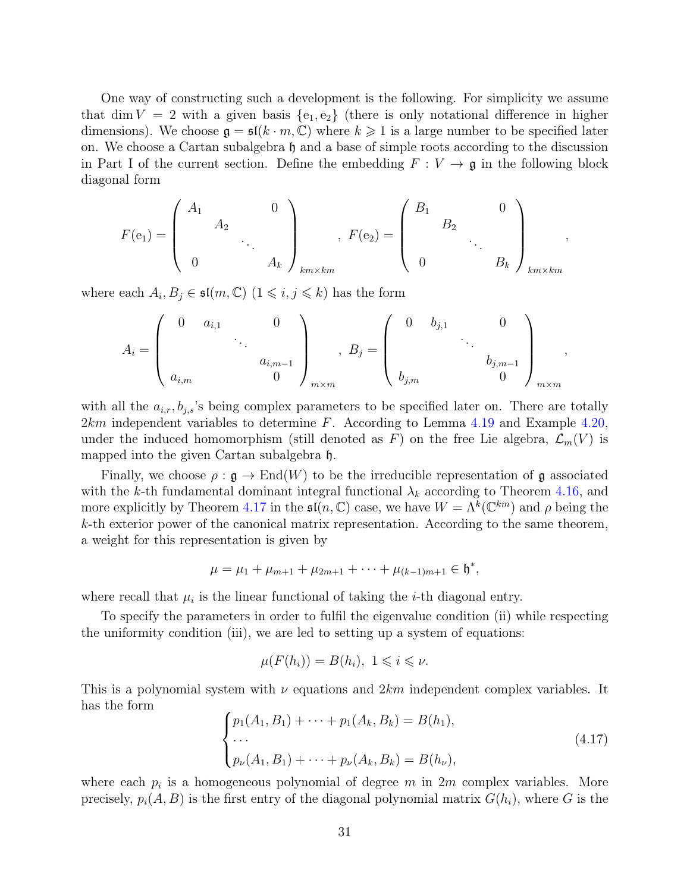One way of constructing such a development is the following. For simplicity we assume that $\dim V = 2$ with a given basis $\{\mathrm{e}_1, \mathrm{e}_2\}$ (there is only notational difference in higher dimensions). We choose $\mathfrak{g} = \mathfrak{sl}(k \cdot m, \mathbb{C})$ where $k \geqslant 1$ is a large number to be specified later on. We choose a Cartan subalgebra $\mathfrak{h}$ and a base of simple roots according to the discussion in Part I of the current section. Define the embedding $F : V \to \mathfrak{g}$ in the following block diagonal form

$$F(\mathrm{e}_1) = \begin{pmatrix} A_1 & & & 0 \\ & A_2 & & \\ & & \ddots & \\ 0 & & & A_k \end{pmatrix}_{km \times km}, \ F(\mathrm{e}_2) = \begin{pmatrix} B_1 & & & 0 \\ & B_2 & & \\ & & \ddots & \\ 0 & & & B_k \end{pmatrix}_{km \times km},$$

where each $A_i, B_j \in \mathfrak{sl}(m, \mathbb{C})$ $(1 \leqslant i, j \leqslant k)$ has the form

$$A_i = \begin{pmatrix} 0 & a_{i,1} & & 0 \\ & & \ddots & \\ & & & a_{i,m-1} \\ a_{i,m} & & & 0 \end{pmatrix}_{m \times m}, \ B_j = \begin{pmatrix} 0 & b_{j,1} & & 0 \\ & & \ddots & \\ & & & b_{j,m-1} \\ b_{j,m} & & & 0 \end{pmatrix}_{m \times m},$$

with all the $a_{i,r}, b_{j,s}$'s being complex parameters to be specified later on. There are totally $2km$ independent variables to determine $F$. According to Lemma 4.19 and Example 4.20, under the induced homomorphism (still denoted as $F$) on the free Lie algebra, $\mathcal{L}_m(V)$ is mapped into the given Cartan subalgebra $\mathfrak{h}$.

Finally, we choose $\rho : \mathfrak{g} \to \mathrm{End}(W)$ to be the irreducible representation of $\mathfrak{g}$ associated with the $k$-th fundamental dominant integral functional $\lambda_k$ according to Theorem 4.16, and more explicitly by Theorem 4.17 in the $\mathfrak{sl}(n, \mathbb{C})$ case, we have $W = \Lambda^k(\mathbb{C}^{km})$ and $\rho$ being the $k$-th exterior power of the canonical matrix representation. According to the same theorem, a weight for this representation is given by

$$\mu = \mu_1 + \mu_{m+1} + \mu_{2m+1} + \cdots + \mu_{(k-1)m+1} \in \mathfrak{h}^*,$$

where recall that $\mu_i$ is the linear functional of taking the $i$-th diagonal entry.

To specify the parameters in order to fulfil the eigenvalue condition (ii) while respecting the uniformity condition (iii), we are led to setting up a system of equations:

$$\mu(F(h_i)) = B(h_i), \ 1 \leqslant i \leqslant \nu.$$

This is a polynomial system with $\nu$ equations and $2km$ independent complex variables. It has the form

$$\begin{cases} p_1(A_1, B_1) + \cdots + p_1(A_k, B_k) = B(h_1), \\ \cdots \\ p_\nu(A_1, B_1) + \cdots + p_\nu(A_k, B_k) = B(h_\nu), \end{cases} \tag{4.17}$$

where each $p_i$ is a homogeneous polynomial of degree $m$ in $2m$ complex variables. More precisely, $p_i(A, B)$ is the first entry of the diagonal polynomial matrix $G(h_i)$, where $G$ is the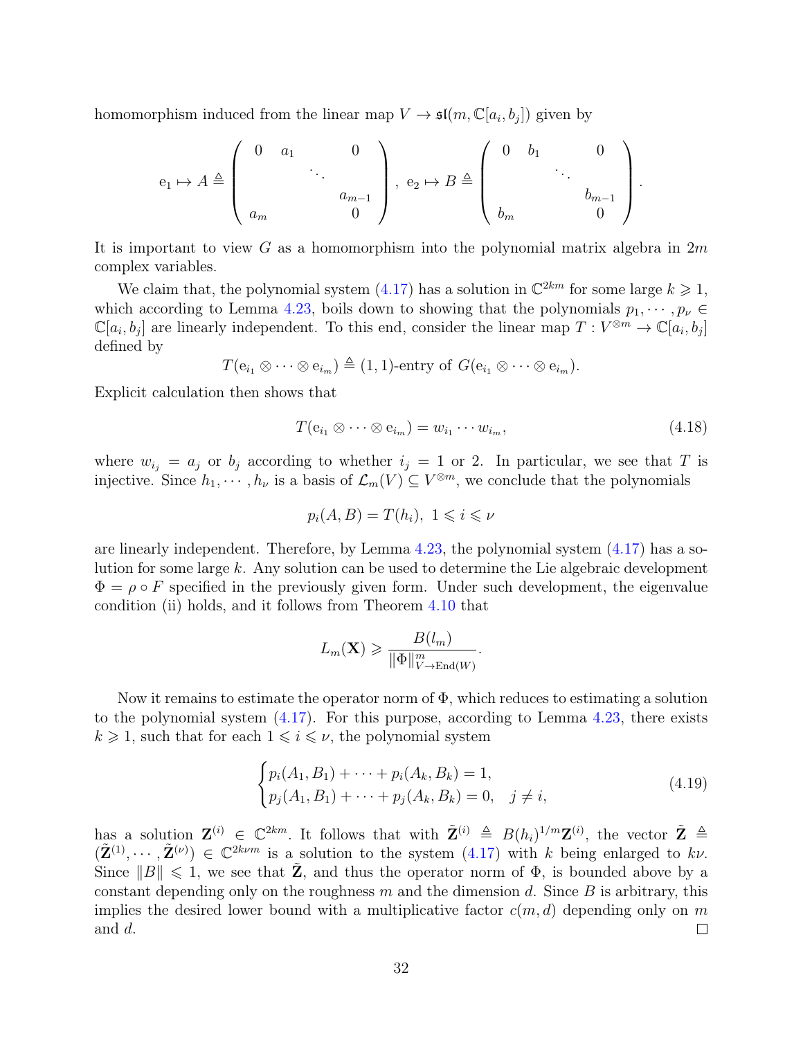homomorphism induced from the linear map $V \to \mathfrak{sl}(m, \mathbb{C}[a_i, b_j])$ given by

$$
\mathrm{e}_1 \mapsto A \triangleq \begin{pmatrix} 0 & a_1 & & 0 \\ & & \ddots & \\ & & & a_{m-1} \\ a_m & & & 0 \end{pmatrix}, \ \mathrm{e}_2 \mapsto B \triangleq \begin{pmatrix} 0 & b_1 & & 0 \\ & & \ddots & \\ & & & b_{m-1} \\ b_m & & & 0 \end{pmatrix}.
$$

It is important to view $G$ as a homomorphism into the polynomial matrix algebra in $2m$ complex variables.

We claim that, the polynomial system (4.17) has a solution in $\mathbb{C}^{2km}$ for some large $k \geqslant 1$, which according to Lemma 4.23, boils down to showing that the polynomials $p_1, \cdots, p_\nu \in \mathbb{C}[a_i, b_j]$ are linearly independent. To this end, consider the linear map $T : V^{\otimes m} \to \mathbb{C}[a_i, b_j]$ defined by

$$
T(\mathrm{e}_{i_1} \otimes \cdots \otimes \mathrm{e}_{i_m}) \triangleq (1,1)\text{-entry of } G(\mathrm{e}_{i_1} \otimes \cdots \otimes \mathrm{e}_{i_m}).
$$

Explicit calculation then shows that

$$
T(\mathrm{e}_{i_1} \otimes \cdots \otimes \mathrm{e}_{i_m}) = w_{i_1} \cdots w_{i_m}, \tag{4.18}
$$

where $w_{i_j} = a_j$ or $b_j$ according to whether $i_j = 1$ or $2$. In particular, we see that $T$ is injective. Since $h_1, \cdots, h_\nu$ is a basis of $\mathcal{L}_m(V) \subseteq V^{\otimes m}$, we conclude that the polynomials

$$
p_i(A, B) = T(h_i), \ 1 \leqslant i \leqslant \nu
$$

are linearly independent. Therefore, by Lemma 4.23, the polynomial system (4.17) has a solution for some large $k$. Any solution can be used to determine the Lie algebraic development $\Phi = \rho \circ F$ specified in the previously given form. Under such development, the eigenvalue condition (ii) holds, and it follows from Theorem 4.10 that

$$
L_m(\mathbf{X}) \geqslant \frac{B(l_m)}{\|\Phi\|^m_{V \to \mathrm{End}(W)}}.
$$

Now it remains to estimate the operator norm of $\Phi$, which reduces to estimating a solution to the polynomial system (4.17). For this purpose, according to Lemma 4.23, there exists $k \geqslant 1$, such that for each $1 \leqslant i \leqslant \nu$, the polynomial system

$$
\begin{cases} p_i(A_1, B_1) + \cdots + p_i(A_k, B_k) = 1, \\ p_j(A_1, B_1) + \cdots + p_j(A_k, B_k) = 0, \quad j \neq i, \end{cases} \tag{4.19}
$$

has a solution $\mathbf{Z}^{(i)} \in \mathbb{C}^{2km}$. It follows that with $\tilde{\mathbf{Z}}^{(i)} \triangleq B(h_i)^{1/m} \mathbf{Z}^{(i)}$, the vector $\tilde{\mathbf{Z}} \triangleq (\tilde{\mathbf{Z}}^{(1)}, \cdots, \tilde{\mathbf{Z}}^{(\nu)}) \in \mathbb{C}^{2k\nu m}$ is a solution to the system (4.17) with $k$ being enlarged to $k\nu$. Since $\|B\| \leqslant 1$, we see that $\tilde{\mathbf{Z}}$, and thus the operator norm of $\Phi$, is bounded above by a constant depending only on the roughness $m$ and the dimension $d$. Since $B$ is arbitrary, this implies the desired lower bound with a multiplicative factor $c(m, d)$ depending only on $m$ and $d$. $\square$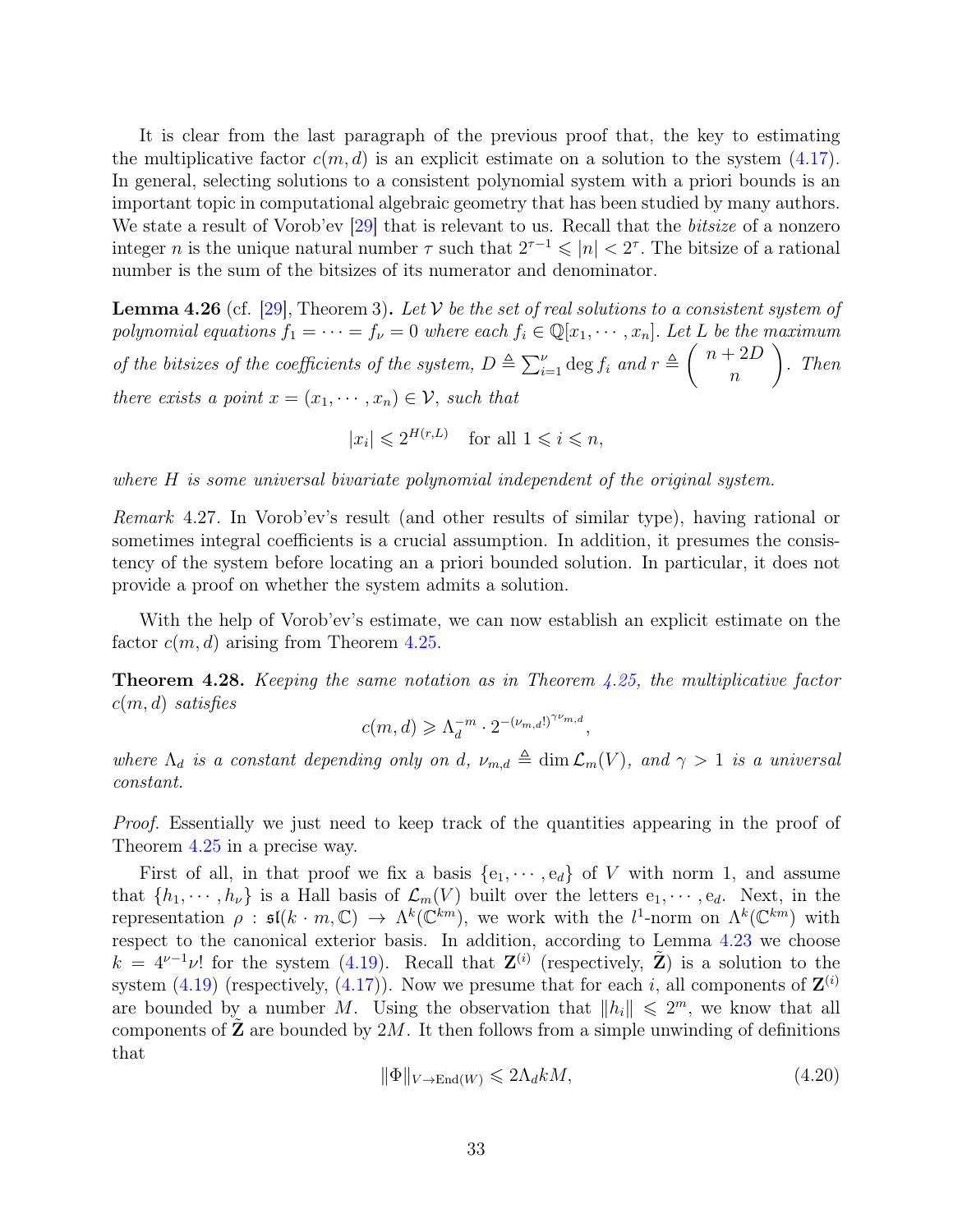It is clear from the last paragraph of the previous proof that, the key to estimating the multiplicative factor $c(m,d)$ is an explicit estimate on a solution to the system (4.17). In general, selecting solutions to a consistent polynomial system with a priori bounds is an important topic in computational algebraic geometry that has been studied by many authors. We state a result of Vorob'ev [29] that is relevant to us. Recall that the *bitsize* of a nonzero integer $n$ is the unique natural number $\tau$ such that $2^{\tau-1} \leqslant |n| < 2^{\tau}$. The bitsize of a rational number is the sum of the bitsizes of its numerator and denominator.

**Lemma 4.26** (cf. [29], Theorem 3)**.** *Let $\mathcal{V}$ be the set of real solutions to a consistent system of polynomial equations $f_1 = \cdots = f_\nu = 0$ where each $f_i \in \mathbb{Q}[x_1, \cdots, x_n]$. Let $L$ be the maximum of the bitsizes of the coefficients of the system, $D \triangleq \sum_{i=1}^{\nu} \deg f_i$ and $r \triangleq \begin{pmatrix} n+2D \\ n \end{pmatrix}$. Then there exists a point $x = (x_1, \cdots, x_n) \in \mathcal{V}$, such that*

$$|x_i| \leqslant 2^{H(r,L)} \quad \text{for all } 1 \leqslant i \leqslant n,$$

*where $H$ is some universal bivariate polynomial independent of the original system.*

*Remark* 4.27. In Vorob'ev's result (and other results of similar type), having rational or sometimes integral coefficients is a crucial assumption. In addition, it presumes the consistency of the system before locating an a priori bounded solution. In particular, it does not provide a proof on whether the system admits a solution.

With the help of Vorob'ev's estimate, we can now establish an explicit estimate on the factor $c(m,d)$ arising from Theorem 4.25.

**Theorem 4.28.** *Keeping the same notation as in Theorem 4.25, the multiplicative factor $c(m,d)$ satisfies*

$$c(m,d) \geqslant \Lambda_d^{-m} \cdot 2^{-(\nu_{m,d}!)^{\gamma \nu_{m,d}}},$$

*where $\Lambda_d$ is a constant depending only on $d$, $\nu_{m,d} \triangleq \dim \mathcal{L}_m(V)$, and $\gamma > 1$ is a universal constant.*

*Proof.* Essentially we just need to keep track of the quantities appearing in the proof of Theorem 4.25 in a precise way.

First of all, in that proof we fix a basis $\{\mathrm{e}_1, \cdots, \mathrm{e}_d\}$ of $V$ with norm 1, and assume that $\{h_1, \cdots, h_\nu\}$ is a Hall basis of $\mathcal{L}_m(V)$ built over the letters $\mathrm{e}_1, \cdots, \mathrm{e}_d$. Next, in the representation $\rho : \mathfrak{sl}(k \cdot m, \mathbb{C}) \to \Lambda^k(\mathbb{C}^{km})$, we work with the $l^1$-norm on $\Lambda^k(\mathbb{C}^{km})$ with respect to the canonical exterior basis. In addition, according to Lemma 4.23 we choose $k = 4^{\nu-1}\nu!$ for the system (4.19). Recall that $\mathbf{Z}^{(i)}$ (respectively, $\tilde{\mathbf{Z}}$) is a solution to the system (4.19) (respectively, (4.17)). Now we presume that for each $i$, all components of $\mathbf{Z}^{(i)}$ are bounded by a number $M$. Using the observation that $\|h_i\| \leqslant 2^m$, we know that all components of $\tilde{\mathbf{Z}}$ are bounded by $2M$. It then follows from a simple unwinding of definitions that

$$\|\Phi\|_{V \to \mathrm{End}(W)} \leqslant 2\Lambda_d k M, \tag{4.20}$$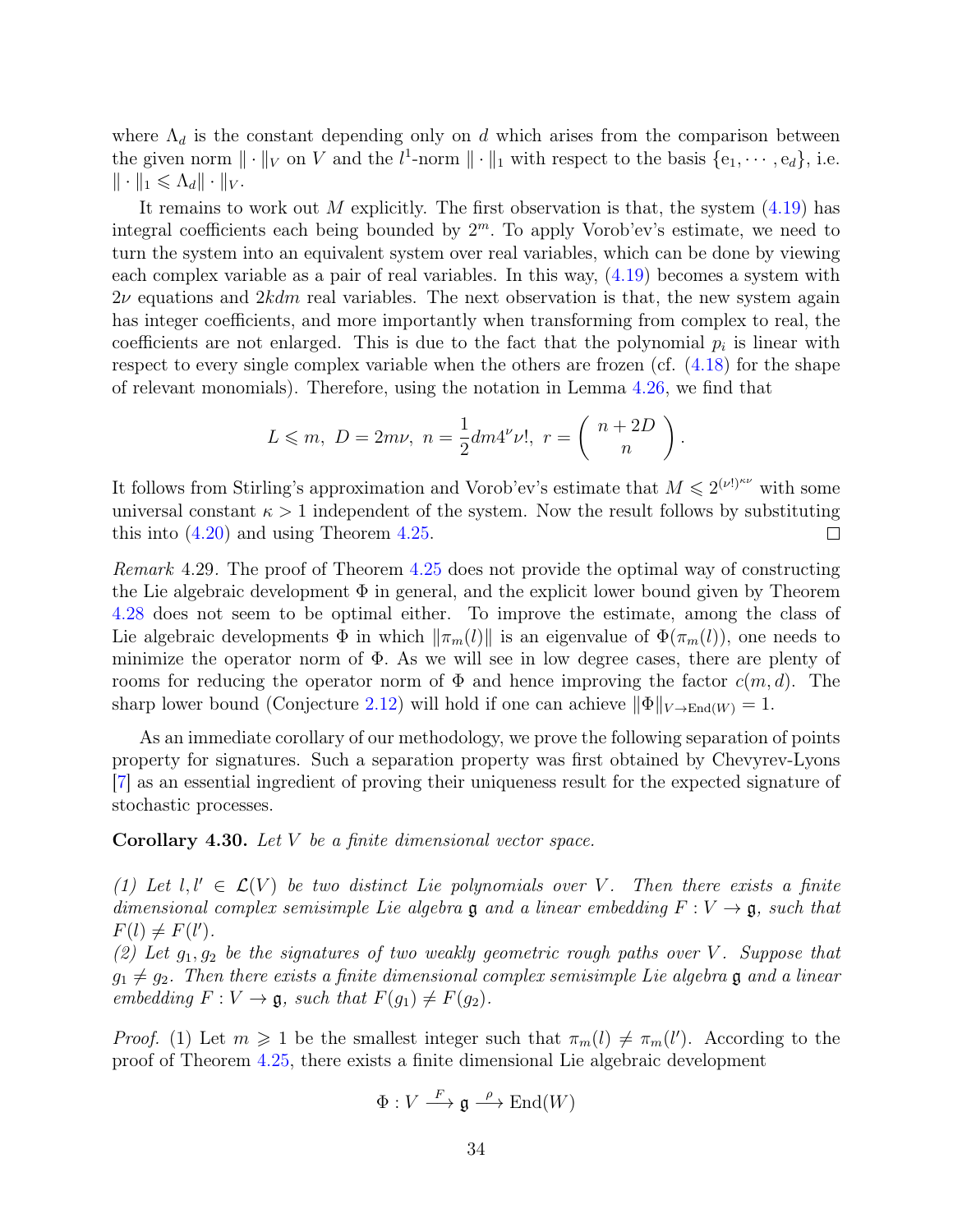where $\Lambda_d$ is the constant depending only on $d$ which arises from the comparison between the given norm $\|\cdot\|_V$ on $V$ and the $l^1$-norm $\|\cdot\|_1$ with respect to the basis $\{\mathrm{e}_1, \cdots, \mathrm{e}_d\}$, i.e. $\|\cdot\|_1 \leqslant \Lambda_d \|\cdot\|_V$.

It remains to work out $M$ explicitly. The first observation is that, the system (4.19) has integral coefficients each being bounded by $2^m$. To apply Vorob'ev's estimate, we need to turn the system into an equivalent system over real variables, which can be done by viewing each complex variable as a pair of real variables. In this way, (4.19) becomes a system with $2\nu$ equations and $2kdm$ real variables. The next observation is that, the new system again has integer coefficients, and more importantly when transforming from complex to real, the coefficients are not enlarged. This is due to the fact that the polynomial $p_i$ is linear with respect to every single complex variable when the others are frozen (cf. (4.18) for the shape of relevant monomials). Therefore, using the notation in Lemma 4.26, we find that

$$L \leqslant m, \ D = 2m\nu, \ n = \frac{1}{2} dm 4^\nu \nu!, \ r = \binom{n+2D}{n}.$$

It follows from Stirling's approximation and Vorob'ev's estimate that $M \leqslant 2^{(\nu!)^{\kappa\nu}}$ with some universal constant $\kappa > 1$ independent of the system. Now the result follows by substituting this into (4.20) and using Theorem 4.25. $\square$

*Remark* 4.29. The proof of Theorem 4.25 does not provide the optimal way of constructing the Lie algebraic development $\Phi$ in general, and the explicit lower bound given by Theorem 4.28 does not seem to be optimal either. To improve the estimate, among the class of Lie algebraic developments $\Phi$ in which $\|\pi_m(l)\|$ is an eigenvalue of $\Phi(\pi_m(l))$, one needs to minimize the operator norm of $\Phi$. As we will see in low degree cases, there are plenty of rooms for reducing the operator norm of $\Phi$ and hence improving the factor $c(m,d)$. The sharp lower bound (Conjecture 2.12) will hold if one can achieve $\|\Phi\|_{V\to\mathrm{End}(W)} = 1$.

As an immediate corollary of our methodology, we prove the following separation of points property for signatures. Such a separation property was first obtained by Chevyrev-Lyons [7] as an essential ingredient of proving their uniqueness result for the expected signature of stochastic processes.

**Corollary 4.30.** *Let $V$ be a finite dimensional vector space.*

*(1) Let $l, l' \in \mathcal{L}(V)$ be two distinct Lie polynomials over $V$. Then there exists a finite dimensional complex semisimple Lie algebra $\mathfrak{g}$ and a linear embedding $F : V \to \mathfrak{g}$, such that $F(l) \neq F(l')$.*
*(2) Let $g_1, g_2$ be the signatures of two weakly geometric rough paths over $V$. Suppose that $g_1 \neq g_2$. Then there exists a finite dimensional complex semisimple Lie algebra $\mathfrak{g}$ and a linear embedding $F : V \to \mathfrak{g}$, such that $F(g_1) \neq F(g_2)$.*

*Proof.* (1) Let $m \geqslant 1$ be the smallest integer such that $\pi_m(l) \neq \pi_m(l')$. According to the proof of Theorem 4.25, there exists a finite dimensional Lie algebraic development

$$\Phi : V \xrightarrow{F} \mathfrak{g} \xrightarrow{\rho} \mathrm{End}(W)$$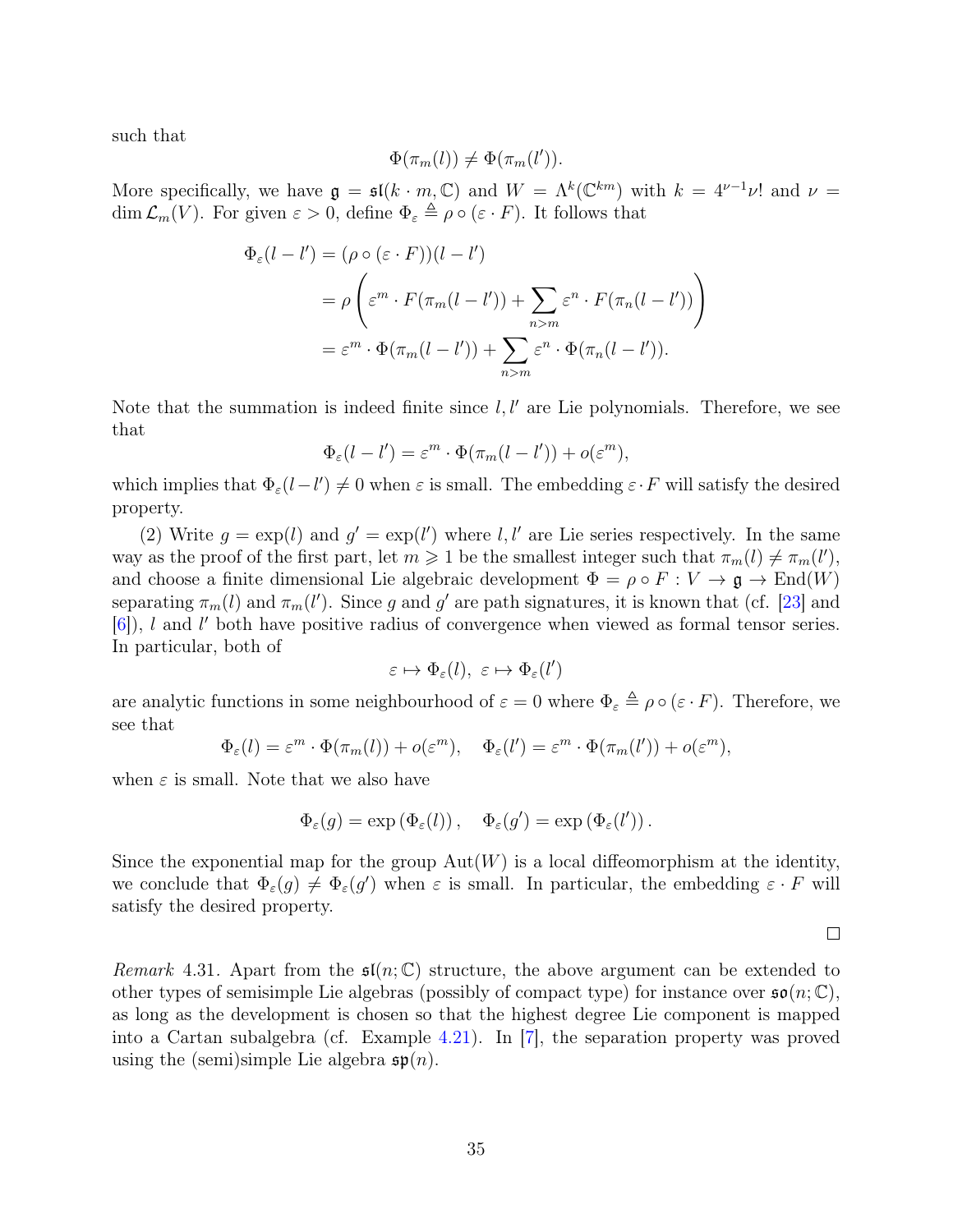such that

$$\Phi(\pi_m(l)) \neq \Phi(\pi_m(l')).$$

More specifically, we have $\mathfrak{g} = \mathfrak{sl}(k \cdot m, \mathbb{C})$ and $W = \Lambda^k(\mathbb{C}^{km})$ with $k = 4^{\nu-1}\nu!$ and $\nu = \dim \mathcal{L}_m(V)$. For given $\varepsilon > 0$, define $\Phi_\varepsilon \triangleq \rho \circ (\varepsilon \cdot F)$. It follows that

$$\begin{aligned}
\Phi_\varepsilon(l - l') &= (\rho \circ (\varepsilon \cdot F))(l - l') \\
&= \rho\left(\varepsilon^m \cdot F(\pi_m(l - l')) + \sum_{n > m} \varepsilon^n \cdot F(\pi_n(l - l'))\right) \\
&= \varepsilon^m \cdot \Phi(\pi_m(l - l')) + \sum_{n > m} \varepsilon^n \cdot \Phi(\pi_n(l - l')).
\end{aligned}$$

Note that the summation is indeed finite since $l, l'$ are Lie polynomials. Therefore, we see that

$$\Phi_\varepsilon(l - l') = \varepsilon^m \cdot \Phi(\pi_m(l - l')) + o(\varepsilon^m),$$

which implies that $\Phi_\varepsilon(l - l') \neq 0$ when $\varepsilon$ is small. The embedding $\varepsilon \cdot F$ will satisfy the desired property.

(2) Write $g = \exp(l)$ and $g' = \exp(l')$ where $l, l'$ are Lie series respectively. In the same way as the proof of the first part, let $m \geqslant 1$ be the smallest integer such that $\pi_m(l) \neq \pi_m(l')$, and choose a finite dimensional Lie algebraic development $\Phi = \rho \circ F : V \to \mathfrak{g} \to \mathrm{End}(W)$ separating $\pi_m(l)$ and $\pi_m(l')$. Since $g$ and $g'$ are path signatures, it is known that (cf. [23] and [6]), $l$ and $l'$ both have positive radius of convergence when viewed as formal tensor series. In particular, both of

$$\varepsilon \mapsto \Phi_\varepsilon(l), \ \varepsilon \mapsto \Phi_\varepsilon(l')$$

are analytic functions in some neighbourhood of $\varepsilon = 0$ where $\Phi_\varepsilon \triangleq \rho \circ (\varepsilon \cdot F)$. Therefore, we see that

$$\Phi_\varepsilon(l) = \varepsilon^m \cdot \Phi(\pi_m(l)) + o(\varepsilon^m), \quad \Phi_\varepsilon(l') = \varepsilon^m \cdot \Phi(\pi_m(l')) + o(\varepsilon^m),$$

when $\varepsilon$ is small. Note that we also have

$$\Phi_\varepsilon(g) = \exp\left(\Phi_\varepsilon(l)\right), \quad \Phi_\varepsilon(g') = \exp\left(\Phi_\varepsilon(l')\right).$$

Since the exponential map for the group $\mathrm{Aut}(W)$ is a local diffeomorphism at the identity, we conclude that $\Phi_\varepsilon(g) \neq \Phi_\varepsilon(g')$ when $\varepsilon$ is small. In particular, the embedding $\varepsilon \cdot F$ will satisfy the desired property.

□

*Remark* 4.31. Apart from the $\mathfrak{sl}(n; \mathbb{C})$ structure, the above argument can be extended to other types of semisimple Lie algebras (possibly of compact type) for instance over $\mathfrak{so}(n; \mathbb{C})$, as long as the development is chosen so that the highest degree Lie component is mapped into a Cartan subalgebra (cf. Example 4.21). In [7], the separation property was proved using the (semi)simple Lie algebra $\mathfrak{sp}(n)$.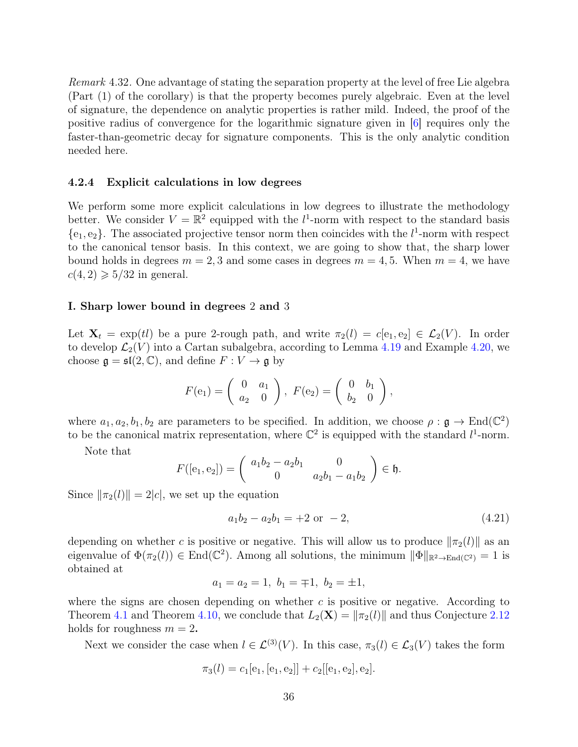*Remark* 4.32. One advantage of stating the separation property at the level of free Lie algebra (Part (1) of the corollary) is that the property becomes purely algebraic. Even at the level of signature, the dependence on analytic properties is rather mild. Indeed, the proof of the positive radius of convergence for the logarithmic signature given in [6] requires only the faster-than-geometric decay for signature components. This is the only analytic condition needed here.

### 4.2.4 Explicit calculations in low degrees

We perform some more explicit calculations in low degrees to illustrate the methodology better. We consider $V = \mathbb{R}^2$ equipped with the $l^1$-norm with respect to the standard basis $\{\mathrm{e}_1, \mathrm{e}_2\}$. The associated projective tensor norm then coincides with the $l^1$-norm with respect to the canonical tensor basis. In this context, we are going to show that, the sharp lower bound holds in degrees $m = 2, 3$ and some cases in degrees $m = 4, 5$. When $m = 4$, we have $c(4, 2) \geqslant 5/32$ in general.

**I. Sharp lower bound in degrees 2 and 3**

Let $\mathbf{X}_t = \exp(tl)$ be a pure 2-rough path, and write $\pi_2(l) = c[\mathrm{e}_1, \mathrm{e}_2] \in \mathcal{L}_2(V)$. In order to develop $\mathcal{L}_2(V)$ into a Cartan subalgebra, according to Lemma 4.19 and Example 4.20, we choose $\mathfrak{g} = \mathfrak{sl}(2, \mathbb{C})$, and define $F : V \to \mathfrak{g}$ by

$$F(\mathrm{e}_1) = \begin{pmatrix} 0 & a_1 \\ a_2 & 0 \end{pmatrix}, \ F(\mathrm{e}_2) = \begin{pmatrix} 0 & b_1 \\ b_2 & 0 \end{pmatrix},$$

where $a_1, a_2, b_1, b_2$ are parameters to be specified. In addition, we choose $\rho : \mathfrak{g} \to \mathrm{End}(\mathbb{C}^2)$ to be the canonical matrix representation, where $\mathbb{C}^2$ is equipped with the standard $l^1$-norm.

Note that

$$F([\mathrm{e}_1, \mathrm{e}_2]) = \begin{pmatrix} a_1 b_2 - a_2 b_1 & 0 \\ 0 & a_2 b_1 - a_1 b_2 \end{pmatrix} \in \mathfrak{h}.$$

Since $\|\pi_2(l)\| = 2|c|$, we set up the equation

$$a_1 b_2 - a_2 b_1 = +2 \text{ or } -2, \tag{4.21}$$

depending on whether $c$ is positive or negative. This will allow us to produce $\|\pi_2(l)\|$ as an eigenvalue of $\Phi(\pi_2(l)) \in \mathrm{End}(\mathbb{C}^2)$. Among all solutions, the minimum $\|\Phi\|_{\mathbb{R}^2 \to \mathrm{End}(\mathbb{C}^2)} = 1$ is obtained at

$$a_1 = a_2 = 1, \ b_1 = \mp 1, \ b_2 = \pm 1,$$

where the signs are chosen depending on whether $c$ is positive or negative. According to Theorem 4.1 and Theorem 4.10, we conclude that $L_2(\mathbf{X}) = \|\pi_2(l)\|$ and thus Conjecture 2.12 holds for roughness $m = 2$.

Next we consider the case when $l \in \mathcal{L}^{(3)}(V)$. In this case, $\pi_3(l) \in \mathcal{L}_3(V)$ takes the form

$$\pi_3(l) = c_1[\mathrm{e}_1, [\mathrm{e}_1, \mathrm{e}_2]] + c_2[[\mathrm{e}_1, \mathrm{e}_2], \mathrm{e}_2].$$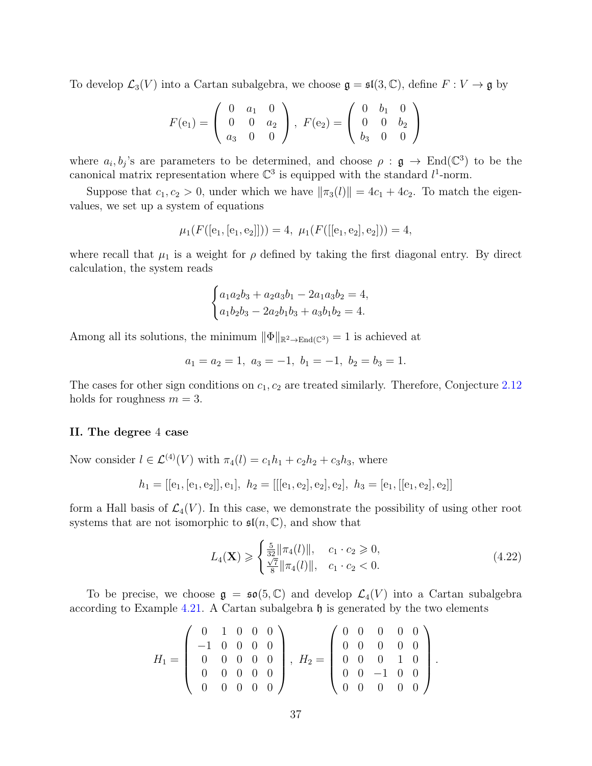To develop $\mathcal{L}_3(V)$ into a Cartan subalgebra, we choose $\mathfrak{g} = \mathfrak{sl}(3, \mathbb{C})$, define $F : V \to \mathfrak{g}$ by

$$F(\mathrm{e}_1) = \begin{pmatrix} 0 & a_1 & 0 \\ 0 & 0 & a_2 \\ a_3 & 0 & 0 \end{pmatrix},\ F(\mathrm{e}_2) = \begin{pmatrix} 0 & b_1 & 0 \\ 0 & 0 & b_2 \\ b_3 & 0 & 0 \end{pmatrix}$$

where $a_i, b_j$'s are parameters to be determined, and choose $\rho : \mathfrak{g} \to \mathrm{End}(\mathbb{C}^3)$ to be the canonical matrix representation where $\mathbb{C}^3$ is equipped with the standard $l^1$-norm.

Suppose that $c_1, c_2 > 0$, under which we have $\|\pi_3(l)\| = 4c_1 + 4c_2$. To match the eigenvalues, we set up a system of equations

$$\mu_1(F([\mathrm{e}_1, [\mathrm{e}_1, \mathrm{e}_2]])) = 4,\ \mu_1(F([[\mathrm{e}_1, \mathrm{e}_2], \mathrm{e}_2])) = 4,$$

where recall that $\mu_1$ is a weight for $\rho$ defined by taking the first diagonal entry. By direct calculation, the system reads

$$\begin{cases} a_1a_2b_3 + a_2a_3b_1 - 2a_1a_3b_2 = 4, \\ a_1b_2b_3 - 2a_2b_1b_3 + a_3b_1b_2 = 4. \end{cases}$$

Among all its solutions, the minimum $\|\Phi\|_{\mathbb{R}^2 \to \mathrm{End}(\mathbb{C}^3)} = 1$ is achieved at

$$a_1 = a_2 = 1,\ a_3 = -1,\ b_1 = -1,\ b_2 = b_3 = 1.$$

The cases for other sign conditions on $c_1, c_2$ are treated similarly. Therefore, Conjecture 2.12 holds for roughness $m = 3$.

**II. The degree 4 case**

Now consider $l \in \mathcal{L}^{(4)}(V)$ with $\pi_4(l) = c_1h_1 + c_2h_2 + c_3h_3$, where

$$h_1 = [[\mathrm{e}_1, [\mathrm{e}_1, \mathrm{e}_2]], \mathrm{e}_1],\ h_2 = [[[\mathrm{e}_1, \mathrm{e}_2], \mathrm{e}_2], \mathrm{e}_2],\ h_3 = [\mathrm{e}_1, [[\mathrm{e}_1, \mathrm{e}_2], \mathrm{e}_2]]$$

form a Hall basis of $\mathcal{L}_4(V)$. In this case, we demonstrate the possibility of using other root systems that are not isomorphic to $\mathfrak{sl}(n, \mathbb{C})$, and show that

$$L_4(\mathbf{X}) \geqslant \begin{cases} \frac{5}{32}\|\pi_4(l)\|, & c_1 \cdot c_2 \geqslant 0, \\ \frac{\sqrt{7}}{8}\|\pi_4(l)\|, & c_1 \cdot c_2 < 0. \end{cases} \tag{4.22}$$

To be precise, we choose $\mathfrak{g} = \mathfrak{so}(5, \mathbb{C})$ and develop $\mathcal{L}_4(V)$ into a Cartan subalgebra according to Example 4.21. A Cartan subalgebra $\mathfrak{h}$ is generated by the two elements

$$H_1 = \begin{pmatrix} 0 & 1 & 0 & 0 & 0 \\ -1 & 0 & 0 & 0 & 0 \\ 0 & 0 & 0 & 0 & 0 \\ 0 & 0 & 0 & 0 & 0 \\ 0 & 0 & 0 & 0 & 0 \end{pmatrix},\ H_2 = \begin{pmatrix} 0 & 0 & 0 & 0 & 0 \\ 0 & 0 & 0 & 0 & 0 \\ 0 & 0 & 0 & 1 & 0 \\ 0 & 0 & -1 & 0 & 0 \\ 0 & 0 & 0 & 0 & 0 \end{pmatrix}.$$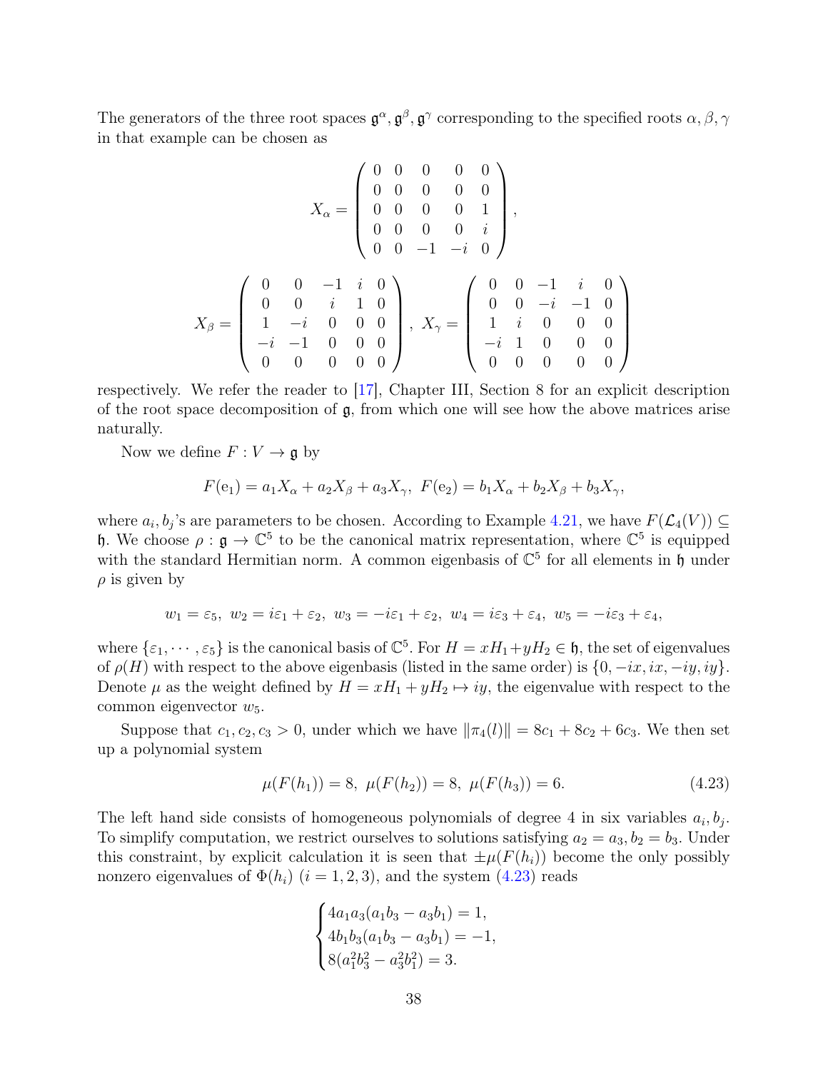The generators of the three root spaces $\mathfrak{g}^\alpha, \mathfrak{g}^\beta, \mathfrak{g}^\gamma$ corresponding to the specified roots $\alpha, \beta, \gamma$ in that example can be chosen as

$$X_\alpha = \begin{pmatrix} 0 & 0 & 0 & 0 & 0 \\ 0 & 0 & 0 & 0 & 0 \\ 0 & 0 & 0 & 0 & 1 \\ 0 & 0 & 0 & 0 & i \\ 0 & 0 & -1 & -i & 0 \end{pmatrix},$$

$$X_\beta = \begin{pmatrix} 0 & 0 & -1 & i & 0 \\ 0 & 0 & i & 1 & 0 \\ 1 & -i & 0 & 0 & 0 \\ -i & -1 & 0 & 0 & 0 \\ 0 & 0 & 0 & 0 & 0 \end{pmatrix}, \ X_\gamma = \begin{pmatrix} 0 & 0 & -1 & i & 0 \\ 0 & 0 & -i & -1 & 0 \\ 1 & i & 0 & 0 & 0 \\ -i & 1 & 0 & 0 & 0 \\ 0 & 0 & 0 & 0 & 0 \end{pmatrix}$$

respectively. We refer the reader to [17], Chapter III, Section 8 for an explicit description of the root space decomposition of $\mathfrak{g}$, from which one will see how the above matrices arise naturally.

Now we define $F : V \to \mathfrak{g}$ by

$$F(\mathrm{e}_1) = a_1 X_\alpha + a_2 X_\beta + a_3 X_\gamma, \ F(\mathrm{e}_2) = b_1 X_\alpha + b_2 X_\beta + b_3 X_\gamma,$$

where $a_i, b_j$'s are parameters to be chosen. According to Example 4.21, we have $F(\mathcal{L}_4(V)) \subseteq \mathfrak{h}$. We choose $\rho : \mathfrak{g} \to \mathbb{C}^5$ to be the canonical matrix representation, where $\mathbb{C}^5$ is equipped with the standard Hermitian norm. A common eigenbasis of $\mathbb{C}^5$ for all elements in $\mathfrak{h}$ under $\rho$ is given by

$$w_1 = \varepsilon_5, \ w_2 = i\varepsilon_1 + \varepsilon_2, \ w_3 = -i\varepsilon_1 + \varepsilon_2, \ w_4 = i\varepsilon_3 + \varepsilon_4, \ w_5 = -i\varepsilon_3 + \varepsilon_4,$$

where $\{\varepsilon_1, \cdots, \varepsilon_5\}$ is the canonical basis of $\mathbb{C}^5$. For $H = xH_1 + yH_2 \in \mathfrak{h}$, the set of eigenvalues of $\rho(H)$ with respect to the above eigenbasis (listed in the same order) is $\{0, -ix, ix, -iy, iy\}$. Denote $\mu$ as the weight defined by $H = xH_1 + yH_2 \mapsto iy$, the eigenvalue with respect to the common eigenvector $w_5$.

Suppose that $c_1, c_2, c_3 > 0$, under which we have $\|\pi_4(l)\| = 8c_1 + 8c_2 + 6c_3$. We then set up a polynomial system

$$\mu(F(h_1)) = 8, \ \mu(F(h_2)) = 8, \ \mu(F(h_3)) = 6. \tag{4.23}$$

The left hand side consists of homogeneous polynomials of degree 4 in six variables $a_i, b_j$. To simplify computation, we restrict ourselves to solutions satisfying $a_2 = a_3, b_2 = b_3$. Under this constraint, by explicit calculation it is seen that $\pm\mu(F(h_i))$ become the only possibly nonzero eigenvalues of $\Phi(h_i)$ $(i = 1, 2, 3)$, and the system (4.23) reads

$$\begin{cases} 4a_1 a_3 (a_1 b_3 - a_3 b_1) = 1, \\ 4b_1 b_3 (a_1 b_3 - a_3 b_1) = -1, \\ 8(a_1^2 b_3^2 - a_3^2 b_1^2) = 3. \end{cases}$$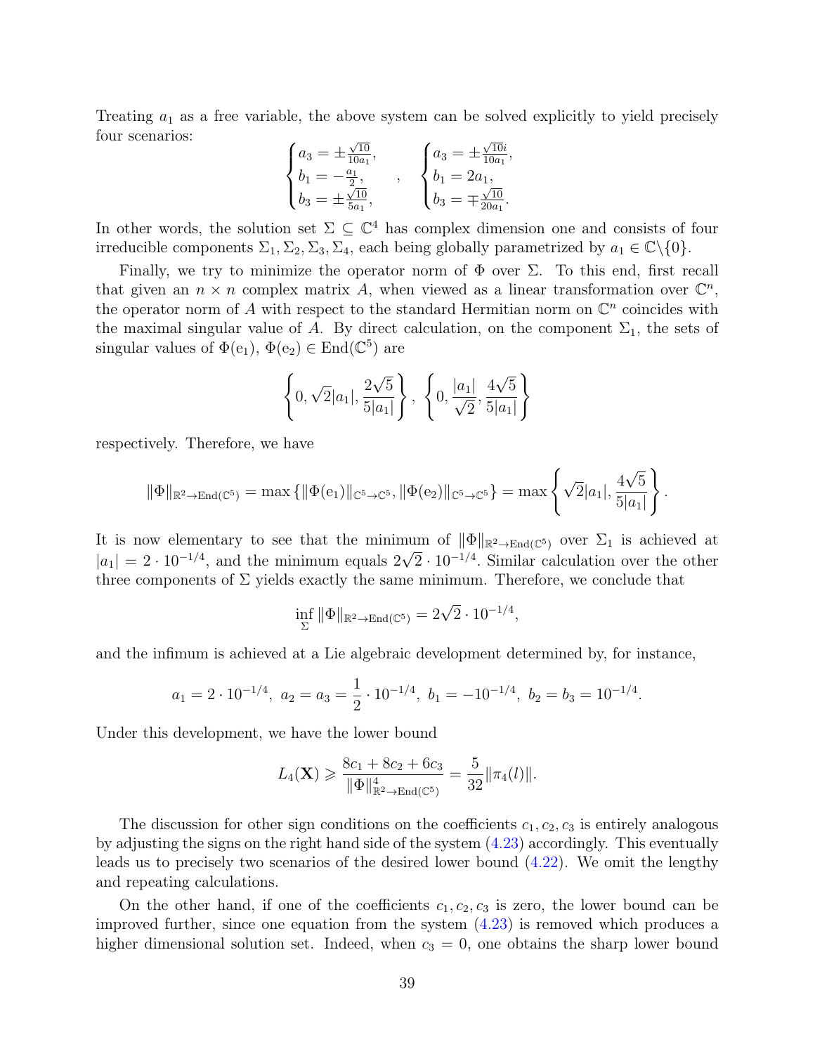Treating $a_1$ as a free variable, the above system can be solved explicitly to yield precisely four scenarios:

$$\begin{cases} a_3 = \pm\frac{\sqrt{10}}{10a_1}, \\ b_1 = -\frac{a_1}{2}, \\ b_3 = \pm\frac{\sqrt{10}}{5a_1}, \end{cases} \quad , \quad \begin{cases} a_3 = \pm\frac{\sqrt{10}i}{10a_1}, \\ b_1 = 2a_1, \\ b_3 = \mp\frac{\sqrt{10}}{20a_1}. \end{cases}$$

In other words, the solution set $\Sigma \subseteq \mathbb{C}^4$ has complex dimension one and consists of four irreducible components $\Sigma_1, \Sigma_2, \Sigma_3, \Sigma_4$, each being globally parametrized by $a_1 \in \mathbb{C}\backslash\{0\}$.

Finally, we try to minimize the operator norm of $\Phi$ over $\Sigma$. To this end, first recall that given an $n \times n$ complex matrix $A$, when viewed as a linear transformation over $\mathbb{C}^n$, the operator norm of $A$ with respect to the standard Hermitian norm on $\mathbb{C}^n$ coincides with the maximal singular value of $A$. By direct calculation, on the component $\Sigma_1$, the sets of singular values of $\Phi(\mathrm{e}_1)$, $\Phi(\mathrm{e}_2) \in \mathrm{End}(\mathbb{C}^5)$ are

$$\left\{0, \sqrt{2}|a_1|, \frac{2\sqrt{5}}{5|a_1|}\right\}, \ \left\{0, \frac{|a_1|}{\sqrt{2}}, \frac{4\sqrt{5}}{5|a_1|}\right\}$$

respectively. Therefore, we have

$$\|\Phi\|_{\mathbb{R}^2\to\mathrm{End}(\mathbb{C}^5)} = \max\left\{\|\Phi(\mathrm{e}_1)\|_{\mathbb{C}^5\to\mathbb{C}^5}, \|\Phi(\mathrm{e}_2)\|_{\mathbb{C}^5\to\mathbb{C}^5}\right\} = \max\left\{\sqrt{2}|a_1|, \frac{4\sqrt{5}}{5|a_1|}\right\}.$$

It is now elementary to see that the minimum of $\|\Phi\|_{\mathbb{R}^2\to\mathrm{End}(\mathbb{C}^5)}$ over $\Sigma_1$ is achieved at $|a_1| = 2\cdot 10^{-1/4}$, and the minimum equals $2\sqrt{2}\cdot 10^{-1/4}$. Similar calculation over the other three components of $\Sigma$ yields exactly the same minimum. Therefore, we conclude that

$$\inf_{\Sigma} \|\Phi\|_{\mathbb{R}^2\to\mathrm{End}(\mathbb{C}^5)} = 2\sqrt{2}\cdot 10^{-1/4},$$

and the infimum is achieved at a Lie algebraic development determined by, for instance,

$$a_1 = 2\cdot 10^{-1/4}, \ a_2 = a_3 = \frac{1}{2}\cdot 10^{-1/4}, \ b_1 = -10^{-1/4}, \ b_2 = b_3 = 10^{-1/4}.$$

Under this development, we have the lower bound

$$L_4(\mathbf{X}) \geqslant \frac{8c_1 + 8c_2 + 6c_3}{\|\Phi\|^4_{\mathbb{R}^2\to\mathrm{End}(\mathbb{C}^5)}} = \frac{5}{32}\|\pi_4(l)\|.$$

The discussion for other sign conditions on the coefficients $c_1, c_2, c_3$ is entirely analogous by adjusting the signs on the right hand side of the system (4.23) accordingly. This eventually leads us to precisely two scenarios of the desired lower bound (4.22). We omit the lengthy and repeating calculations.

On the other hand, if one of the coefficients $c_1, c_2, c_3$ is zero, the lower bound can be improved further, since one equation from the system (4.23) is removed which produces a higher dimensional solution set. Indeed, when $c_3 = 0$, one obtains the sharp lower bound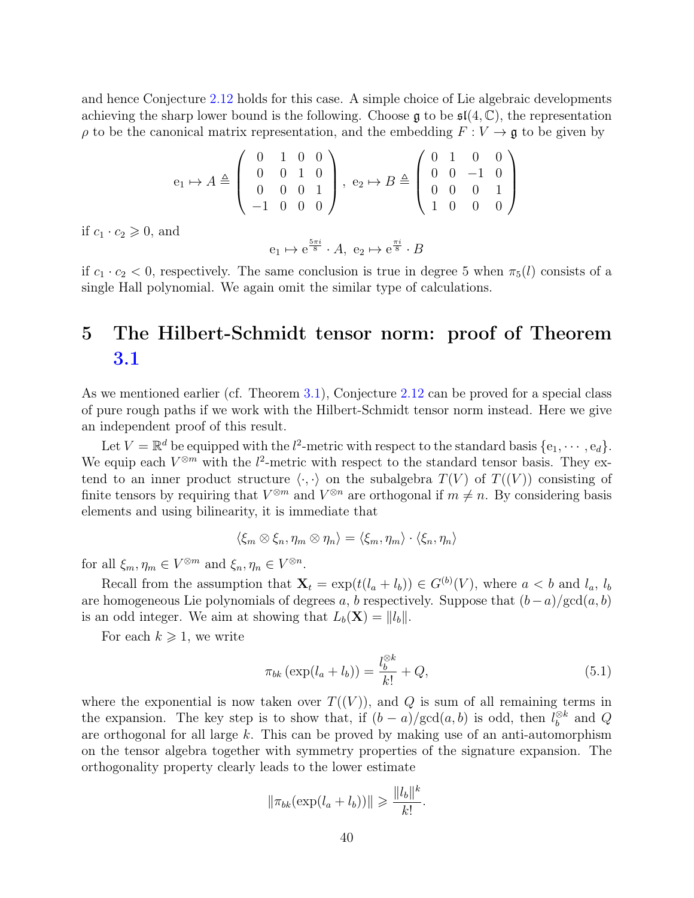and hence Conjecture 2.12 holds for this case. A simple choice of Lie algebraic developments achieving the sharp lower bound is the following. Choose $\mathfrak{g}$ to be $\mathfrak{sl}(4, \mathbb{C})$, the representation $\rho$ to be the canonical matrix representation, and the embedding $F : V \to \mathfrak{g}$ to be given by

$$
\mathrm{e}_1 \mapsto A \triangleq \begin{pmatrix} 0 & 1 & 0 & 0 \\ 0 & 0 & 1 & 0 \\ 0 & 0 & 0 & 1 \\ -1 & 0 & 0 & 0 \end{pmatrix}, \ \mathrm{e}_2 \mapsto B \triangleq \begin{pmatrix} 0 & 1 & 0 & 0 \\ 0 & 0 & -1 & 0 \\ 0 & 0 & 0 & 1 \\ 1 & 0 & 0 & 0 \end{pmatrix}
$$

if $c_1 \cdot c_2 \geqslant 0$, and

$$
\mathrm{e}_1 \mapsto \mathrm{e}^{\frac{5\pi i}{8}} \cdot A, \ \mathrm{e}_2 \mapsto \mathrm{e}^{\frac{\pi i}{8}} \cdot B
$$

if $c_1 \cdot c_2 < 0$, respectively. The same conclusion is true in degree 5 when $\pi_5(l)$ consists of a single Hall polynomial. We again omit the similar type of calculations.

# 5 The Hilbert-Schmidt tensor norm: proof of Theorem 3.1

As we mentioned earlier (cf. Theorem 3.1), Conjecture 2.12 can be proved for a special class of pure rough paths if we work with the Hilbert-Schmidt tensor norm instead. Here we give an independent proof of this result.

Let $V = \mathbb{R}^d$ be equipped with the $l^2$-metric with respect to the standard basis $\{\mathrm{e}_1, \cdots, \mathrm{e}_d\}$. We equip each $V^{\otimes m}$ with the $l^2$-metric with respect to the standard tensor basis. They extend to an inner product structure $\langle \cdot, \cdot \rangle$ on the subalgebra $T(V)$ of $T((V))$ consisting of finite tensors by requiring that $V^{\otimes m}$ and $V^{\otimes n}$ are orthogonal if $m \neq n$. By considering basis elements and using bilinearity, it is immediate that

$$
\langle \xi_m \otimes \xi_n, \eta_m \otimes \eta_n \rangle = \langle \xi_m, \eta_m \rangle \cdot \langle \xi_n, \eta_n \rangle
$$

for all $\xi_m, \eta_m \in V^{\otimes m}$ and $\xi_n, \eta_n \in V^{\otimes n}$.

Recall from the assumption that $\mathbf{X}_t = \exp(t(l_a + l_b)) \in G^{(b)}(V)$, where $a < b$ and $l_a$, $l_b$ are homogeneous Lie polynomials of degrees $a$, $b$ respectively. Suppose that $(b-a)/\gcd(a,b)$ is an odd integer. We aim at showing that $L_b(\mathbf{X}) = \|l_b\|$.

For each $k \geqslant 1$, we write

$$
\pi_{bk}\left(\exp(l_a + l_b)\right) = \frac{l_b^{\otimes k}}{k!} + Q, \tag{5.1}
$$

where the exponential is now taken over $T((V))$, and $Q$ is sum of all remaining terms in the expansion. The key step is to show that, if $(b-a)/\gcd(a,b)$ is odd, then $l_b^{\otimes k}$ and $Q$ are orthogonal for all large $k$. This can be proved by making use of an anti-automorphism on the tensor algebra together with symmetry properties of the signature expansion. The orthogonality property clearly leads to the lower estimate

$$
\|\pi_{bk}(\exp(l_a + l_b))\| \geqslant \frac{\|l_b\|^k}{k!}.
$$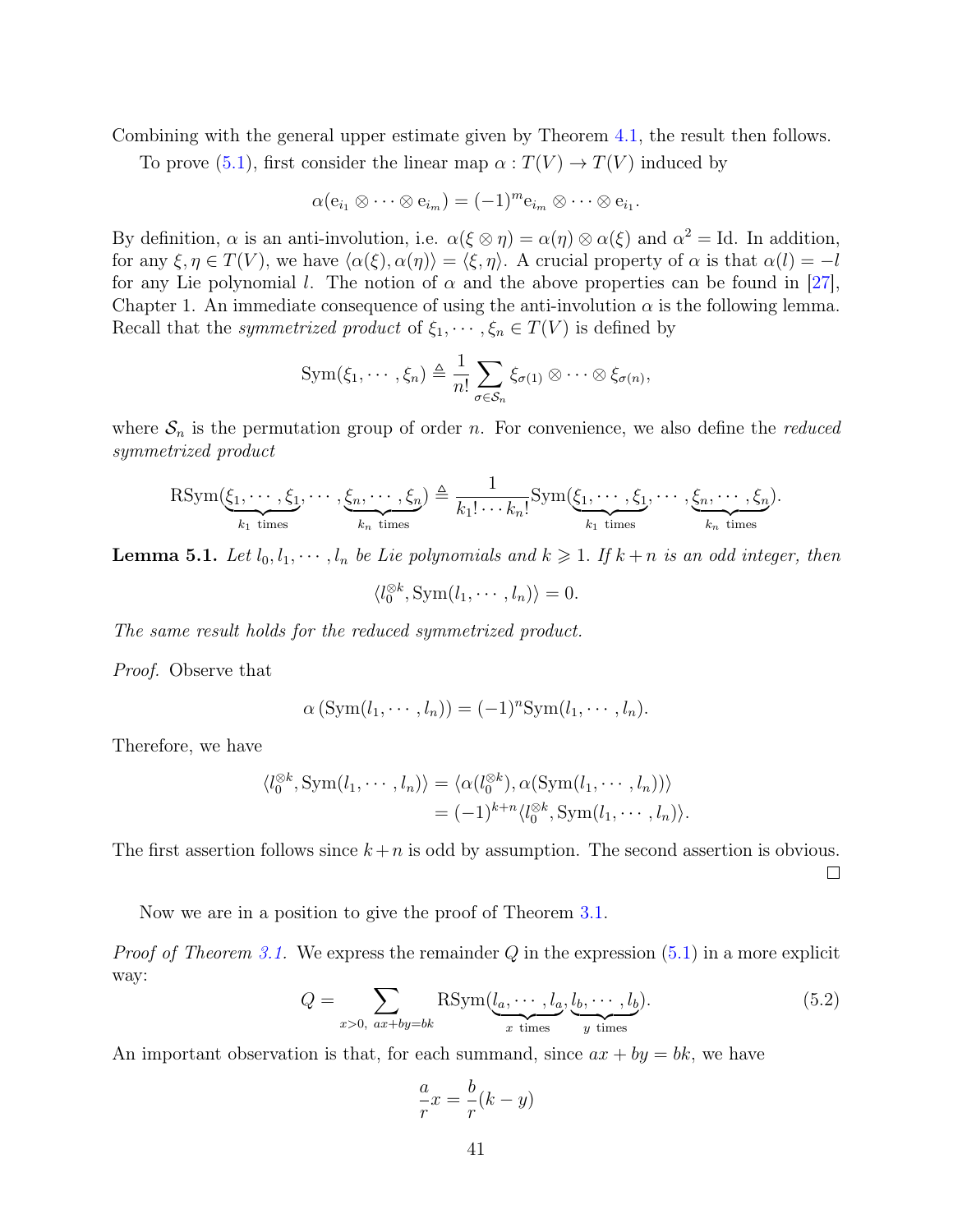Combining with the general upper estimate given by Theorem 4.1, the result then follows.

To prove (5.1), first consider the linear map $\alpha : T(V) \to T(V)$ induced by

$$\alpha(\mathrm{e}_{i_1} \otimes \cdots \otimes \mathrm{e}_{i_m}) = (-1)^m \mathrm{e}_{i_m} \otimes \cdots \otimes \mathrm{e}_{i_1}.$$

By definition, $\alpha$ is an anti-involution, i.e. $\alpha(\xi \otimes \eta) = \alpha(\eta) \otimes \alpha(\xi)$ and $\alpha^2 = \mathrm{Id}$. In addition, for any $\xi, \eta \in T(V)$, we have $\langle \alpha(\xi), \alpha(\eta) \rangle = \langle \xi, \eta \rangle$. A crucial property of $\alpha$ is that $\alpha(l) = -l$ for any Lie polynomial $l$. The notion of $\alpha$ and the above properties can be found in [27], Chapter 1. An immediate consequence of using the anti-involution $\alpha$ is the following lemma. Recall that the *symmetrized product* of $\xi_1, \cdots, \xi_n \in T(V)$ is defined by

$$\mathrm{Sym}(\xi_1, \cdots, \xi_n) \triangleq \frac{1}{n!} \sum_{\sigma \in \mathcal{S}_n} \xi_{\sigma(1)} \otimes \cdots \otimes \xi_{\sigma(n)},$$

where $\mathcal{S}_n$ is the permutation group of order $n$. For convenience, we also define the *reduced symmetrized product*

$$\mathrm{RSym}(\underbrace{\xi_1, \cdots, \xi_1}_{k_1 \text{ times}}, \cdots, \underbrace{\xi_n, \cdots, \xi_n}_{k_n \text{ times}}) \triangleq \frac{1}{k_1! \cdots k_n!} \mathrm{Sym}(\underbrace{\xi_1, \cdots, \xi_1}_{k_1 \text{ times}}, \cdots, \underbrace{\xi_n, \cdots, \xi_n}_{k_n \text{ times}}).$$

**Lemma 5.1.** *Let $l_0, l_1, \cdots, l_n$ be Lie polynomials and $k \geqslant 1$. If $k+n$ is an odd integer, then*

$$\langle l_0^{\otimes k}, \mathrm{Sym}(l_1, \cdots, l_n) \rangle = 0.$$

*The same result holds for the reduced symmetrized product.*

*Proof.* Observe that

$$\alpha\left(\mathrm{Sym}(l_1, \cdots, l_n)\right) = (-1)^n \mathrm{Sym}(l_1, \cdots, l_n).$$

Therefore, we have

$$\begin{aligned} \langle l_0^{\otimes k}, \mathrm{Sym}(l_1, \cdots, l_n) \rangle &= \langle \alpha(l_0^{\otimes k}), \alpha(\mathrm{Sym}(l_1, \cdots, l_n)) \rangle \\ &= (-1)^{k+n} \langle l_0^{\otimes k}, \mathrm{Sym}(l_1, \cdots, l_n) \rangle. \end{aligned}$$

The first assertion follows since $k+n$ is odd by assumption. The second assertion is obvious. ∎

Now we are in a position to give the proof of Theorem 3.1.

*Proof of Theorem 3.1.* We express the remainder $Q$ in the expression (5.1) in a more explicit way:

$$Q = \sum_{x>0,\ ax+by=bk} \mathrm{RSym}(\underbrace{l_a, \cdots, l_a}_{x \text{ times}}, \underbrace{l_b, \cdots, l_b}_{y \text{ times}}). \tag{5.2}$$

An important observation is that, for each summand, since $ax + by = bk$, we have

$$\frac{a}{r} x = \frac{b}{r}(k - y)$$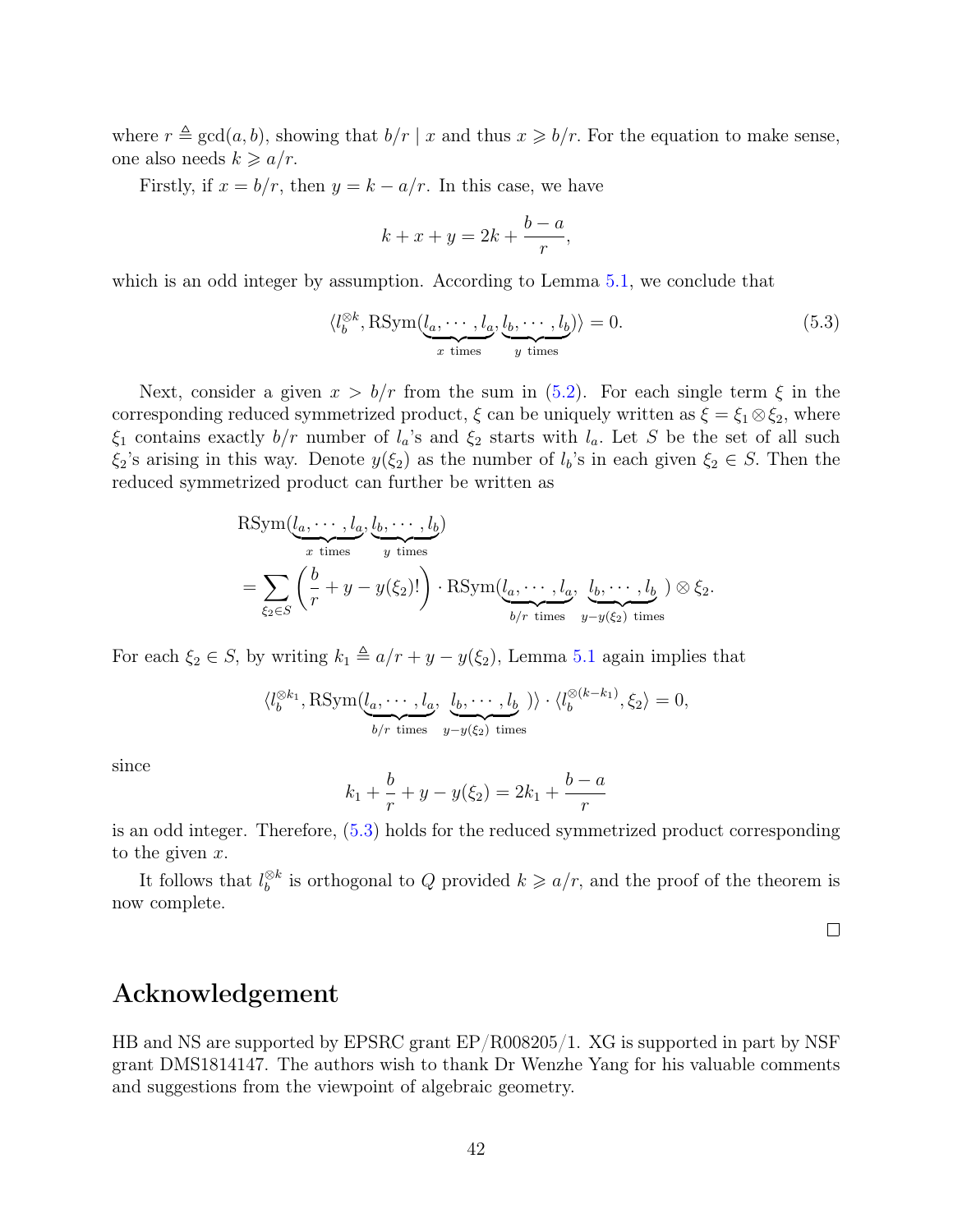where $r \triangleq \gcd(a, b)$, showing that $b/r \mid x$ and thus $x \geqslant b/r$. For the equation to make sense, one also needs $k \geqslant a/r$.

Firstly, if $x = b/r$, then $y = k - a/r$. In this case, we have

$$
k + x + y = 2k + \frac{b-a}{r},
$$

which is an odd integer by assumption. According to Lemma 5.1, we conclude that

$$
\langle l_b^{\otimes k}, \mathrm{RSym}(\underbrace{l_a, \cdots, l_a}_{x \text{ times}}, \underbrace{l_b, \cdots, l_b}_{y \text{ times}}) \rangle = 0. \tag{5.3}
$$

Next, consider a given $x > b/r$ from the sum in (5.2). For each single term $\xi$ in the corresponding reduced symmetrized product, $\xi$ can be uniquely written as $\xi = \xi_1 \otimes \xi_2$, where $\xi_1$ contains exactly $b/r$ number of $l_a$'s and $\xi_2$ starts with $l_a$. Let $S$ be the set of all such $\xi_2$'s arising in this way. Denote $y(\xi_2)$ as the number of $l_b$'s in each given $\xi_2 \in S$. Then the reduced symmetrized product can further be written as

$$
\begin{aligned}
&\mathrm{RSym}(\underbrace{l_a, \cdots, l_a}_{x \text{ times}}, \underbrace{l_b, \cdots, l_b}_{y \text{ times}}) \\
&= \sum_{\xi_2 \in S} \left( \frac{b}{r} + y - y(\xi_2)! \right) \cdot \mathrm{RSym}(\underbrace{l_a, \cdots, l_a}_{b/r \text{ times}}, \underbrace{l_b, \cdots, l_b}_{y - y(\xi_2) \text{ times}}) \otimes \xi_2.
\end{aligned}
$$

For each $\xi_2 \in S$, by writing $k_1 \triangleq a/r + y - y(\xi_2)$, Lemma 5.1 again implies that

$$
\langle l_b^{\otimes k_1}, \mathrm{RSym}(\underbrace{l_a, \cdots, l_a}_{b/r \text{ times}}, \underbrace{l_b, \cdots, l_b}_{y - y(\xi_2) \text{ times}}) \rangle \cdot \langle l_b^{\otimes (k - k_1)}, \xi_2 \rangle = 0,
$$

since

$$
k_1 + \frac{b}{r} + y - y(\xi_2) = 2k_1 + \frac{b-a}{r}
$$

is an odd integer. Therefore, (5.3) holds for the reduced symmetrized product corresponding to the given $x$.

It follows that $l_b^{\otimes k}$ is orthogonal to $Q$ provided $k \geqslant a/r$, and the proof of the theorem is now complete.

□

# Acknowledgement

HB and NS are supported by EPSRC grant EP/R008205/1. XG is supported in part by NSF grant DMS1814147. The authors wish to thank Dr Wenzhe Yang for his valuable comments and suggestions from the viewpoint of algebraic geometry.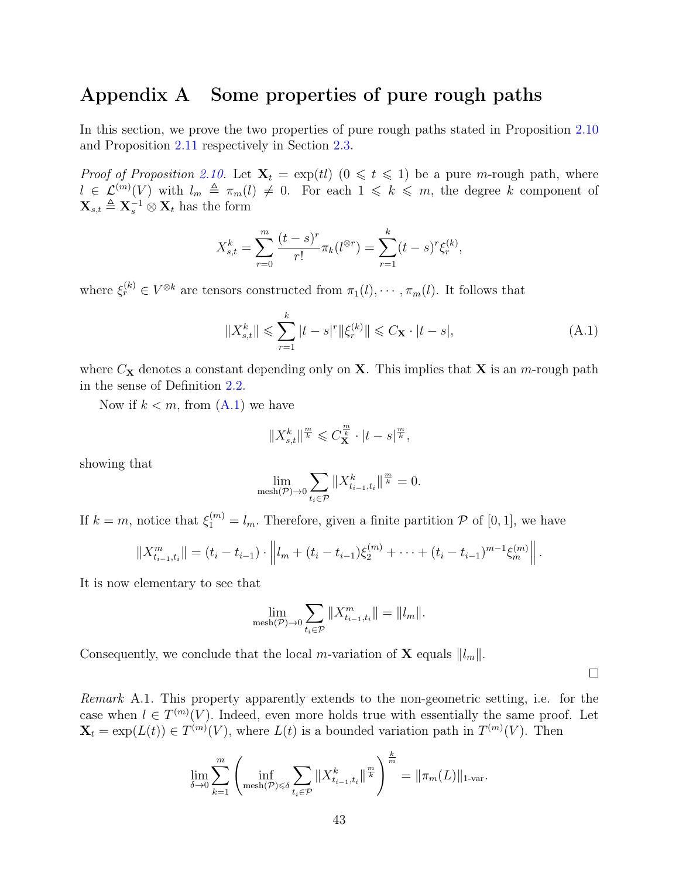# Appendix A Some properties of pure rough paths

In this section, we prove the two properties of pure rough paths stated in Proposition 2.10 and Proposition 2.11 respectively in Section 2.3.

*Proof of Proposition 2.10.* Let $\mathbf{X}_t = \exp(tl)$ $(0 \leqslant t \leqslant 1)$ be a pure $m$-rough path, where $l \in \mathcal{L}^{(m)}(V)$ with $l_m \triangleq \pi_m(l) \neq 0$. For each $1 \leqslant k \leqslant m$, the degree $k$ component of $\mathbf{X}_{s,t} \triangleq \mathbf{X}_s^{-1} \otimes \mathbf{X}_t$ has the form

$$X_{s,t}^k = \sum_{r=0}^{m} \frac{(t-s)^r}{r!} \pi_k(l^{\otimes r}) = \sum_{r=1}^{k} (t-s)^r \xi_r^{(k)},$$

where $\xi_r^{(k)} \in V^{\otimes k}$ are tensors constructed from $\pi_1(l), \cdots, \pi_m(l)$. It follows that

$$\|X_{s,t}^k\| \leqslant \sum_{r=1}^{k} |t-s|^r \|\xi_r^{(k)}\| \leqslant C_{\mathbf{X}} \cdot |t-s|, \tag{A.1}$$

where $C_{\mathbf{X}}$ denotes a constant depending only on $\mathbf{X}$. This implies that $\mathbf{X}$ is an $m$-rough path in the sense of Definition 2.2.

Now if $k < m$, from (A.1) we have

$$\|X_{s,t}^k\|^{\frac{m}{k}} \leqslant C_{\mathbf{X}}^{\frac{m}{k}} \cdot |t-s|^{\frac{m}{k}},$$

showing that

$$\lim_{\mathrm{mesh}(\mathcal{P}) \to 0} \sum_{t_i \in \mathcal{P}} \|X_{t_{i-1},t_i}^k\|^{\frac{m}{k}} = 0.$$

If $k = m$, notice that $\xi_1^{(m)} = l_m$. Therefore, given a finite partition $\mathcal{P}$ of $[0,1]$, we have

$$\|X_{t_{i-1},t_i}^m\| = (t_i - t_{i-1}) \cdot \left\| l_m + (t_i - t_{i-1})\xi_2^{(m)} + \cdots + (t_i - t_{i-1})^{m-1} \xi_m^{(m)} \right\|.$$

It is now elementary to see that

$$\lim_{\mathrm{mesh}(\mathcal{P}) \to 0} \sum_{t_i \in \mathcal{P}} \|X_{t_{i-1},t_i}^m\| = \|l_m\|.$$

Consequently, we conclude that the local $m$-variation of $\mathbf{X}$ equals $\|l_m\|$.

□

*Remark* A.1. This property apparently extends to the non-geometric setting, i.e. for the case when $l \in T^{(m)}(V)$. Indeed, even more holds true with essentially the same proof. Let $\mathbf{X}_t = \exp(L(t)) \in T^{(m)}(V)$, where $L(t)$ is a bounded variation path in $T^{(m)}(V)$. Then

$$\lim_{\delta \to 0} \sum_{k=1}^{m} \left( \inf_{\mathrm{mesh}(\mathcal{P}) \leqslant \delta} \sum_{t_i \in \mathcal{P}} \|X_{t_{i-1},t_i}^k\|^{\frac{m}{k}} \right)^{\frac{k}{m}} = \|\pi_m(L)\|_{1\text{-var}}.$$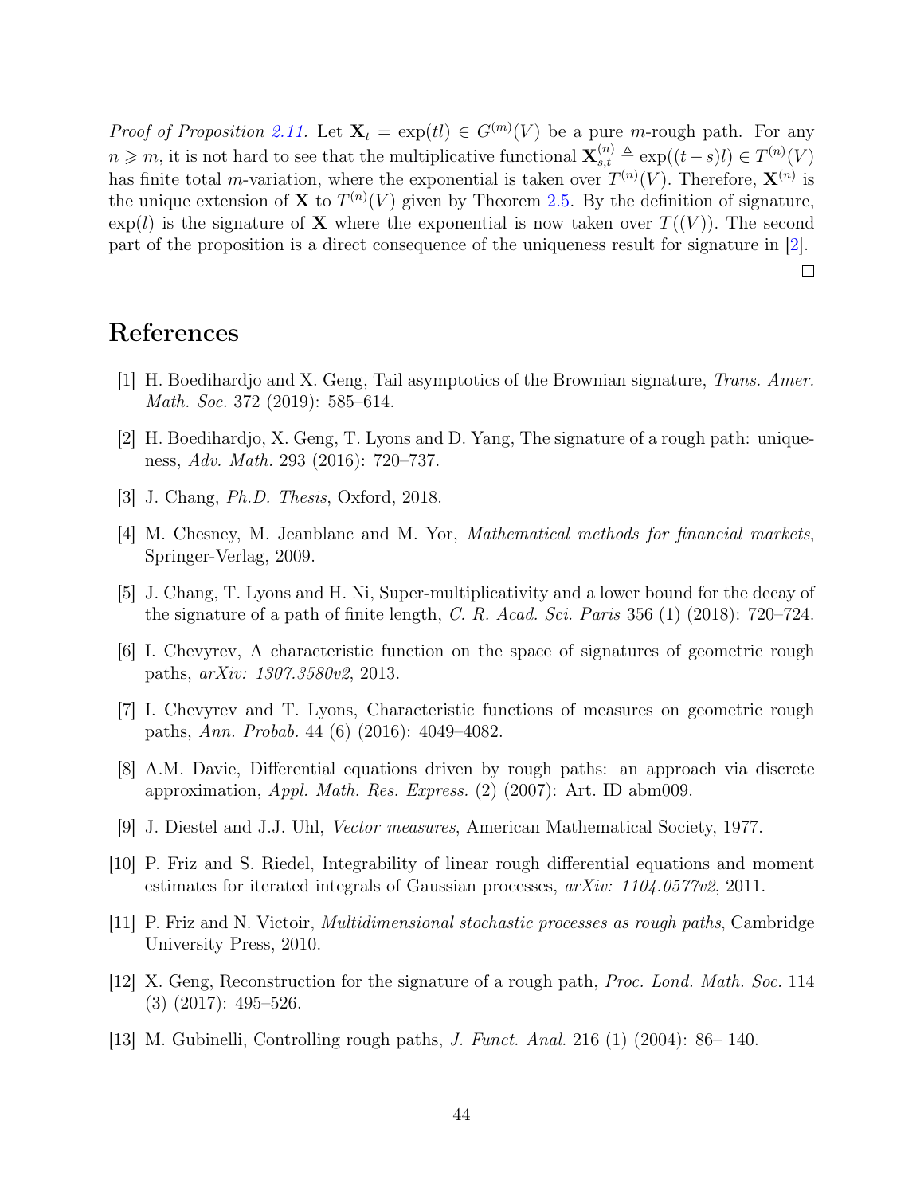*Proof of Proposition 2.11.* Let $\mathbf{X}_t = \exp(tl) \in G^{(m)}(V)$ be a pure $m$-rough path. For any $n \geqslant m$, it is not hard to see that the multiplicative functional $\mathbf{X}^{(n)}_{s,t} \triangleq \exp((t-s)l) \in T^{(n)}(V)$ has finite total $m$-variation, where the exponential is taken over $T^{(n)}(V)$. Therefore, $\mathbf{X}^{(n)}$ is the unique extension of $\mathbf{X}$ to $T^{(n)}(V)$ given by Theorem 2.5. By the definition of signature, $\exp(l)$ is the signature of $\mathbf{X}$ where the exponential is now taken over $T((V))$. The second part of the proposition is a direct consequence of the uniqueness result for signature in [2].

□

# References

[1] H. Boedihardjo and X. Geng, Tail asymptotics of the Brownian signature, *Trans. Amer. Math. Soc.* 372 (2019): 585–614.

[2] H. Boedihardjo, X. Geng, T. Lyons and D. Yang, The signature of a rough path: uniqueness, *Adv. Math.* 293 (2016): 720–737.

[3] J. Chang, *Ph.D. Thesis*, Oxford, 2018.

[4] M. Chesney, M. Jeanblanc and M. Yor, *Mathematical methods for financial markets*, Springer-Verlag, 2009.

[5] J. Chang, T. Lyons and H. Ni, Super-multiplicativity and a lower bound for the decay of the signature of a path of finite length, *C. R. Acad. Sci. Paris* 356 (1) (2018): 720–724.

[6] I. Chevyrev, A characteristic function on the space of signatures of geometric rough paths, *arXiv: 1307.3580v2*, 2013.

[7] I. Chevyrev and T. Lyons, Characteristic functions of measures on geometric rough paths, *Ann. Probab.* 44 (6) (2016): 4049–4082.

[8] A.M. Davie, Differential equations driven by rough paths: an approach via discrete approximation, *Appl. Math. Res. Express.* (2) (2007): Art. ID abm009.

[9] J. Diestel and J.J. Uhl, *Vector measures*, American Mathematical Society, 1977.

[10] P. Friz and S. Riedel, Integrability of linear rough differential equations and moment estimates for iterated integrals of Gaussian processes, *arXiv: 1104.0577v2*, 2011.

[11] P. Friz and N. Victoir, *Multidimensional stochastic processes as rough paths*, Cambridge University Press, 2010.

[12] X. Geng, Reconstruction for the signature of a rough path, *Proc. Lond. Math. Soc.* 114 (3) (2017): 495–526.

[13] M. Gubinelli, Controlling rough paths, *J. Funct. Anal.* 216 (1) (2004): 86– 140.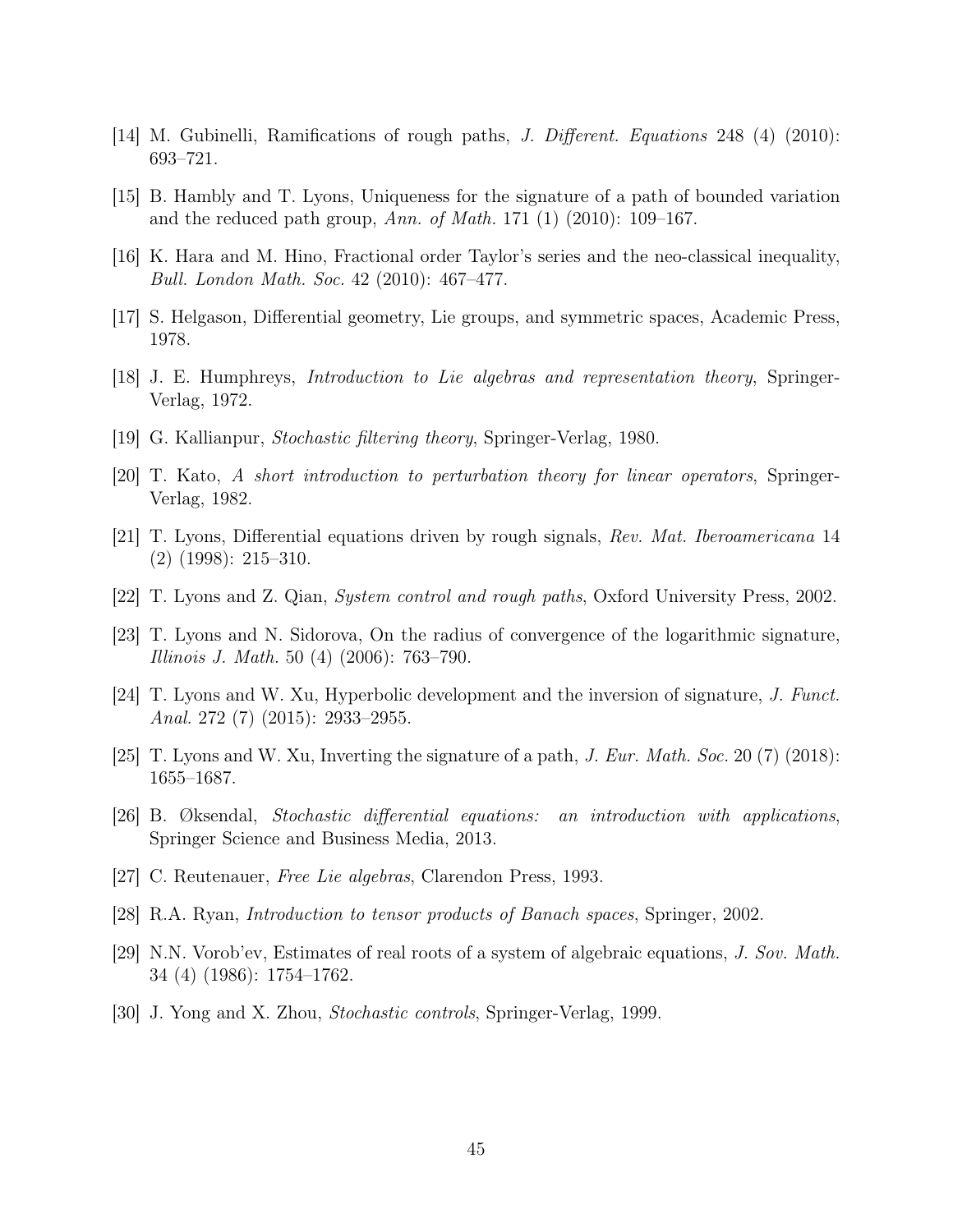[14] M. Gubinelli, Ramifications of rough paths, *J. Different. Equations* 248 (4) (2010): 693–721.

[15] B. Hambly and T. Lyons, Uniqueness for the signature of a path of bounded variation and the reduced path group, *Ann. of Math.* 171 (1) (2010): 109–167.

[16] K. Hara and M. Hino, Fractional order Taylor's series and the neo-classical inequality, *Bull. London Math. Soc.* 42 (2010): 467–477.

[17] S. Helgason, Differential geometry, Lie groups, and symmetric spaces, Academic Press, 1978.

[18] J. E. Humphreys, *Introduction to Lie algebras and representation theory*, Springer-Verlag, 1972.

[19] G. Kallianpur, *Stochastic filtering theory*, Springer-Verlag, 1980.

[20] T. Kato, *A short introduction to perturbation theory for linear operators*, Springer-Verlag, 1982.

[21] T. Lyons, Differential equations driven by rough signals, *Rev. Mat. Iberoamericana* 14 (2) (1998): 215–310.

[22] T. Lyons and Z. Qian, *System control and rough paths*, Oxford University Press, 2002.

[23] T. Lyons and N. Sidorova, On the radius of convergence of the logarithmic signature, *Illinois J. Math.* 50 (4) (2006): 763–790.

[24] T. Lyons and W. Xu, Hyperbolic development and the inversion of signature, *J. Funct. Anal.* 272 (7) (2015): 2933–2955.

[25] T. Lyons and W. Xu, Inverting the signature of a path, *J. Eur. Math. Soc.* 20 (7) (2018): 1655–1687.

[26] B. Øksendal, *Stochastic differential equations: an introduction with applications*, Springer Science and Business Media, 2013.

[27] C. Reutenauer, *Free Lie algebras*, Clarendon Press, 1993.

[28] R.A. Ryan, *Introduction to tensor products of Banach spaces*, Springer, 2002.

[29] N.N. Vorob'ev, Estimates of real roots of a system of algebraic equations, *J. Sov. Math.* 34 (4) (1986): 1754–1762.

[30] J. Yong and X. Zhou, *Stochastic controls*, Springer-Verlag, 1999.